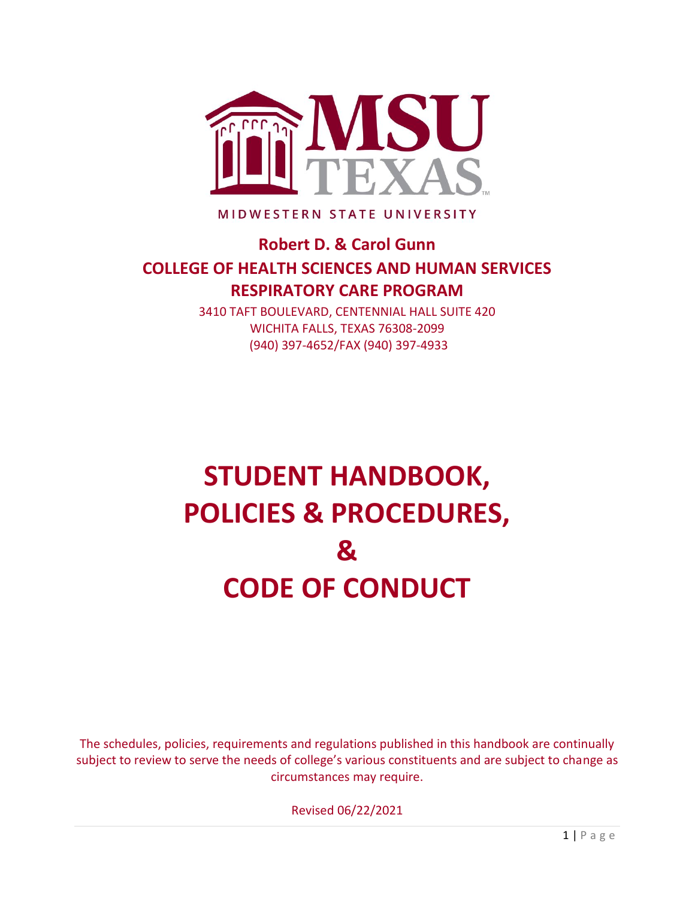MIDWESTERN STATE UNIVERSITY

**Robert D. & Carol Gunn**

**COLLEGE OF HEALTH SCIENCES AND HUMAN SERVICES**

**RESPIRATORY CARE PROGRAM**

3410 TAFT BOULEVARD, CENTENNIAL HALL SUITE 420
WICHITA FALLS, TEXAS 76308-2099
(940) 397-4652/FAX (940) 397-4933

# STUDENT HANDBOOK, POLICIES & PROCEDURES, & CODE OF CONDUCT

The schedules, policies, requirements and regulations published in this handbook are continually subject to review to serve the needs of college's various constituents and are subject to change as circumstances may require.

Revised 06/22/2021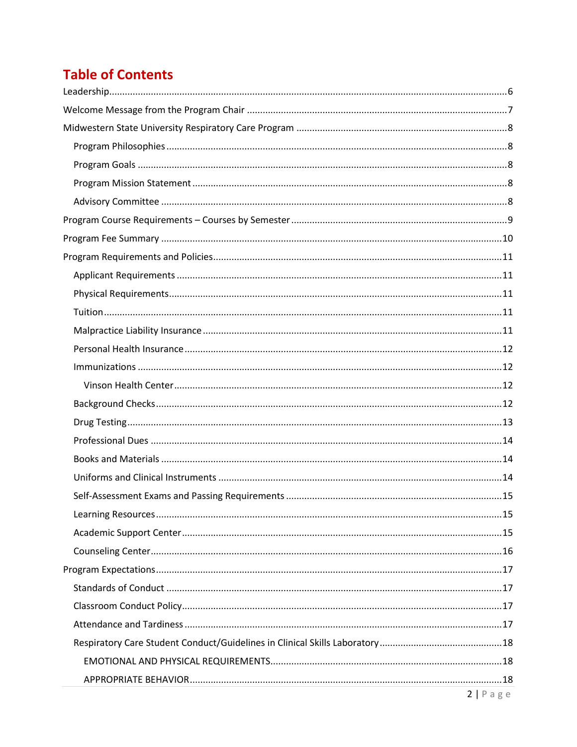# Table of Contents

- Leadership ... 6
- Welcome Message from the Program Chair ... 7
- Midwestern State University Respiratory Care Program ... 8
  - Program Philosophies ... 8
  - Program Goals ... 8
  - Program Mission Statement ... 8
  - Advisory Committee ... 8
- Program Course Requirements – Courses by Semester ... 9
- Program Fee Summary ... 10
- Program Requirements and Policies ... 11
  - Applicant Requirements ... 11
  - Physical Requirements ... 11
  - Tuition ... 11
  - Malpractice Liability Insurance ... 11
  - Personal Health Insurance ... 12
  - Immunizations ... 12
    - Vinson Health Center ... 12
  - Background Checks ... 12
  - Drug Testing ... 13
  - Professional Dues ... 14
  - Books and Materials ... 14
  - Uniforms and Clinical Instruments ... 14
  - Self-Assessment Exams and Passing Requirements ... 15
  - Learning Resources ... 15
  - Academic Support Center ... 15
  - Counseling Center ... 16
- Program Expectations ... 17
  - Standards of Conduct ... 17
  - Classroom Conduct Policy ... 17
  - Attendance and Tardiness ... 17
  - Respiratory Care Student Conduct/Guidelines in Clinical Skills Laboratory ... 18
    - EMOTIONAL AND PHYSICAL REQUIREMENTS ... 18
    - APPROPRIATE BEHAVIOR ... 18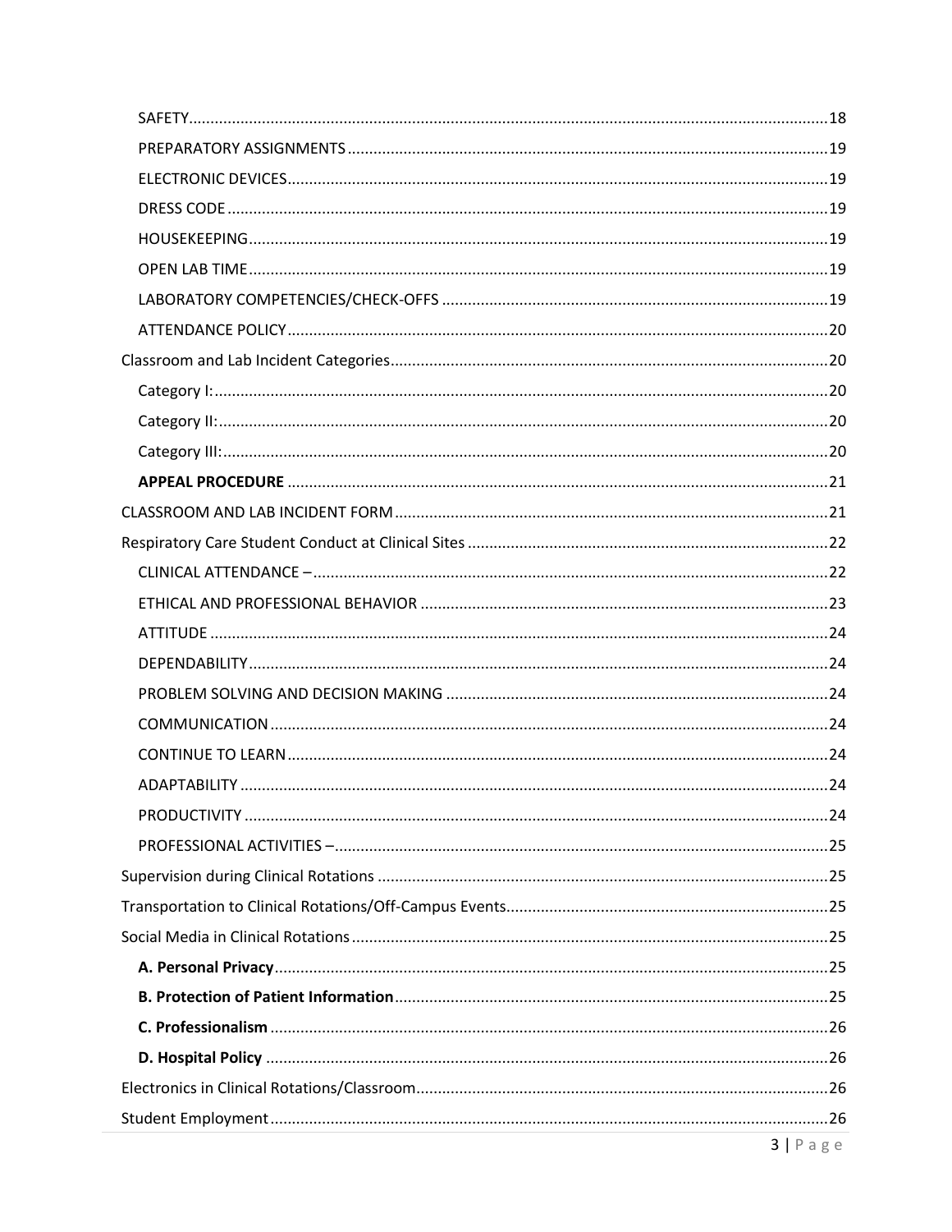SAFETY....................................................................................................................................18

PREPARATORY ASSIGNMENTS...............................................................................................19

ELECTRONIC DEVICES.............................................................................................................19

DRESS CODE...........................................................................................................................19

HOUSEKEEPING......................................................................................................................19

OPEN LAB TIME......................................................................................................................19

LABORATORY COMPETENCIES/CHECK-OFFS.........................................................................19

ATTENDANCE POLICY.............................................................................................................20

Classroom and Lab Incident Categories.....................................................................................20

Category I:.............................................................................................................................20

Category II:............................................................................................................................20

Category III:...........................................................................................................................20

**APPEAL PROCEDURE**............................................................................................................21

CLASSROOM AND LAB INCIDENT FORM....................................................................................21

Respiratory Care Student Conduct at Clinical Sites...................................................................22

CLINICAL ATTENDANCE –.......................................................................................................22

ETHICAL AND PROFESSIONAL BEHAVIOR..............................................................................23

ATTITUDE..............................................................................................................................24

DEPENDABILITY......................................................................................................................24

PROBLEM SOLVING AND DECISION MAKING........................................................................24

COMMUNICATION................................................................................................................24

CONTINUE TO LEARN.............................................................................................................24

ADAPTABILITY........................................................................................................................24

PRODUCTIVITY......................................................................................................................24

PROFESSIONAL ACTIVITIES –..................................................................................................25

Supervision during Clinical Rotations........................................................................................25

Transportation to Clinical Rotations/Off-Campus Events..........................................................25

Social Media in Clinical Rotations..............................................................................................25

**A. Personal Privacy**................................................................................................................25

**B. Protection of Patient Information**....................................................................................25

**C. Professionalism**.................................................................................................................26

**D. Hospital Policy**..................................................................................................................26

Electronics in Clinical Rotations/Classroom...............................................................................26

Student Employment................................................................................................................26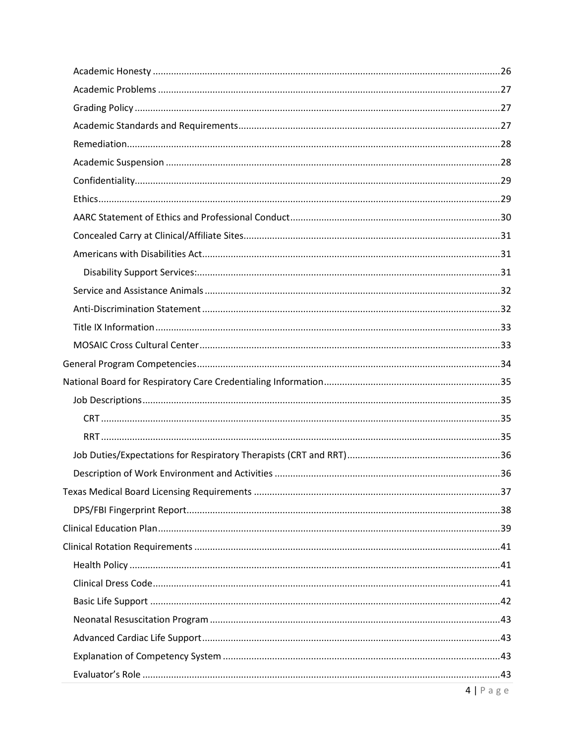- Academic Honesty ....................................................................................................................................26
- Academic Problems ..................................................................................................................................27
- Grading Policy ...........................................................................................................................................27
- Academic Standards and Requirements...................................................................................................27
- Remediation..............................................................................................................................................28
- Academic Suspension ...............................................................................................................................28
- Confidentiality...........................................................................................................................................29
- Ethics.........................................................................................................................................................29
- AARC Statement of Ethics and Professional Conduct................................................................................30
- Concealed Carry at Clinical/Affiliate Sites.................................................................................................31
- Americans with Disabilities Act.................................................................................................................31
  - Disability Support Services:...................................................................................................................31
- Service and Assistance Animals ................................................................................................................32
- Anti-Discrimination Statement .................................................................................................................32
- Title IX Information ...................................................................................................................................33
- MOSAIC Cross Cultural Center ..................................................................................................................33

General Program Competencies....................................................................................................................34

National Board for Respiratory Care Credentialing Information..................................................................35

- Job Descriptions........................................................................................................................................35
  - CRT ........................................................................................................................................................35
  - RRT ........................................................................................................................................................35
- Job Duties/Expectations for Respiratory Therapists (CRT and RRT)..........................................................36
- Description of Work Environment and Activities ......................................................................................36

Texas Medical Board Licensing Requirements .............................................................................................37

- DPS/FBI Fingerprint Report.......................................................................................................................38

Clinical Education Plan..................................................................................................................................39

Clinical Rotation Requirements ....................................................................................................................41

- Health Policy .............................................................................................................................................41
- Clinical Dress Code....................................................................................................................................41
- Basic Life Support .....................................................................................................................................42
- Neonatal Resuscitation Program ..............................................................................................................43
- Advanced Cardiac Life Support.................................................................................................................43
- Explanation of Competency System .........................................................................................................43
- Evaluator's Role ........................................................................................................................................43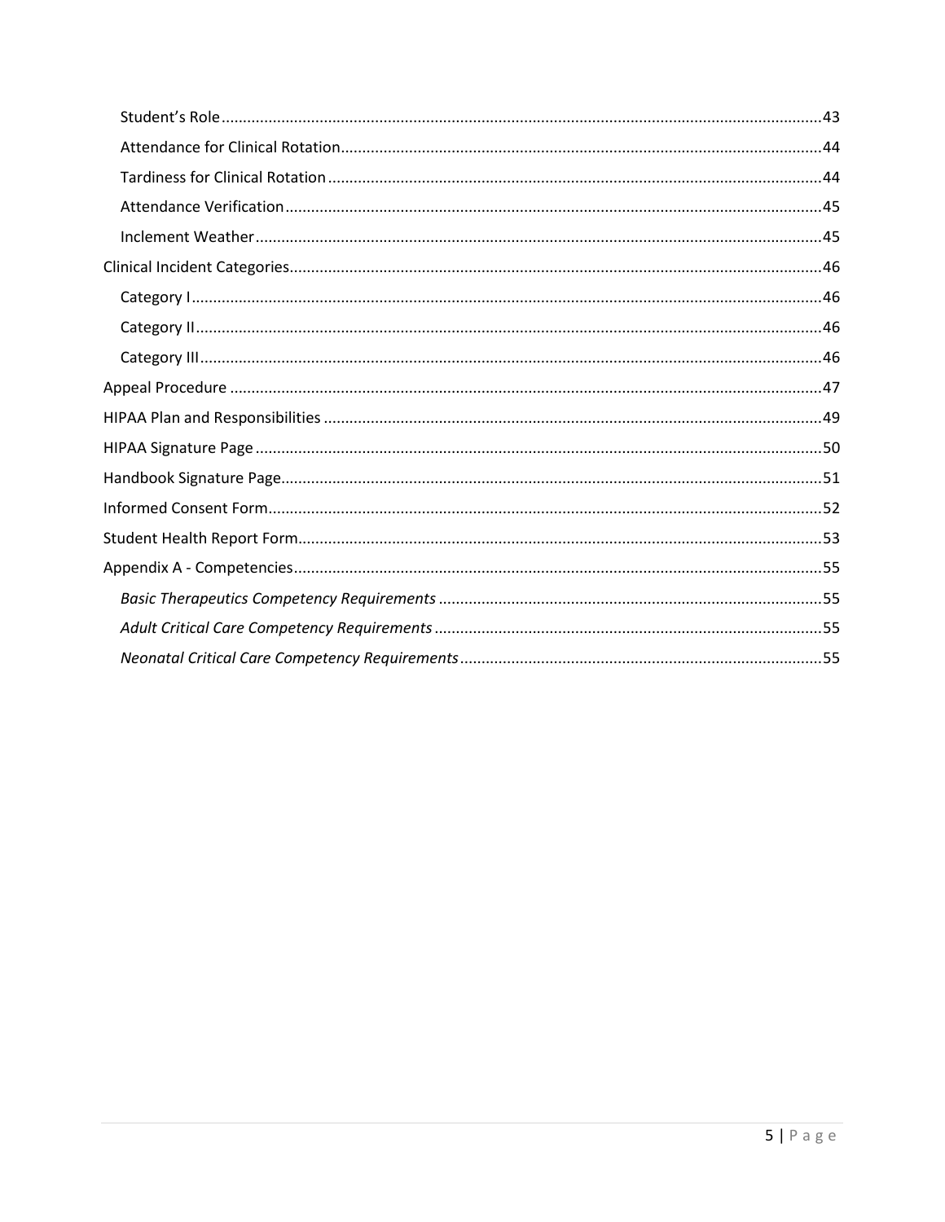- Student's Role ........................................................................................................................................43
- Attendance for Clinical Rotation ...........................................................................................................44
- Tardiness for Clinical Rotation ..............................................................................................................44
- Attendance Verification ........................................................................................................................45
- Inclement Weather ...............................................................................................................................45

Clinical Incident Categories ........................................................................................................................46

- Category I ..............................................................................................................................................46
- Category II .............................................................................................................................................46
- Category III ............................................................................................................................................46

Appeal Procedure .......................................................................................................................................47

HIPAA Plan and Responsibilities ................................................................................................................49

HIPAA Signature Page ................................................................................................................................50

Handbook Signature Page ...........................................................................................................................51

Informed Consent Form ..............................................................................................................................52

Student Health Report Form .......................................................................................................................53

Appendix A - Competencies ........................................................................................................................55

- *Basic Therapeutics Competency Requirements* ...................................................................................55
- *Adult Critical Care Competency Requirements* ...................................................................................55
- *Neonatal Critical Care Competency Requirements* ..............................................................................55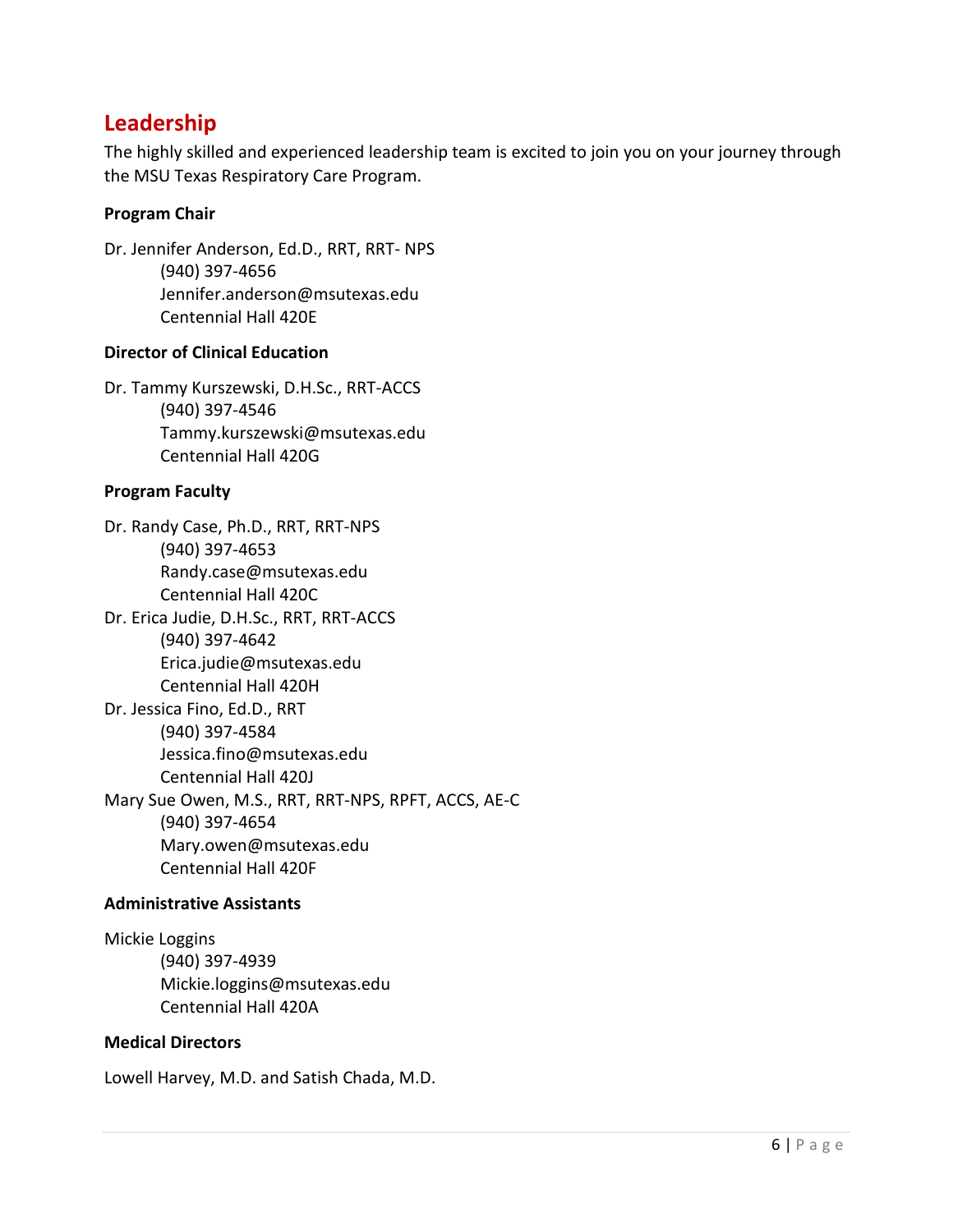## Leadership

The highly skilled and experienced leadership team is excited to join you on your journey through the MSU Texas Respiratory Care Program.

**Program Chair**

Dr. Jennifer Anderson, Ed.D., RRT, RRT- NPS
(940) 397-4656
Jennifer.anderson@msutexas.edu
Centennial Hall 420E

**Director of Clinical Education**

Dr. Tammy Kurszewski, D.H.Sc., RRT-ACCS
(940) 397-4546
Tammy.kurszewski@msutexas.edu
Centennial Hall 420G

**Program Faculty**

Dr. Randy Case, Ph.D., RRT, RRT-NPS
(940) 397-4653
Randy.case@msutexas.edu
Centennial Hall 420C

Dr. Erica Judie, D.H.Sc., RRT, RRT-ACCS
(940) 397-4642
Erica.judie@msutexas.edu
Centennial Hall 420H

Dr. Jessica Fino, Ed.D., RRT
(940) 397-4584
Jessica.fino@msutexas.edu
Centennial Hall 420J

Mary Sue Owen, M.S., RRT, RRT-NPS, RPFT, ACCS, AE-C
(940) 397-4654
Mary.owen@msutexas.edu
Centennial Hall 420F

**Administrative Assistants**

Mickie Loggins
(940) 397-4939
Mickie.loggins@msutexas.edu
Centennial Hall 420A

**Medical Directors**

Lowell Harvey, M.D. and Satish Chada, M.D.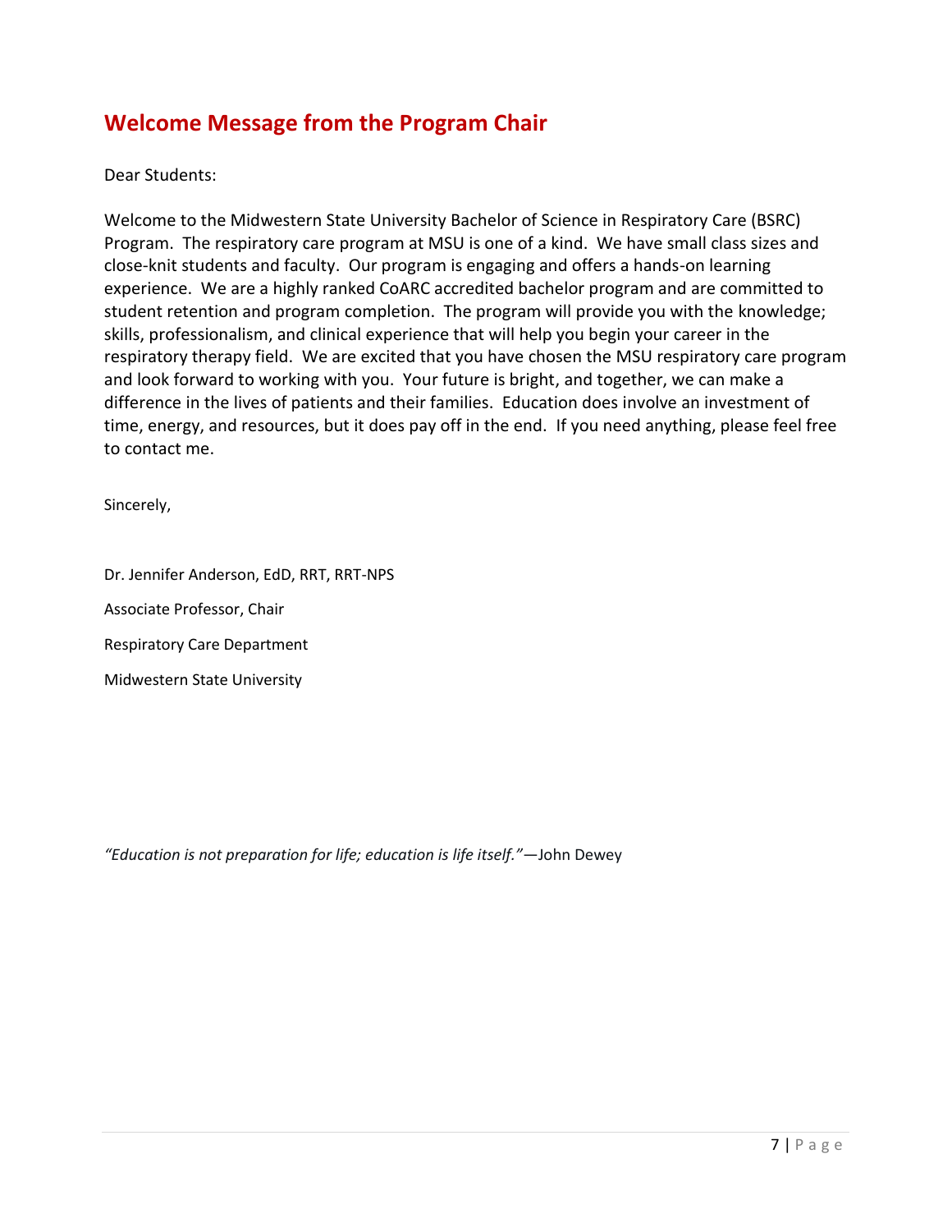## Welcome Message from the Program Chair

Dear Students:

Welcome to the Midwestern State University Bachelor of Science in Respiratory Care (BSRC) Program. The respiratory care program at MSU is one of a kind. We have small class sizes and close-knit students and faculty. Our program is engaging and offers a hands-on learning experience. We are a highly ranked CoARC accredited bachelor program and are committed to student retention and program completion. The program will provide you with the knowledge; skills, professionalism, and clinical experience that will help you begin your career in the respiratory therapy field. We are excited that you have chosen the MSU respiratory care program and look forward to working with you. Your future is bright, and together, we can make a difference in the lives of patients and their families. Education does involve an investment of time, energy, and resources, but it does pay off in the end. If you need anything, please feel free to contact me.

Sincerely,

Dr. Jennifer Anderson, EdD, RRT, RRT-NPS

Associate Professor, Chair

Respiratory Care Department

Midwestern State University

*"Education is not preparation for life; education is life itself."*—John Dewey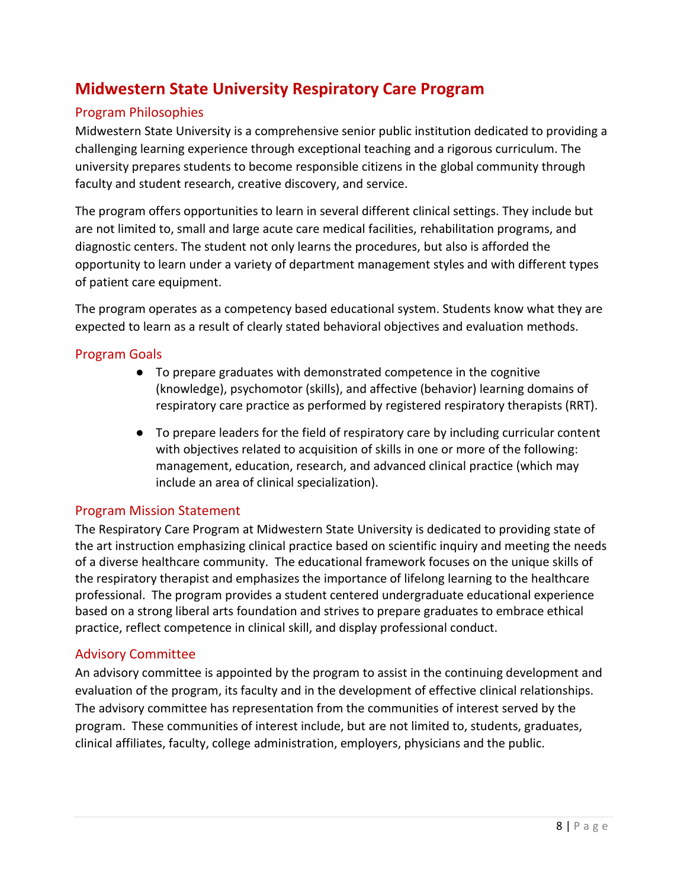# Midwestern State University Respiratory Care Program

## Program Philosophies

Midwestern State University is a comprehensive senior public institution dedicated to providing a challenging learning experience through exceptional teaching and a rigorous curriculum. The university prepares students to become responsible citizens in the global community through faculty and student research, creative discovery, and service.

The program offers opportunities to learn in several different clinical settings. They include but are not limited to, small and large acute care medical facilities, rehabilitation programs, and diagnostic centers. The student not only learns the procedures, but also is afforded the opportunity to learn under a variety of department management styles and with different types of patient care equipment.

The program operates as a competency based educational system. Students know what they are expected to learn as a result of clearly stated behavioral objectives and evaluation methods.

## Program Goals

- To prepare graduates with demonstrated competence in the cognitive (knowledge), psychomotor (skills), and affective (behavior) learning domains of respiratory care practice as performed by registered respiratory therapists (RRT).
- To prepare leaders for the field of respiratory care by including curricular content with objectives related to acquisition of skills in one or more of the following: management, education, research, and advanced clinical practice (which may include an area of clinical specialization).

## Program Mission Statement

The Respiratory Care Program at Midwestern State University is dedicated to providing state of the art instruction emphasizing clinical practice based on scientific inquiry and meeting the needs of a diverse healthcare community. The educational framework focuses on the unique skills of the respiratory therapist and emphasizes the importance of lifelong learning to the healthcare professional. The program provides a student centered undergraduate educational experience based on a strong liberal arts foundation and strives to prepare graduates to embrace ethical practice, reflect competence in clinical skill, and display professional conduct.

## Advisory Committee

An advisory committee is appointed by the program to assist in the continuing development and evaluation of the program, its faculty and in the development of effective clinical relationships. The advisory committee has representation from the communities of interest served by the program. These communities of interest include, but are not limited to, students, graduates, clinical affiliates, faculty, college administration, employers, physicians and the public.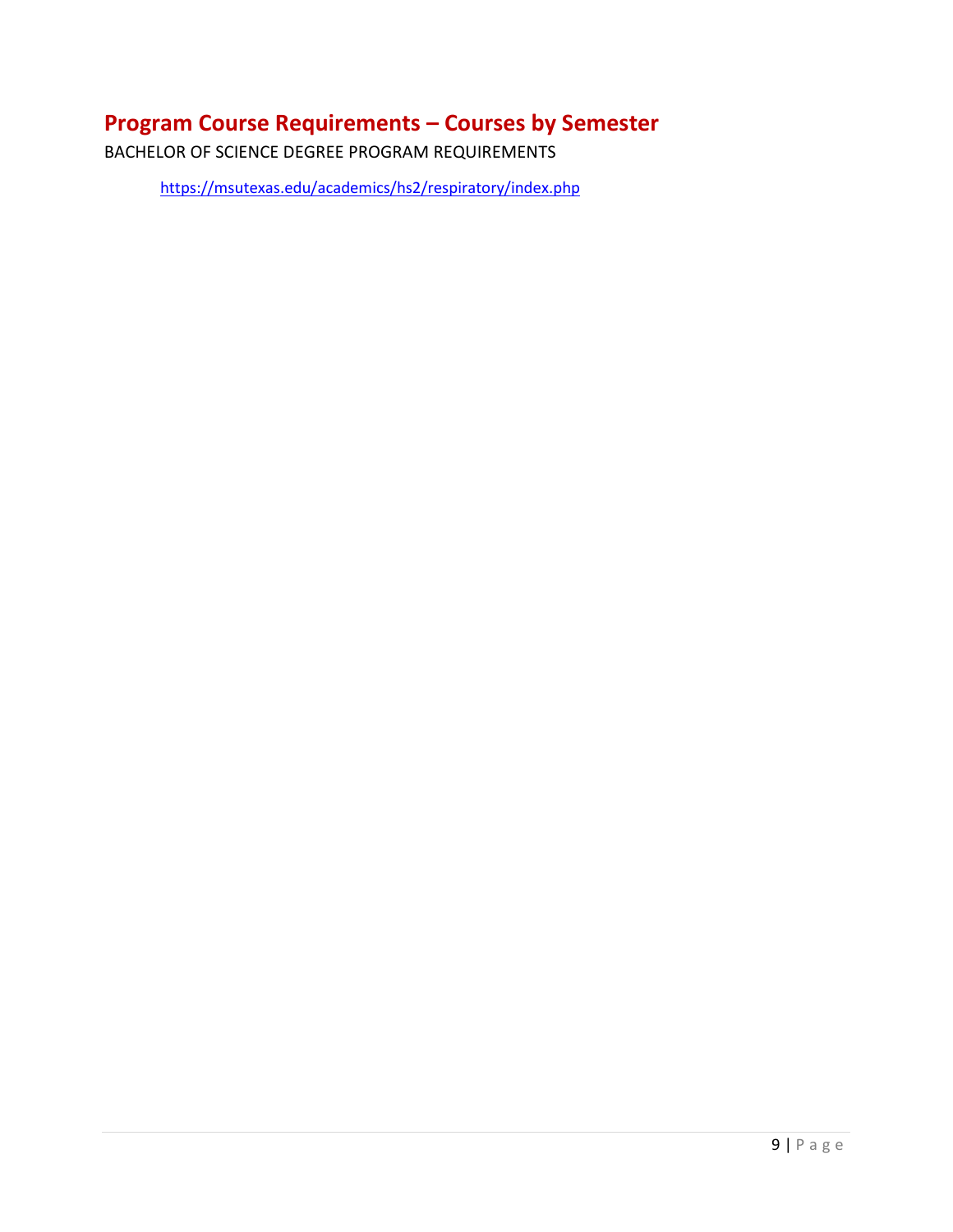## Program Course Requirements – Courses by Semester

BACHELOR OF SCIENCE DEGREE PROGRAM REQUIREMENTS

[https://msutexas.edu/academics/hs2/respiratory/index.php](https://msutexas.edu/academics/hs2/respiratory/index.php)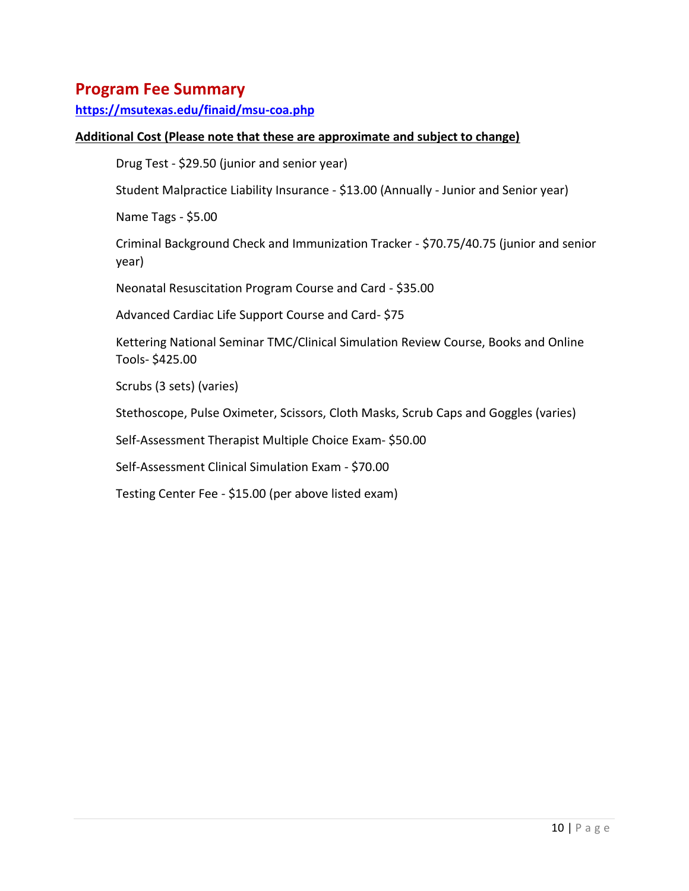## Program Fee Summary

**https://msutexas.edu/finaid/msu-coa.php**

**Additional Cost (Please note that these are approximate and subject to change)**

Drug Test - $29.50 (junior and senior year)

Student Malpractice Liability Insurance - $13.00 (Annually - Junior and Senior year)

Name Tags - $5.00

Criminal Background Check and Immunization Tracker - $70.75/40.75 (junior and senior year)

Neonatal Resuscitation Program Course and Card - $35.00

Advanced Cardiac Life Support Course and Card- $75

Kettering National Seminar TMC/Clinical Simulation Review Course, Books and Online Tools- $425.00

Scrubs (3 sets) (varies)

Stethoscope, Pulse Oximeter, Scissors, Cloth Masks, Scrub Caps and Goggles (varies)

Self-Assessment Therapist Multiple Choice Exam- $50.00

Self-Assessment Clinical Simulation Exam - $70.00

Testing Center Fee - $15.00 (per above listed exam)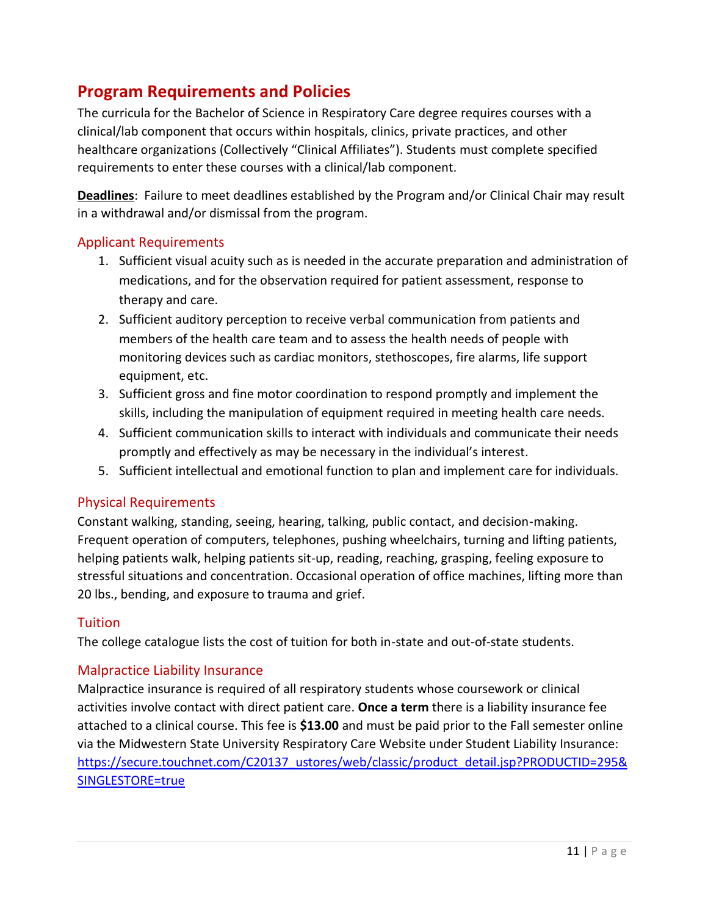## Program Requirements and Policies

The curricula for the Bachelor of Science in Respiratory Care degree requires courses with a clinical/lab component that occurs within hospitals, clinics, private practices, and other healthcare organizations (Collectively "Clinical Affiliates"). Students must complete specified requirements to enter these courses with a clinical/lab component.

**Deadlines**: Failure to meet deadlines established by the Program and/or Clinical Chair may result in a withdrawal and/or dismissal from the program.

### Applicant Requirements

1. Sufficient visual acuity such as is needed in the accurate preparation and administration of medications, and for the observation required for patient assessment, response to therapy and care.
2. Sufficient auditory perception to receive verbal communication from patients and members of the health care team and to assess the health needs of people with monitoring devices such as cardiac monitors, stethoscopes, fire alarms, life support equipment, etc.
3. Sufficient gross and fine motor coordination to respond promptly and implement the skills, including the manipulation of equipment required in meeting health care needs.
4. Sufficient communication skills to interact with individuals and communicate their needs promptly and effectively as may be necessary in the individual's interest.
5. Sufficient intellectual and emotional function to plan and implement care for individuals.

### Physical Requirements

Constant walking, standing, seeing, hearing, talking, public contact, and decision-making. Frequent operation of computers, telephones, pushing wheelchairs, turning and lifting patients, helping patients walk, helping patients sit-up, reading, reaching, grasping, feeling exposure to stressful situations and concentration. Occasional operation of office machines, lifting more than 20 lbs., bending, and exposure to trauma and grief.

### Tuition

The college catalogue lists the cost of tuition for both in-state and out-of-state students.

### Malpractice Liability Insurance

Malpractice insurance is required of all respiratory students whose coursework or clinical activities involve contact with direct patient care. **Once a term** there is a liability insurance fee attached to a clinical course. This fee is **$13.00** and must be paid prior to the Fall semester online via the Midwestern State University Respiratory Care Website under Student Liability Insurance: https://secure.touchnet.com/C20137_ustores/web/classic/product_detail.jsp?PRODUCTID=295&SINGLESTORE=true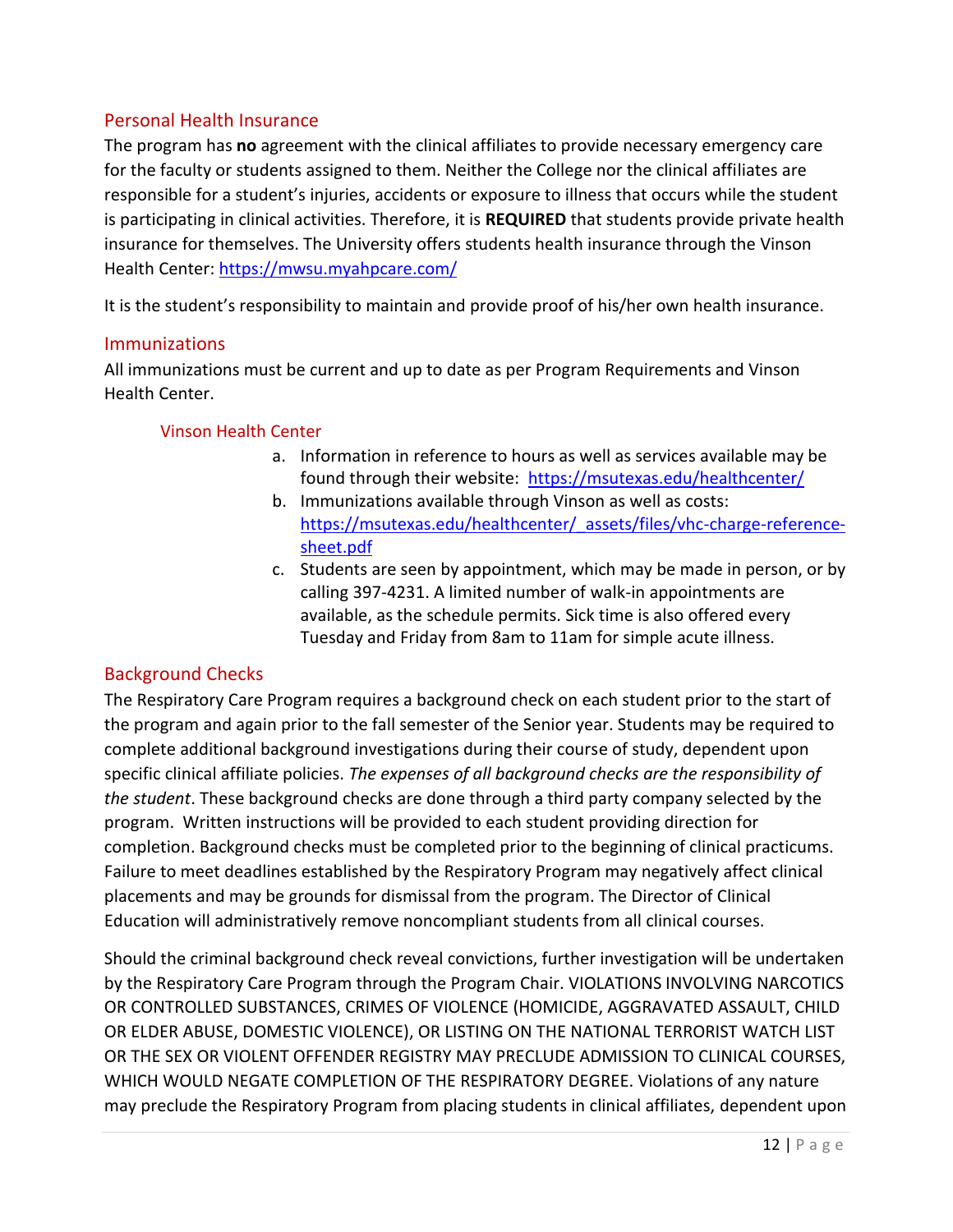## Personal Health Insurance

The program has **no** agreement with the clinical affiliates to provide necessary emergency care for the faculty or students assigned to them. Neither the College nor the clinical affiliates are responsible for a student's injuries, accidents or exposure to illness that occurs while the student is participating in clinical activities. Therefore, it is **REQUIRED** that students provide private health insurance for themselves. The University offers students health insurance through the Vinson Health Center: [https://mwsu.myahpcare.com/](https://mwsu.myahpcare.com/)

It is the student's responsibility to maintain and provide proof of his/her own health insurance.

## Immunizations

All immunizations must be current and up to date as per Program Requirements and Vinson Health Center.

### Vinson Health Center

a. Information in reference to hours as well as services available may be found through their website: [https://msutexas.edu/healthcenter/](https://msutexas.edu/healthcenter/)
b. Immunizations available through Vinson as well as costs: [https://msutexas.edu/healthcenter/_assets/files/vhc-charge-reference-sheet.pdf](https://msutexas.edu/healthcenter/_assets/files/vhc-charge-reference-sheet.pdf)
c. Students are seen by appointment, which may be made in person, or by calling 397-4231. A limited number of walk-in appointments are available, as the schedule permits. Sick time is also offered every Tuesday and Friday from 8am to 11am for simple acute illness.

## Background Checks

The Respiratory Care Program requires a background check on each student prior to the start of the program and again prior to the fall semester of the Senior year. Students may be required to complete additional background investigations during their course of study, dependent upon specific clinical affiliate policies. *The expenses of all background checks are the responsibility of the student*. These background checks are done through a third party company selected by the program. Written instructions will be provided to each student providing direction for completion. Background checks must be completed prior to the beginning of clinical practicums. Failure to meet deadlines established by the Respiratory Program may negatively affect clinical placements and may be grounds for dismissal from the program. The Director of Clinical Education will administratively remove noncompliant students from all clinical courses.

Should the criminal background check reveal convictions, further investigation will be undertaken by the Respiratory Care Program through the Program Chair. VIOLATIONS INVOLVING NARCOTICS OR CONTROLLED SUBSTANCES, CRIMES OF VIOLENCE (HOMICIDE, AGGRAVATED ASSAULT, CHILD OR ELDER ABUSE, DOMESTIC VIOLENCE), OR LISTING ON THE NATIONAL TERRORIST WATCH LIST OR THE SEX OR VIOLENT OFFENDER REGISTRY MAY PRECLUDE ADMISSION TO CLINICAL COURSES, WHICH WOULD NEGATE COMPLETION OF THE RESPIRATORY DEGREE. Violations of any nature may preclude the Respiratory Program from placing students in clinical affiliates, dependent upon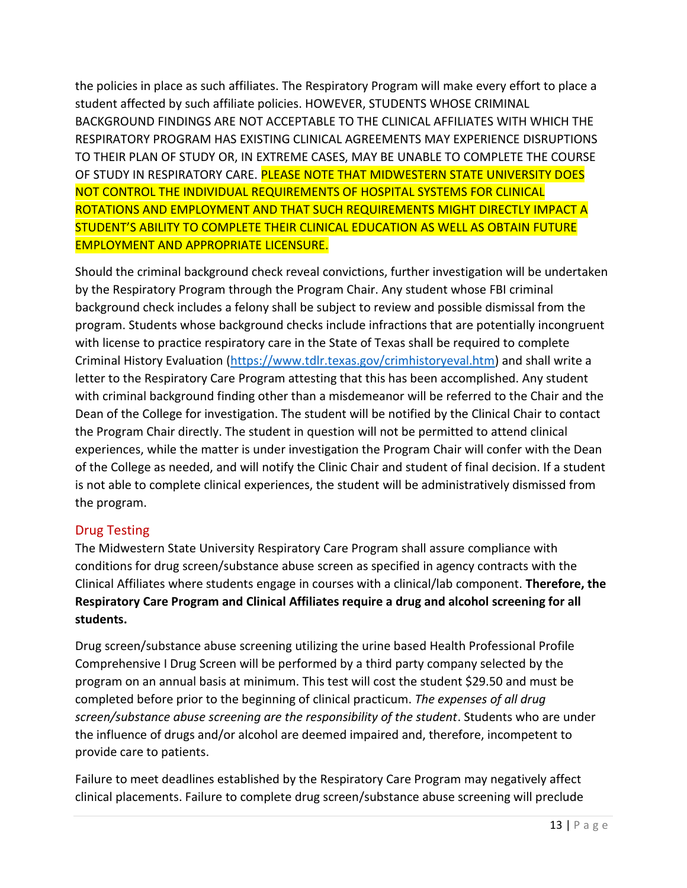the policies in place as such affiliates. The Respiratory Program will make every effort to place a student affected by such affiliate policies. HOWEVER, STUDENTS WHOSE CRIMINAL BACKGROUND FINDINGS ARE NOT ACCEPTABLE TO THE CLINICAL AFFILIATES WITH WHICH THE RESPIRATORY PROGRAM HAS EXISTING CLINICAL AGREEMENTS MAY EXPERIENCE DISRUPTIONS TO THEIR PLAN OF STUDY OR, IN EXTREME CASES, MAY BE UNABLE TO COMPLETE THE COURSE OF STUDY IN RESPIRATORY CARE. PLEASE NOTE THAT MIDWESTERN STATE UNIVERSITY DOES NOT CONTROL THE INDIVIDUAL REQUIREMENTS OF HOSPITAL SYSTEMS FOR CLINICAL ROTATIONS AND EMPLOYMENT AND THAT SUCH REQUIREMENTS MIGHT DIRECTLY IMPACT A STUDENT'S ABILITY TO COMPLETE THEIR CLINICAL EDUCATION AS WELL AS OBTAIN FUTURE EMPLOYMENT AND APPROPRIATE LICENSURE.

Should the criminal background check reveal convictions, further investigation will be undertaken by the Respiratory Program through the Program Chair. Any student whose FBI criminal background check includes a felony shall be subject to review and possible dismissal from the program. Students whose background checks include infractions that are potentially incongruent with license to practice respiratory care in the State of Texas shall be required to complete Criminal History Evaluation (https://www.tdlr.texas.gov/crimhistoryeval.htm) and shall write a letter to the Respiratory Care Program attesting that this has been accomplished. Any student with criminal background finding other than a misdemeanor will be referred to the Chair and the Dean of the College for investigation. The student will be notified by the Clinical Chair to contact the Program Chair directly. The student in question will not be permitted to attend clinical experiences, while the matter is under investigation the Program Chair will confer with the Dean of the College as needed, and will notify the Clinic Chair and student of final decision. If a student is not able to complete clinical experiences, the student will be administratively dismissed from the program.

## Drug Testing

The Midwestern State University Respiratory Care Program shall assure compliance with conditions for drug screen/substance abuse screen as specified in agency contracts with the Clinical Affiliates where students engage in courses with a clinical/lab component. **Therefore, the Respiratory Care Program and Clinical Affiliates require a drug and alcohol screening for all students.**

Drug screen/substance abuse screening utilizing the urine based Health Professional Profile Comprehensive I Drug Screen will be performed by a third party company selected by the program on an annual basis at minimum. This test will cost the student $29.50 and must be completed before prior to the beginning of clinical practicum. *The expenses of all drug screen/substance abuse screening are the responsibility of the student*. Students who are under the influence of drugs and/or alcohol are deemed impaired and, therefore, incompetent to provide care to patients.

Failure to meet deadlines established by the Respiratory Care Program may negatively affect clinical placements. Failure to complete drug screen/substance abuse screening will preclude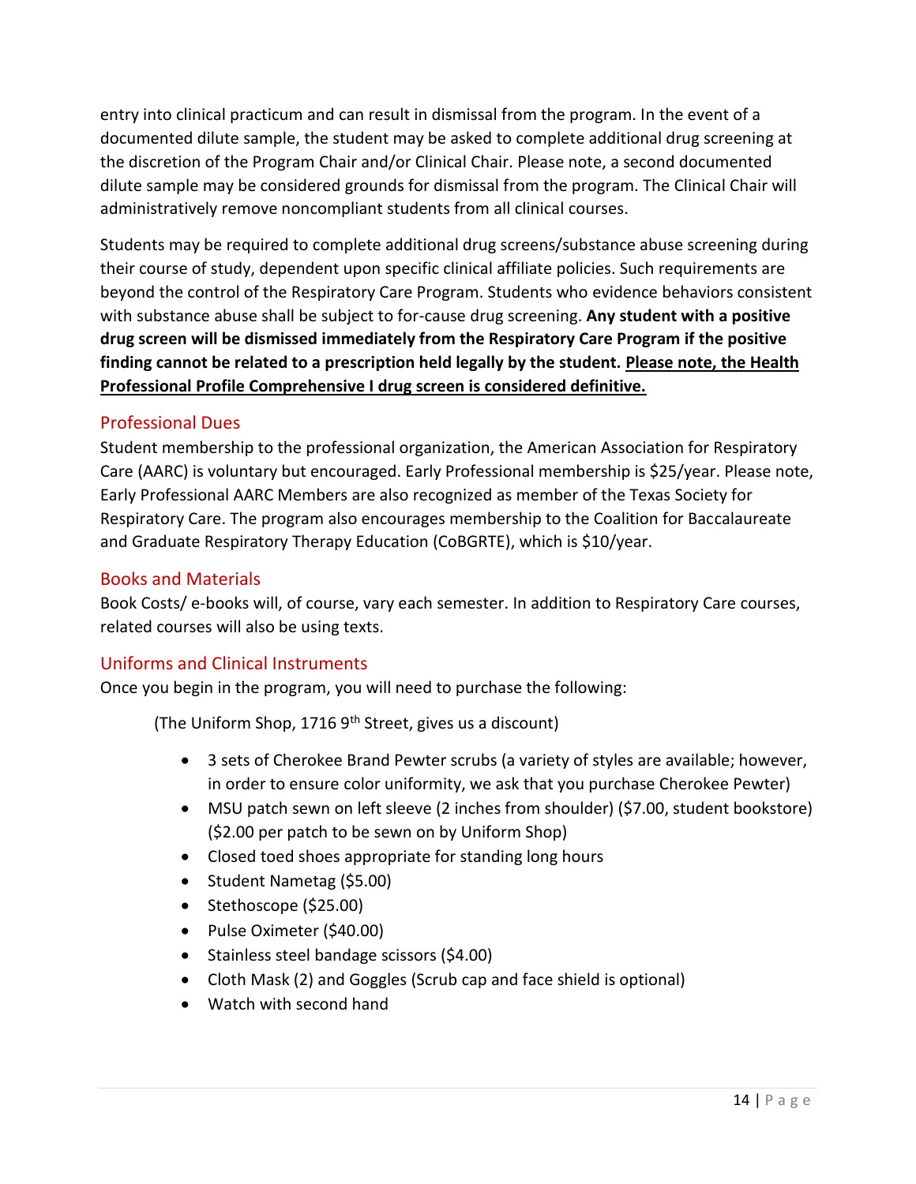entry into clinical practicum and can result in dismissal from the program. In the event of a documented dilute sample, the student may be asked to complete additional drug screening at the discretion of the Program Chair and/or Clinical Chair. Please note, a second documented dilute sample may be considered grounds for dismissal from the program. The Clinical Chair will administratively remove noncompliant students from all clinical courses.

Students may be required to complete additional drug screens/substance abuse screening during their course of study, dependent upon specific clinical affiliate policies. Such requirements are beyond the control of the Respiratory Care Program. Students who evidence behaviors consistent with substance abuse shall be subject to for-cause drug screening. **Any student with a positive drug screen will be dismissed immediately from the Respiratory Care Program if the positive finding cannot be related to a prescription held legally by the student. <u>Please note, the Health Professional Profile Comprehensive I drug screen is considered definitive.</u>**

## Professional Dues

Student membership to the professional organization, the American Association for Respiratory Care (AARC) is voluntary but encouraged. Early Professional membership is $25/year. Please note, Early Professional AARC Members are also recognized as member of the Texas Society for Respiratory Care. The program also encourages membership to the Coalition for Baccalaureate and Graduate Respiratory Therapy Education (CoBGRTE), which is $10/year.

## Books and Materials

Book Costs/ e-books will, of course, vary each semester. In addition to Respiratory Care courses, related courses will also be using texts.

## Uniforms and Clinical Instruments

Once you begin in the program, you will need to purchase the following:

(The Uniform Shop, 1716 9th Street, gives us a discount)

- 3 sets of Cherokee Brand Pewter scrubs (a variety of styles are available; however, in order to ensure color uniformity, we ask that you purchase Cherokee Pewter)
- MSU patch sewn on left sleeve (2 inches from shoulder) ($7.00, student bookstore) ($2.00 per patch to be sewn on by Uniform Shop)
- Closed toed shoes appropriate for standing long hours
- Student Nametag ($5.00)
- Stethoscope ($25.00)
- Pulse Oximeter ($40.00)
- Stainless steel bandage scissors ($4.00)
- Cloth Mask (2) and Goggles (Scrub cap and face shield is optional)
- Watch with second hand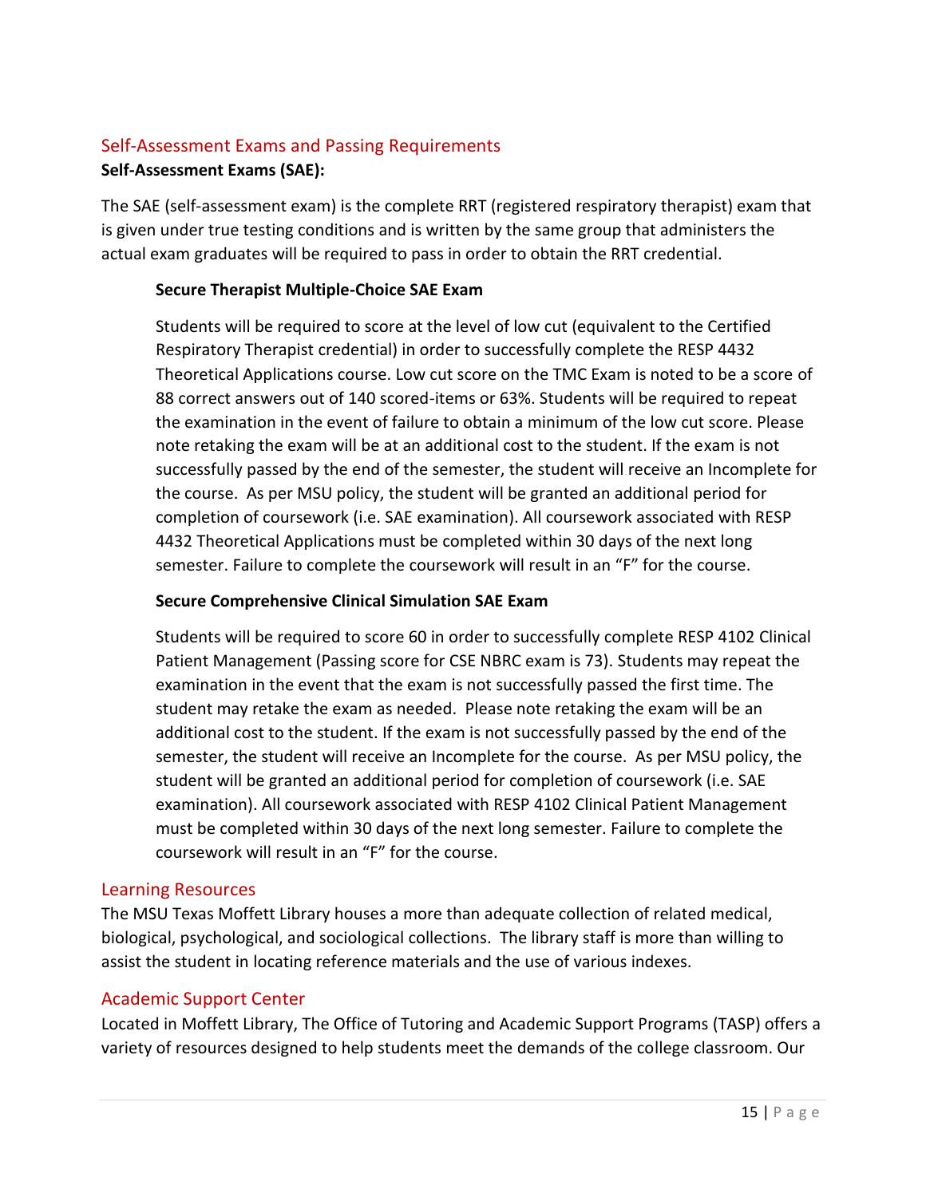## Self-Assessment Exams and Passing Requirements

**Self-Assessment Exams (SAE):**

The SAE (self-assessment exam) is the complete RRT (registered respiratory therapist) exam that is given under true testing conditions and is written by the same group that administers the actual exam graduates will be required to pass in order to obtain the RRT credential.

**Secure Therapist Multiple-Choice SAE Exam**

Students will be required to score at the level of low cut (equivalent to the Certified Respiratory Therapist credential) in order to successfully complete the RESP 4432 Theoretical Applications course. Low cut score on the TMC Exam is noted to be a score of 88 correct answers out of 140 scored-items or 63%. Students will be required to repeat the examination in the event of failure to obtain a minimum of the low cut score. Please note retaking the exam will be at an additional cost to the student. If the exam is not successfully passed by the end of the semester, the student will receive an Incomplete for the course. As per MSU policy, the student will be granted an additional period for completion of coursework (i.e. SAE examination). All coursework associated with RESP 4432 Theoretical Applications must be completed within 30 days of the next long semester. Failure to complete the coursework will result in an “F” for the course.

**Secure Comprehensive Clinical Simulation SAE Exam**

Students will be required to score 60 in order to successfully complete RESP 4102 Clinical Patient Management (Passing score for CSE NBRC exam is 73). Students may repeat the examination in the event that the exam is not successfully passed the first time. The student may retake the exam as needed. Please note retaking the exam will be an additional cost to the student. If the exam is not successfully passed by the end of the semester, the student will receive an Incomplete for the course. As per MSU policy, the student will be granted an additional period for completion of coursework (i.e. SAE examination). All coursework associated with RESP 4102 Clinical Patient Management must be completed within 30 days of the next long semester. Failure to complete the coursework will result in an “F” for the course.

## Learning Resources

The MSU Texas Moffett Library houses a more than adequate collection of related medical, biological, psychological, and sociological collections. The library staff is more than willing to assist the student in locating reference materials and the use of various indexes.

## Academic Support Center

Located in Moffett Library, The Office of Tutoring and Academic Support Programs (TASP) offers a variety of resources designed to help students meet the demands of the college classroom. Our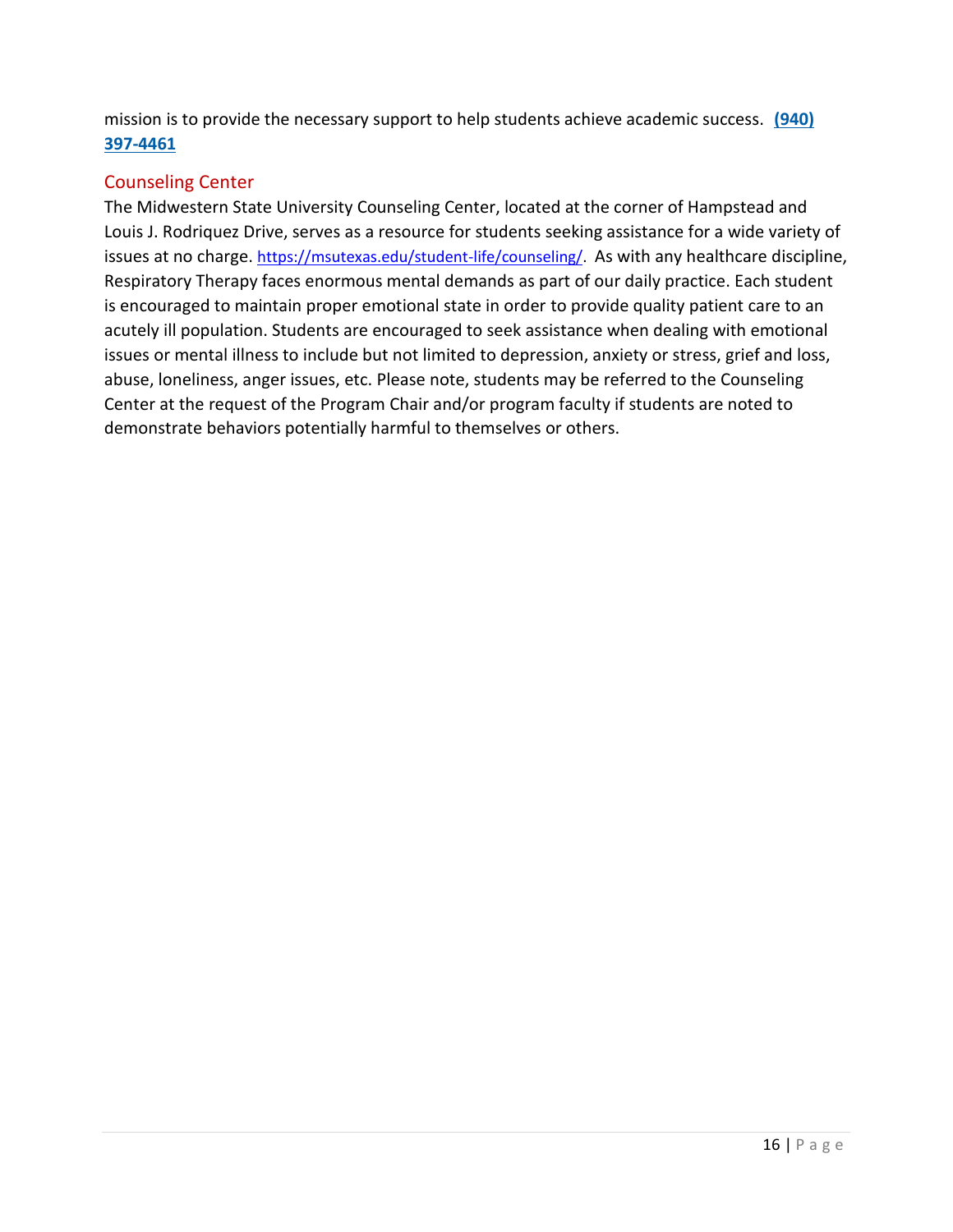mission is to provide the necessary support to help students achieve academic success. **(940) 397-4461**

## Counseling Center

The Midwestern State University Counseling Center, located at the corner of Hampstead and Louis J. Rodriquez Drive, serves as a resource for students seeking assistance for a wide variety of issues at no charge. https://msutexas.edu/student-life/counseling/. As with any healthcare discipline, Respiratory Therapy faces enormous mental demands as part of our daily practice. Each student is encouraged to maintain proper emotional state in order to provide quality patient care to an acutely ill population. Students are encouraged to seek assistance when dealing with emotional issues or mental illness to include but not limited to depression, anxiety or stress, grief and loss, abuse, loneliness, anger issues, etc. Please note, students may be referred to the Counseling Center at the request of the Program Chair and/or program faculty if students are noted to demonstrate behaviors potentially harmful to themselves or others.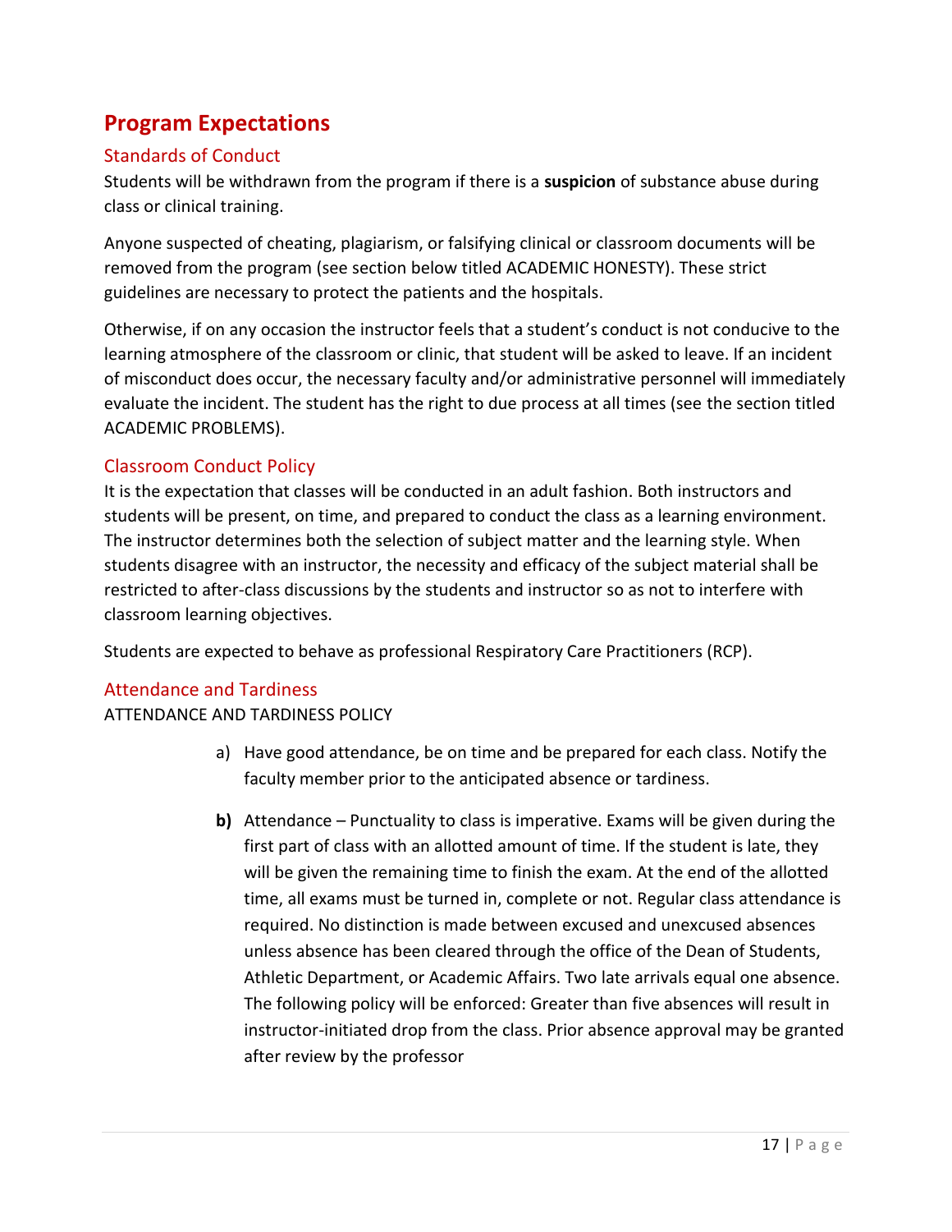## Program Expectations

### Standards of Conduct

Students will be withdrawn from the program if there is a **suspicion** of substance abuse during class or clinical training.

Anyone suspected of cheating, plagiarism, or falsifying clinical or classroom documents will be removed from the program (see section below titled ACADEMIC HONESTY). These strict guidelines are necessary to protect the patients and the hospitals.

Otherwise, if on any occasion the instructor feels that a student's conduct is not conducive to the learning atmosphere of the classroom or clinic, that student will be asked to leave. If an incident of misconduct does occur, the necessary faculty and/or administrative personnel will immediately evaluate the incident. The student has the right to due process at all times (see the section titled ACADEMIC PROBLEMS).

### Classroom Conduct Policy

It is the expectation that classes will be conducted in an adult fashion. Both instructors and students will be present, on time, and prepared to conduct the class as a learning environment. The instructor determines both the selection of subject matter and the learning style. When students disagree with an instructor, the necessity and efficacy of the subject material shall be restricted to after-class discussions by the students and instructor so as not to interfere with classroom learning objectives.

Students are expected to behave as professional Respiratory Care Practitioners (RCP).

### Attendance and Tardiness

ATTENDANCE AND TARDINESS POLICY

a) Have good attendance, be on time and be prepared for each class. Notify the faculty member prior to the anticipated absence or tardiness.

**b)** Attendance – Punctuality to class is imperative. Exams will be given during the first part of class with an allotted amount of time. If the student is late, they will be given the remaining time to finish the exam. At the end of the allotted time, all exams must be turned in, complete or not. Regular class attendance is required. No distinction is made between excused and unexcused absences unless absence has been cleared through the office of the Dean of Students, Athletic Department, or Academic Affairs. Two late arrivals equal one absence. The following policy will be enforced: Greater than five absences will result in instructor-initiated drop from the class. Prior absence approval may be granted after review by the professor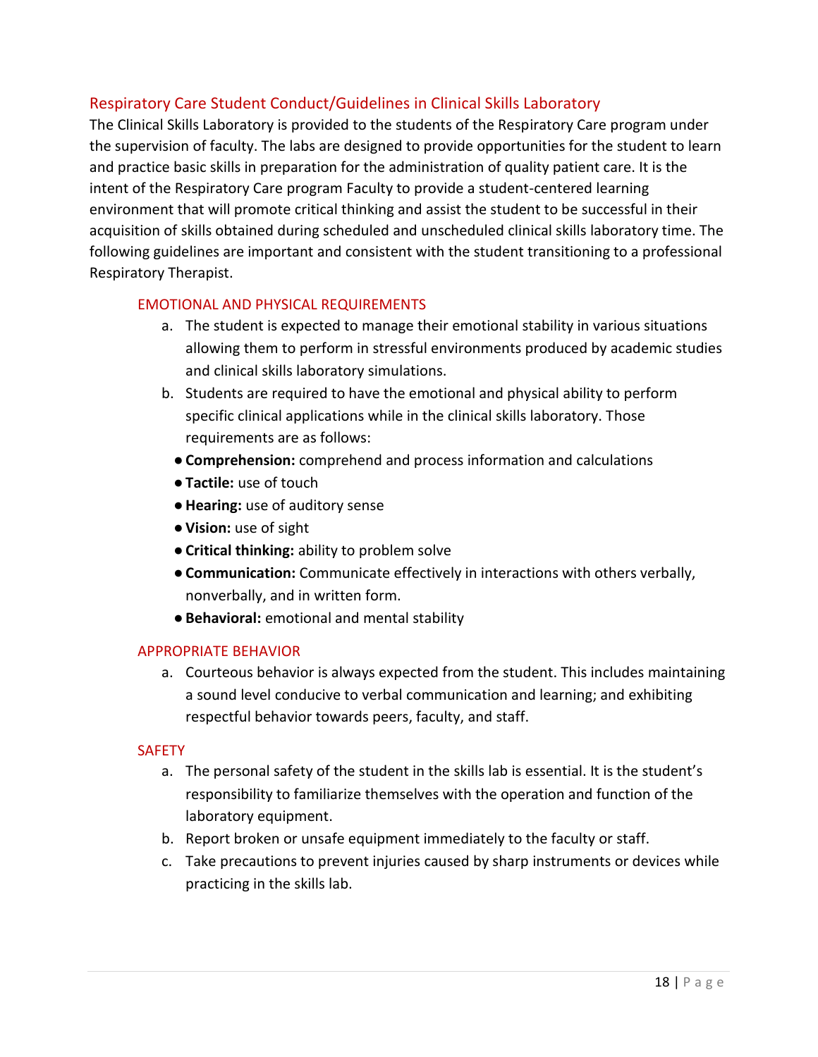## Respiratory Care Student Conduct/Guidelines in Clinical Skills Laboratory

The Clinical Skills Laboratory is provided to the students of the Respiratory Care program under the supervision of faculty. The labs are designed to provide opportunities for the student to learn and practice basic skills in preparation for the administration of quality patient care. It is the intent of the Respiratory Care program Faculty to provide a student-centered learning environment that will promote critical thinking and assist the student to be successful in their acquisition of skills obtained during scheduled and unscheduled clinical skills laboratory time. The following guidelines are important and consistent with the student transitioning to a professional Respiratory Therapist.

### EMOTIONAL AND PHYSICAL REQUIREMENTS

a. The student is expected to manage their emotional stability in various situations allowing them to perform in stressful environments produced by academic studies and clinical skills laboratory simulations.

b. Students are required to have the emotional and physical ability to perform specific clinical applications while in the clinical skills laboratory. Those requirements are as follows:
   - **Comprehension:** comprehend and process information and calculations
   - **Tactile:** use of touch
   - **Hearing:** use of auditory sense
   - **Vision:** use of sight
   - **Critical thinking:** ability to problem solve
   - **Communication:** Communicate effectively in interactions with others verbally, nonverbally, and in written form.
   - **Behavioral:** emotional and mental stability

### APPROPRIATE BEHAVIOR

a. Courteous behavior is always expected from the student. This includes maintaining a sound level conducive to verbal communication and learning; and exhibiting respectful behavior towards peers, faculty, and staff.

### SAFETY

a. The personal safety of the student in the skills lab is essential. It is the student's responsibility to familiarize themselves with the operation and function of the laboratory equipment.

b. Report broken or unsafe equipment immediately to the faculty or staff.

c. Take precautions to prevent injuries caused by sharp instruments or devices while practicing in the skills lab.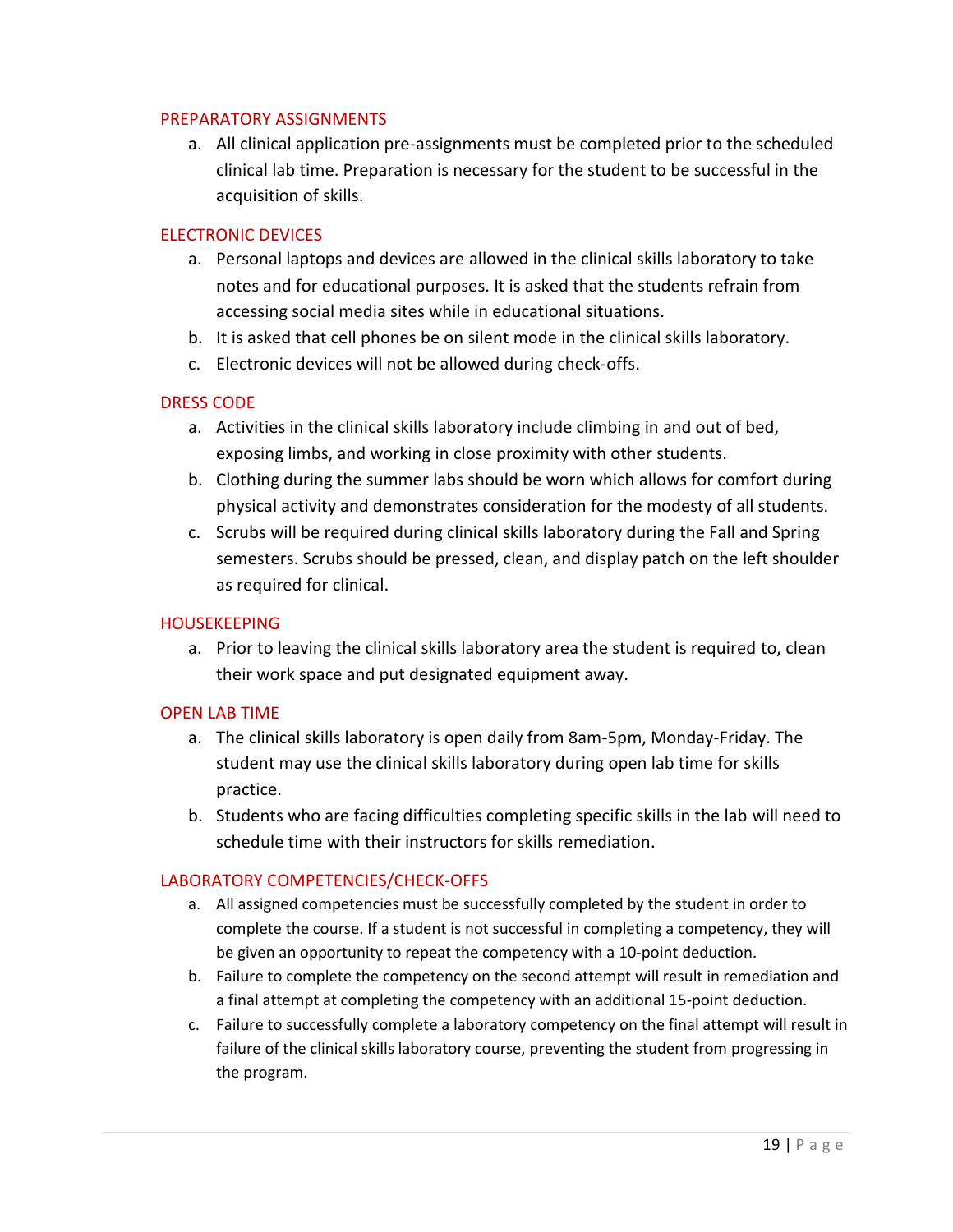## PREPARATORY ASSIGNMENTS

a. All clinical application pre-assignments must be completed prior to the scheduled clinical lab time. Preparation is necessary for the student to be successful in the acquisition of skills.

## ELECTRONIC DEVICES

a. Personal laptops and devices are allowed in the clinical skills laboratory to take notes and for educational purposes. It is asked that the students refrain from accessing social media sites while in educational situations.
b. It is asked that cell phones be on silent mode in the clinical skills laboratory.
c. Electronic devices will not be allowed during check-offs.

## DRESS CODE

a. Activities in the clinical skills laboratory include climbing in and out of bed, exposing limbs, and working in close proximity with other students.
b. Clothing during the summer labs should be worn which allows for comfort during physical activity and demonstrates consideration for the modesty of all students.
c. Scrubs will be required during clinical skills laboratory during the Fall and Spring semesters. Scrubs should be pressed, clean, and display patch on the left shoulder as required for clinical.

## HOUSEKEEPING

a. Prior to leaving the clinical skills laboratory area the student is required to, clean their work space and put designated equipment away.

## OPEN LAB TIME

a. The clinical skills laboratory is open daily from 8am-5pm, Monday-Friday. The student may use the clinical skills laboratory during open lab time for skills practice.
b. Students who are facing difficulties completing specific skills in the lab will need to schedule time with their instructors for skills remediation.

## LABORATORY COMPETENCIES/CHECK-OFFS

a. All assigned competencies must be successfully completed by the student in order to complete the course. If a student is not successful in completing a competency, they will be given an opportunity to repeat the competency with a 10-point deduction.
b. Failure to complete the competency on the second attempt will result in remediation and a final attempt at completing the competency with an additional 15-point deduction.
c. Failure to successfully complete a laboratory competency on the final attempt will result in failure of the clinical skills laboratory course, preventing the student from progressing in the program.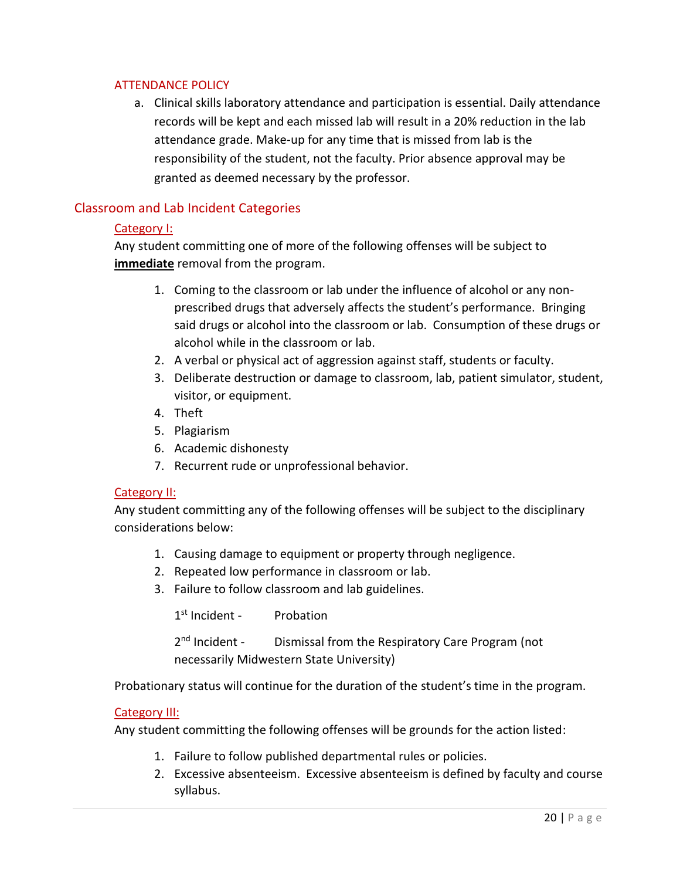## ATTENDANCE POLICY

a. Clinical skills laboratory attendance and participation is essential. Daily attendance records will be kept and each missed lab will result in a 20% reduction in the lab attendance grade. Make-up for any time that is missed from lab is the responsibility of the student, not the faculty. Prior absence approval may be granted as deemed necessary by the professor.

## Classroom and Lab Incident Categories

### Category I:

Any student committing one of more of the following offenses will be subject to **immediate** removal from the program.

1. Coming to the classroom or lab under the influence of alcohol or any non-prescribed drugs that adversely affects the student's performance. Bringing said drugs or alcohol into the classroom or lab. Consumption of these drugs or alcohol while in the classroom or lab.
2. A verbal or physical act of aggression against staff, students or faculty.
3. Deliberate destruction or damage to classroom, lab, patient simulator, student, visitor, or equipment.
4. Theft
5. Plagiarism
6. Academic dishonesty
7. Recurrent rude or unprofessional behavior.

### Category II:

Any student committing any of the following offenses will be subject to the disciplinary considerations below:

1. Causing damage to equipment or property through negligence.
2. Repeated low performance in classroom or lab.
3. Failure to follow classroom and lab guidelines.

1st Incident - Probation

2nd Incident - Dismissal from the Respiratory Care Program (not necessarily Midwestern State University)

Probationary status will continue for the duration of the student's time in the program.

### Category III:

Any student committing the following offenses will be grounds for the action listed:

1. Failure to follow published departmental rules or policies.
2. Excessive absenteeism. Excessive absenteeism is defined by faculty and course syllabus.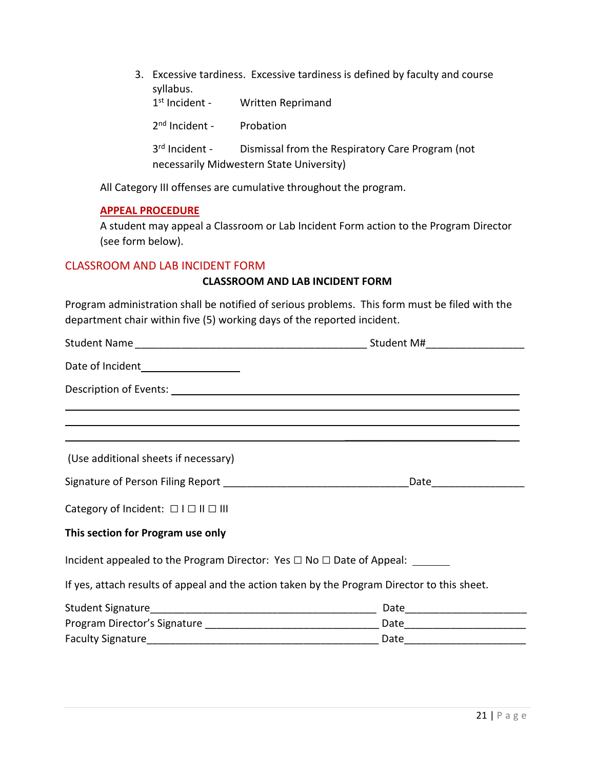3. Excessive tardiness. Excessive tardiness is defined by faculty and course syllabus.

   1st Incident - Written Reprimand

   2nd Incident - Probation

   3rd Incident - Dismissal from the Respiratory Care Program (not necessarily Midwestern State University)

All Category III offenses are cumulative throughout the program.

**APPEAL PROCEDURE**

A student may appeal a Classroom or Lab Incident Form action to the Program Director (see form below).

## CLASSROOM AND LAB INCIDENT FORM

**CLASSROOM AND LAB INCIDENT FORM**

Program administration shall be notified of serious problems. This form must be filed with the department chair within five (5) working days of the reported incident.

Student Name ________________________________________ Student M#________________

Date of Incident________________

Description of Events: ____________________________________________________________

______________________________________________________________________________

______________________________________________________________________________

______________________________________________________________________________

(Use additional sheets if necessary)

Signature of Person Filing Report ________________________________Date________________

Category of Incident: ☐ I ☐ II ☐ III

**This section for Program use only**

Incident appealed to the Program Director: Yes ☐ No ☐ Date of Appeal: ______

If yes, attach results of appeal and the action taken by the Program Director to this sheet.

Student Signature________________________________________ Date____________________

Program Director's Signature ______________________________ Date____________________

Faculty Signature________________________________________ Date____________________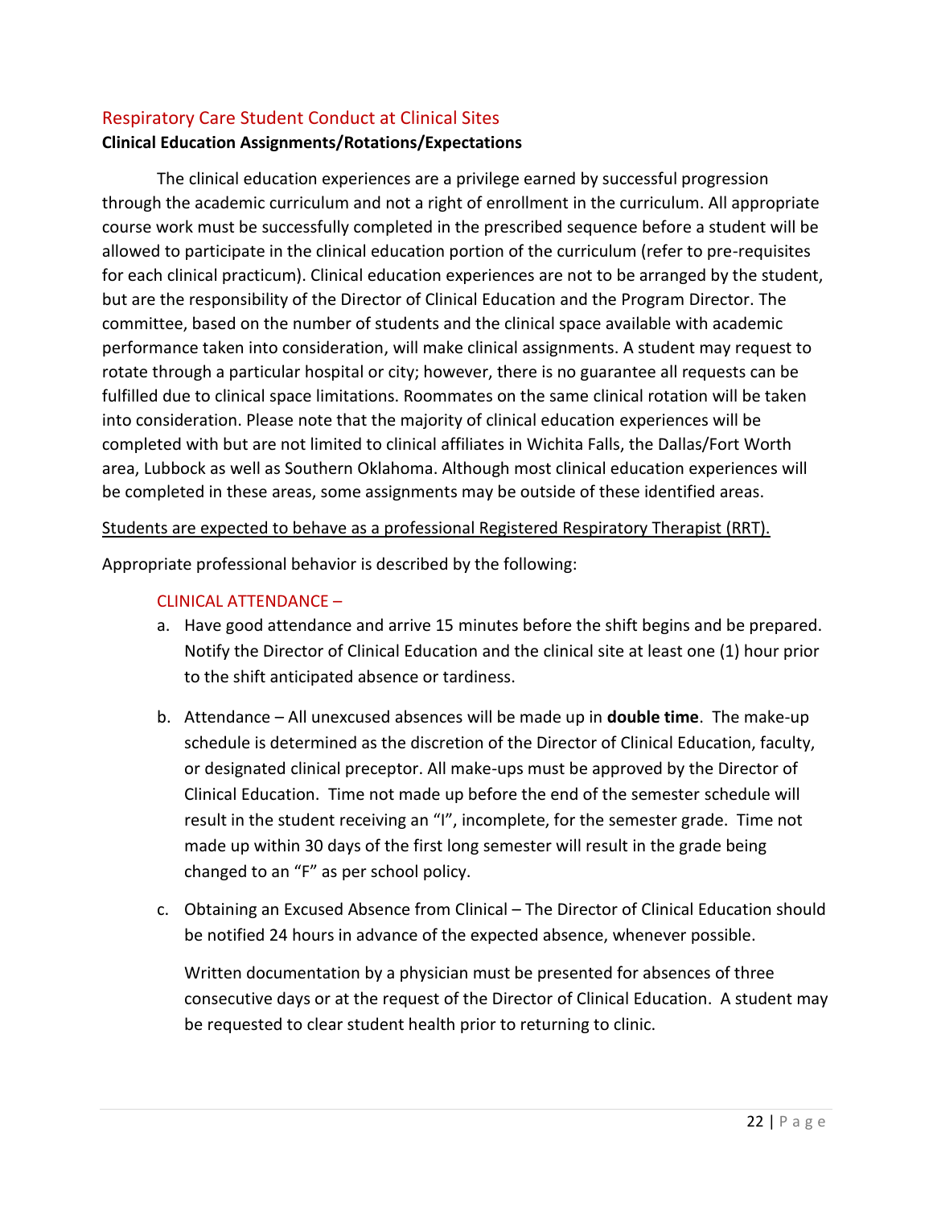## Respiratory Care Student Conduct at Clinical Sites

**Clinical Education Assignments/Rotations/Expectations**

The clinical education experiences are a privilege earned by successful progression through the academic curriculum and not a right of enrollment in the curriculum. All appropriate course work must be successfully completed in the prescribed sequence before a student will be allowed to participate in the clinical education portion of the curriculum (refer to pre-requisites for each clinical practicum). Clinical education experiences are not to be arranged by the student, but are the responsibility of the Director of Clinical Education and the Program Director. The committee, based on the number of students and the clinical space available with academic performance taken into consideration, will make clinical assignments. A student may request to rotate through a particular hospital or city; however, there is no guarantee all requests can be fulfilled due to clinical space limitations. Roommates on the same clinical rotation will be taken into consideration. Please note that the majority of clinical education experiences will be completed with but are not limited to clinical affiliates in Wichita Falls, the Dallas/Fort Worth area, Lubbock as well as Southern Oklahoma. Although most clinical education experiences will be completed in these areas, some assignments may be outside of these identified areas.

<u>Students are expected to behave as a professional Registered Respiratory Therapist (RRT).</u>

Appropriate professional behavior is described by the following:

### CLINICAL ATTENDANCE –

a. Have good attendance and arrive 15 minutes before the shift begins and be prepared. Notify the Director of Clinical Education and the clinical site at least one (1) hour prior to the shift anticipated absence or tardiness.

b. Attendance – All unexcused absences will be made up in **double time**. The make-up schedule is determined as the discretion of the Director of Clinical Education, faculty, or designated clinical preceptor. All make-ups must be approved by the Director of Clinical Education. Time not made up before the end of the semester schedule will result in the student receiving an "I", incomplete, for the semester grade. Time not made up within 30 days of the first long semester will result in the grade being changed to an "F" as per school policy.

c. Obtaining an Excused Absence from Clinical – The Director of Clinical Education should be notified 24 hours in advance of the expected absence, whenever possible.

   Written documentation by a physician must be presented for absences of three consecutive days or at the request of the Director of Clinical Education. A student may be requested to clear student health prior to returning to clinic.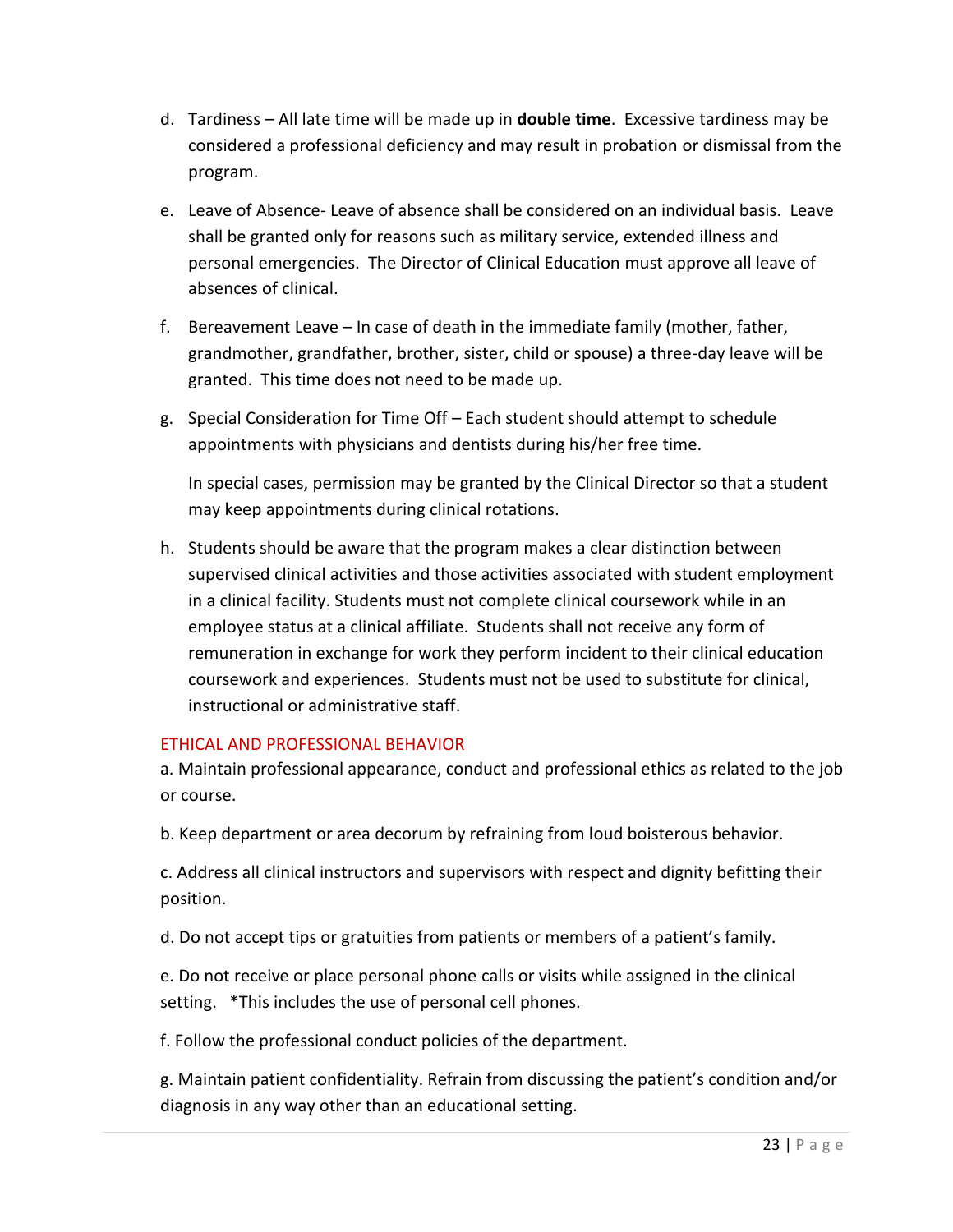d. Tardiness – All late time will be made up in **double time**. Excessive tardiness may be considered a professional deficiency and may result in probation or dismissal from the program.

e. Leave of Absence- Leave of absence shall be considered on an individual basis. Leave shall be granted only for reasons such as military service, extended illness and personal emergencies. The Director of Clinical Education must approve all leave of absences of clinical.

f. Bereavement Leave – In case of death in the immediate family (mother, father, grandmother, grandfather, brother, sister, child or spouse) a three-day leave will be granted. This time does not need to be made up.

g. Special Consideration for Time Off – Each student should attempt to schedule appointments with physicians and dentists during his/her free time.

   In special cases, permission may be granted by the Clinical Director so that a student may keep appointments during clinical rotations.

h. Students should be aware that the program makes a clear distinction between supervised clinical activities and those activities associated with student employment in a clinical facility. Students must not complete clinical coursework while in an employee status at a clinical affiliate. Students shall not receive any form of remuneration in exchange for work they perform incident to their clinical education coursework and experiences. Students must not be used to substitute for clinical, instructional or administrative staff.

## ETHICAL AND PROFESSIONAL BEHAVIOR

a. Maintain professional appearance, conduct and professional ethics as related to the job or course.

b. Keep department or area decorum by refraining from loud boisterous behavior.

c. Address all clinical instructors and supervisors with respect and dignity befitting their position.

d. Do not accept tips or gratuities from patients or members of a patient's family.

e. Do not receive or place personal phone calls or visits while assigned in the clinical setting. *This includes the use of personal cell phones.

f. Follow the professional conduct policies of the department.

g. Maintain patient confidentiality. Refrain from discussing the patient's condition and/or diagnosis in any way other than an educational setting.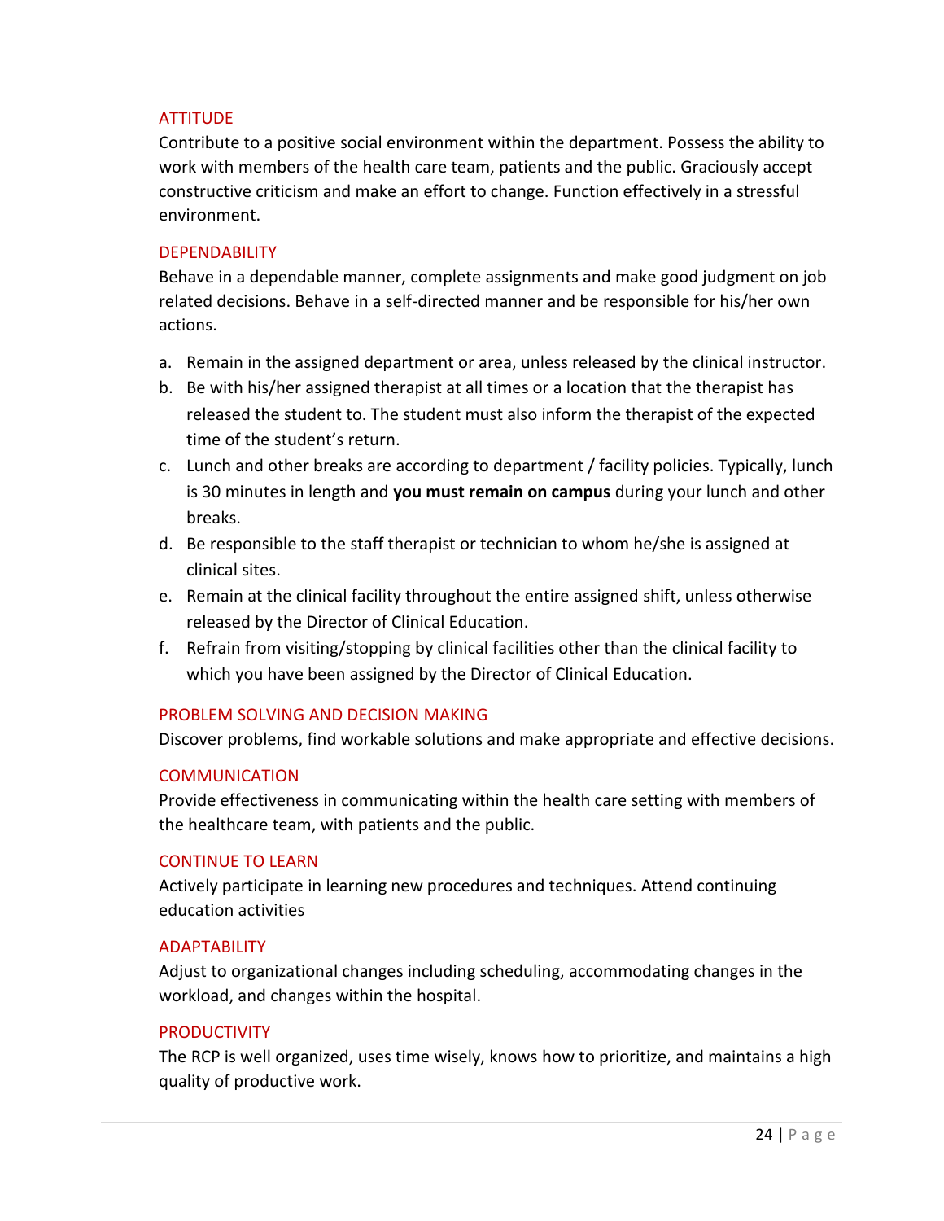### ATTITUDE

Contribute to a positive social environment within the department. Possess the ability to work with members of the health care team, patients and the public. Graciously accept constructive criticism and make an effort to change. Function effectively in a stressful environment.

### DEPENDABILITY

Behave in a dependable manner, complete assignments and make good judgment on job related decisions. Behave in a self-directed manner and be responsible for his/her own actions.

a. Remain in the assigned department or area, unless released by the clinical instructor.
b. Be with his/her assigned therapist at all times or a location that the therapist has released the student to. The student must also inform the therapist of the expected time of the student's return.
c. Lunch and other breaks are according to department / facility policies. Typically, lunch is 30 minutes in length and **you must remain on campus** during your lunch and other breaks.
d. Be responsible to the staff therapist or technician to whom he/she is assigned at clinical sites.
e. Remain at the clinical facility throughout the entire assigned shift, unless otherwise released by the Director of Clinical Education.
f. Refrain from visiting/stopping by clinical facilities other than the clinical facility to which you have been assigned by the Director of Clinical Education.

### PROBLEM SOLVING AND DECISION MAKING

Discover problems, find workable solutions and make appropriate and effective decisions.

### COMMUNICATION

Provide effectiveness in communicating within the health care setting with members of the healthcare team, with patients and the public.

### CONTINUE TO LEARN

Actively participate in learning new procedures and techniques. Attend continuing education activities

### ADAPTABILITY

Adjust to organizational changes including scheduling, accommodating changes in the workload, and changes within the hospital.

### PRODUCTIVITY

The RCP is well organized, uses time wisely, knows how to prioritize, and maintains a high quality of productive work.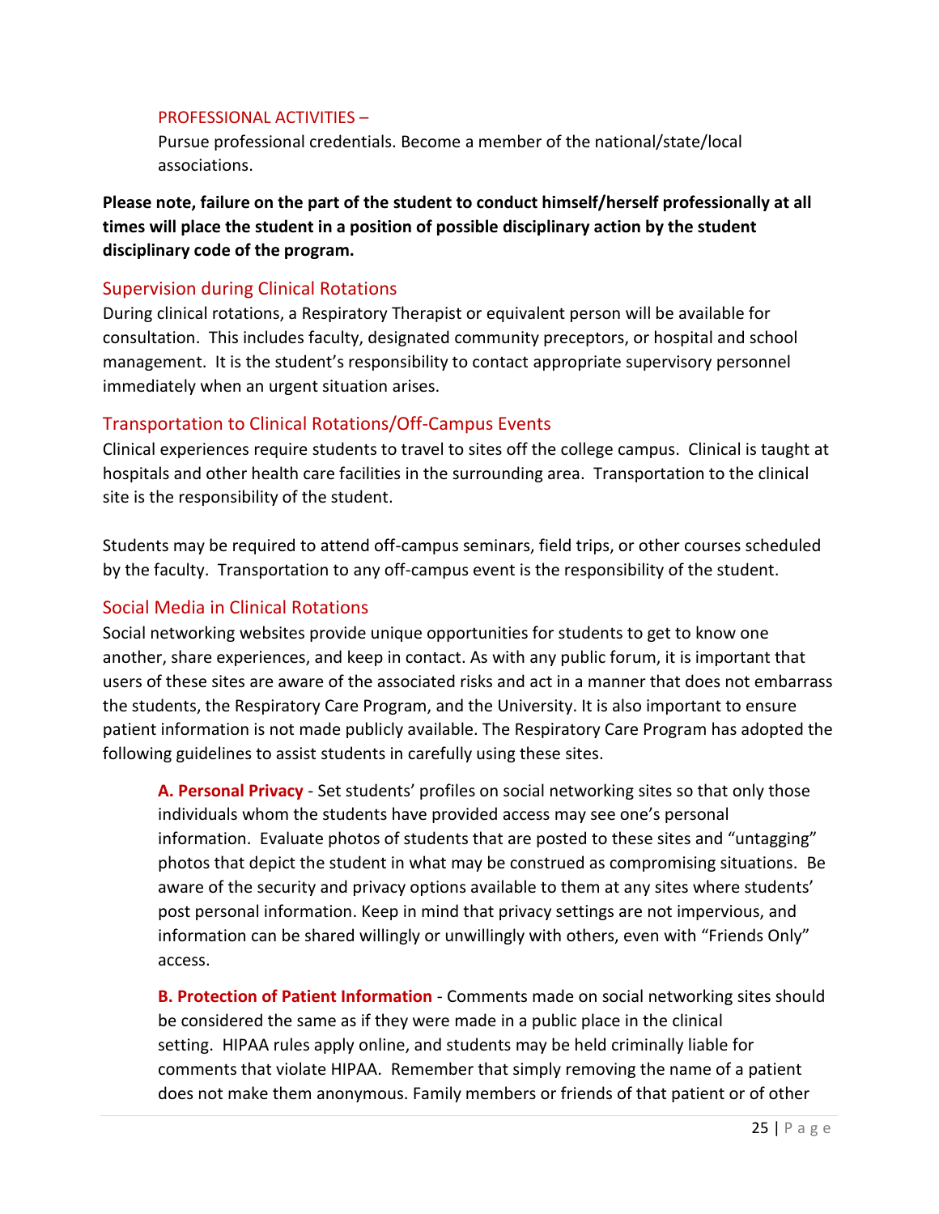PROFESSIONAL ACTIVITIES –

Pursue professional credentials. Become a member of the national/state/local associations.

**Please note, failure on the part of the student to conduct himself/herself professionally at all times will place the student in a position of possible disciplinary action by the student disciplinary code of the program.**

## Supervision during Clinical Rotations

During clinical rotations, a Respiratory Therapist or equivalent person will be available for consultation. This includes faculty, designated community preceptors, or hospital and school management. It is the student's responsibility to contact appropriate supervisory personnel immediately when an urgent situation arises.

## Transportation to Clinical Rotations/Off-Campus Events

Clinical experiences require students to travel to sites off the college campus. Clinical is taught at hospitals and other health care facilities in the surrounding area. Transportation to the clinical site is the responsibility of the student.

Students may be required to attend off-campus seminars, field trips, or other courses scheduled by the faculty. Transportation to any off-campus event is the responsibility of the student.

## Social Media in Clinical Rotations

Social networking websites provide unique opportunities for students to get to know one another, share experiences, and keep in contact. As with any public forum, it is important that users of these sites are aware of the associated risks and act in a manner that does not embarrass the students, the Respiratory Care Program, and the University. It is also important to ensure patient information is not made publicly available. The Respiratory Care Program has adopted the following guidelines to assist students in carefully using these sites.

**A. Personal Privacy** - Set students' profiles on social networking sites so that only those individuals whom the students have provided access may see one's personal information. Evaluate photos of students that are posted to these sites and "untagging" photos that depict the student in what may be construed as compromising situations. Be aware of the security and privacy options available to them at any sites where students' post personal information. Keep in mind that privacy settings are not impervious, and information can be shared willingly or unwillingly with others, even with "Friends Only" access.

**B. Protection of Patient Information** - Comments made on social networking sites should be considered the same as if they were made in a public place in the clinical setting. HIPAA rules apply online, and students may be held criminally liable for comments that violate HIPAA. Remember that simply removing the name of a patient does not make them anonymous. Family members or friends of that patient or of other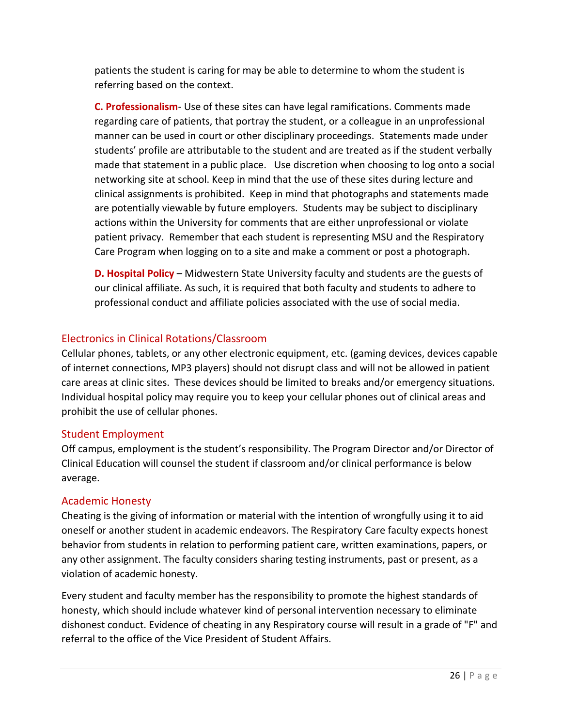patients the student is caring for may be able to determine to whom the student is referring based on the context.

**C. Professionalism**- Use of these sites can have legal ramifications. Comments made regarding care of patients, that portray the student, or a colleague in an unprofessional manner can be used in court or other disciplinary proceedings. Statements made under students' profile are attributable to the student and are treated as if the student verbally made that statement in a public place. Use discretion when choosing to log onto a social networking site at school. Keep in mind that the use of these sites during lecture and clinical assignments is prohibited. Keep in mind that photographs and statements made are potentially viewable by future employers. Students may be subject to disciplinary actions within the University for comments that are either unprofessional or violate patient privacy. Remember that each student is representing MSU and the Respiratory Care Program when logging on to a site and make a comment or post a photograph.

**D. Hospital Policy** – Midwestern State University faculty and students are the guests of our clinical affiliate. As such, it is required that both faculty and students to adhere to professional conduct and affiliate policies associated with the use of social media.

## Electronics in Clinical Rotations/Classroom

Cellular phones, tablets, or any other electronic equipment, etc. (gaming devices, devices capable of internet connections, MP3 players) should not disrupt class and will not be allowed in patient care areas at clinic sites. These devices should be limited to breaks and/or emergency situations. Individual hospital policy may require you to keep your cellular phones out of clinical areas and prohibit the use of cellular phones.

## Student Employment

Off campus, employment is the student's responsibility. The Program Director and/or Director of Clinical Education will counsel the student if classroom and/or clinical performance is below average.

## Academic Honesty

Cheating is the giving of information or material with the intention of wrongfully using it to aid oneself or another student in academic endeavors. The Respiratory Care faculty expects honest behavior from students in relation to performing patient care, written examinations, papers, or any other assignment. The faculty considers sharing testing instruments, past or present, as a violation of academic honesty.

Every student and faculty member has the responsibility to promote the highest standards of honesty, which should include whatever kind of personal intervention necessary to eliminate dishonest conduct. Evidence of cheating in any Respiratory course will result in a grade of "F" and referral to the office of the Vice President of Student Affairs.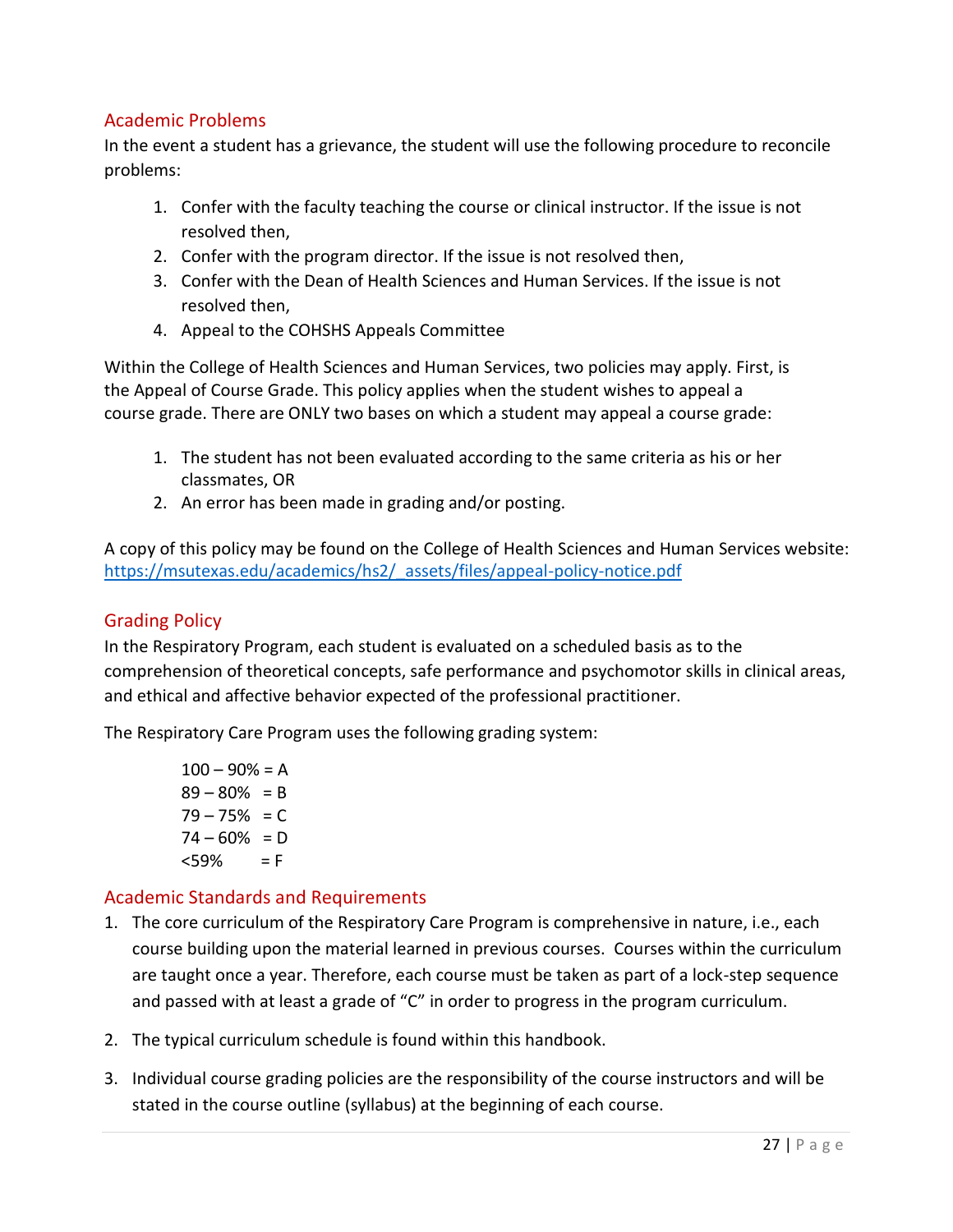## Academic Problems

In the event a student has a grievance, the student will use the following procedure to reconcile problems:

1. Confer with the faculty teaching the course or clinical instructor. If the issue is not resolved then,
2. Confer with the program director. If the issue is not resolved then,
3. Confer with the Dean of Health Sciences and Human Services. If the issue is not resolved then,
4. Appeal to the COHSHS Appeals Committee

Within the College of Health Sciences and Human Services, two policies may apply. First, is the Appeal of Course Grade. This policy applies when the student wishes to appeal a course grade. There are ONLY two bases on which a student may appeal a course grade:

1. The student has not been evaluated according to the same criteria as his or her classmates, OR
2. An error has been made in grading and/or posting.

A copy of this policy may be found on the College of Health Sciences and Human Services website: https://msutexas.edu/academics/hs2/_assets/files/appeal-policy-notice.pdf

## Grading Policy

In the Respiratory Program, each student is evaluated on a scheduled basis as to the comprehension of theoretical concepts, safe performance and psychomotor skills in clinical areas, and ethical and affective behavior expected of the professional practitioner.

The Respiratory Care Program uses the following grading system:

100 – 90% = A
89 – 80% = B
79 – 75% = C
74 – 60% = D
<59% = F

## Academic Standards and Requirements

1. The core curriculum of the Respiratory Care Program is comprehensive in nature, i.e., each course building upon the material learned in previous courses. Courses within the curriculum are taught once a year. Therefore, each course must be taken as part of a lock-step sequence and passed with at least a grade of "C" in order to progress in the program curriculum.
2. The typical curriculum schedule is found within this handbook.
3. Individual course grading policies are the responsibility of the course instructors and will be stated in the course outline (syllabus) at the beginning of each course.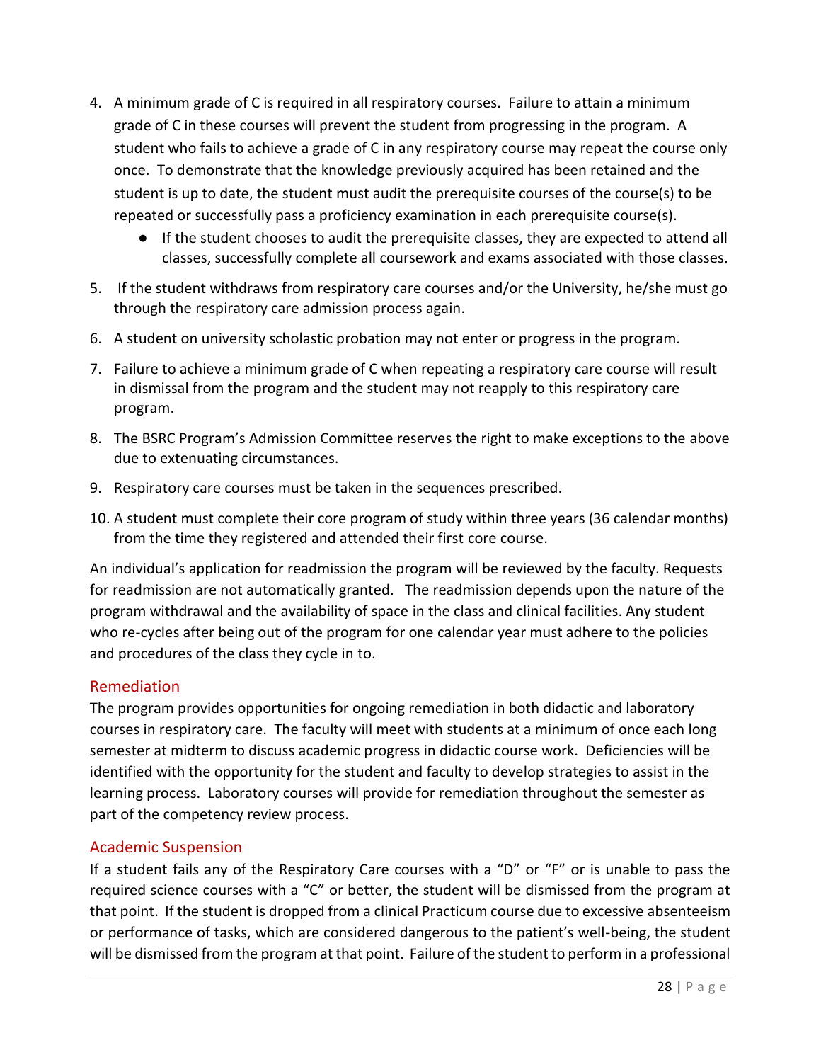4. A minimum grade of C is required in all respiratory courses. Failure to attain a minimum grade of C in these courses will prevent the student from progressing in the program. A student who fails to achieve a grade of C in any respiratory course may repeat the course only once. To demonstrate that the knowledge previously acquired has been retained and the student is up to date, the student must audit the prerequisite courses of the course(s) to be repeated or successfully pass a proficiency examination in each prerequisite course(s).
   - If the student chooses to audit the prerequisite classes, they are expected to attend all classes, successfully complete all coursework and exams associated with those classes.
5. If the student withdraws from respiratory care courses and/or the University, he/she must go through the respiratory care admission process again.
6. A student on university scholastic probation may not enter or progress in the program.
7. Failure to achieve a minimum grade of C when repeating a respiratory care course will result in dismissal from the program and the student may not reapply to this respiratory care program.
8. The BSRC Program's Admission Committee reserves the right to make exceptions to the above due to extenuating circumstances.
9. Respiratory care courses must be taken in the sequences prescribed.
10. A student must complete their core program of study within three years (36 calendar months) from the time they registered and attended their first core course.

An individual's application for readmission the program will be reviewed by the faculty. Requests for readmission are not automatically granted. The readmission depends upon the nature of the program withdrawal and the availability of space in the class and clinical facilities. Any student who re-cycles after being out of the program for one calendar year must adhere to the policies and procedures of the class they cycle in to.

## Remediation

The program provides opportunities for ongoing remediation in both didactic and laboratory courses in respiratory care. The faculty will meet with students at a minimum of once each long semester at midterm to discuss academic progress in didactic course work. Deficiencies will be identified with the opportunity for the student and faculty to develop strategies to assist in the learning process. Laboratory courses will provide for remediation throughout the semester as part of the competency review process.

## Academic Suspension

If a student fails any of the Respiratory Care courses with a "D" or "F" or is unable to pass the required science courses with a "C" or better, the student will be dismissed from the program at that point. If the student is dropped from a clinical Practicum course due to excessive absenteeism or performance of tasks, which are considered dangerous to the patient's well-being, the student will be dismissed from the program at that point. Failure of the student to perform in a professional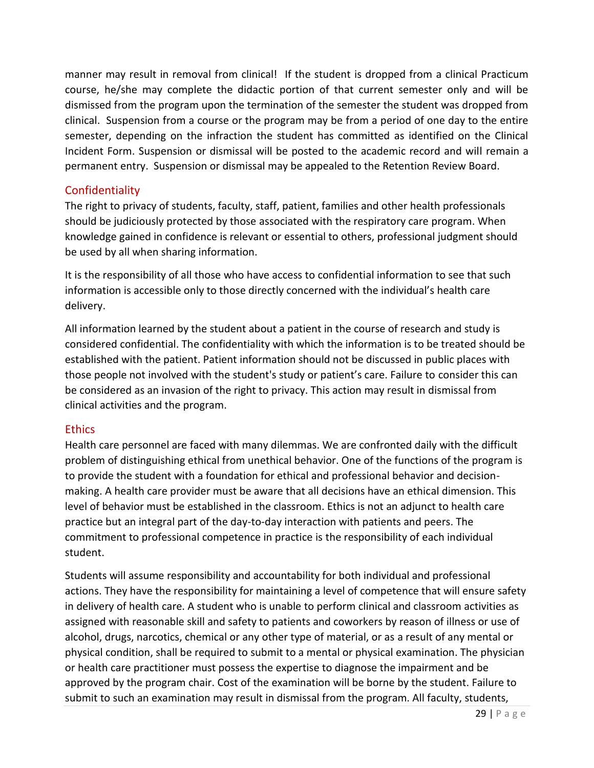manner may result in removal from clinical! If the student is dropped from a clinical Practicum course, he/she may complete the didactic portion of that current semester only and will be dismissed from the program upon the termination of the semester the student was dropped from clinical. Suspension from a course or the program may be from a period of one day to the entire semester, depending on the infraction the student has committed as identified on the Clinical Incident Form. Suspension or dismissal will be posted to the academic record and will remain a permanent entry. Suspension or dismissal may be appealed to the Retention Review Board.

## Confidentiality

The right to privacy of students, faculty, staff, patient, families and other health professionals should be judiciously protected by those associated with the respiratory care program. When knowledge gained in confidence is relevant or essential to others, professional judgment should be used by all when sharing information.

It is the responsibility of all those who have access to confidential information to see that such information is accessible only to those directly concerned with the individual's health care delivery.

All information learned by the student about a patient in the course of research and study is considered confidential. The confidentiality with which the information is to be treated should be established with the patient. Patient information should not be discussed in public places with those people not involved with the student's study or patient's care. Failure to consider this can be considered as an invasion of the right to privacy. This action may result in dismissal from clinical activities and the program.

## Ethics

Health care personnel are faced with many dilemmas. We are confronted daily with the difficult problem of distinguishing ethical from unethical behavior. One of the functions of the program is to provide the student with a foundation for ethical and professional behavior and decision-making. A health care provider must be aware that all decisions have an ethical dimension. This level of behavior must be established in the classroom. Ethics is not an adjunct to health care practice but an integral part of the day-to-day interaction with patients and peers. The commitment to professional competence in practice is the responsibility of each individual student.

Students will assume responsibility and accountability for both individual and professional actions. They have the responsibility for maintaining a level of competence that will ensure safety in delivery of health care. A student who is unable to perform clinical and classroom activities as assigned with reasonable skill and safety to patients and coworkers by reason of illness or use of alcohol, drugs, narcotics, chemical or any other type of material, or as a result of any mental or physical condition, shall be required to submit to a mental or physical examination. The physician or health care practitioner must possess the expertise to diagnose the impairment and be approved by the program chair. Cost of the examination will be borne by the student. Failure to submit to such an examination may result in dismissal from the program. All faculty, students,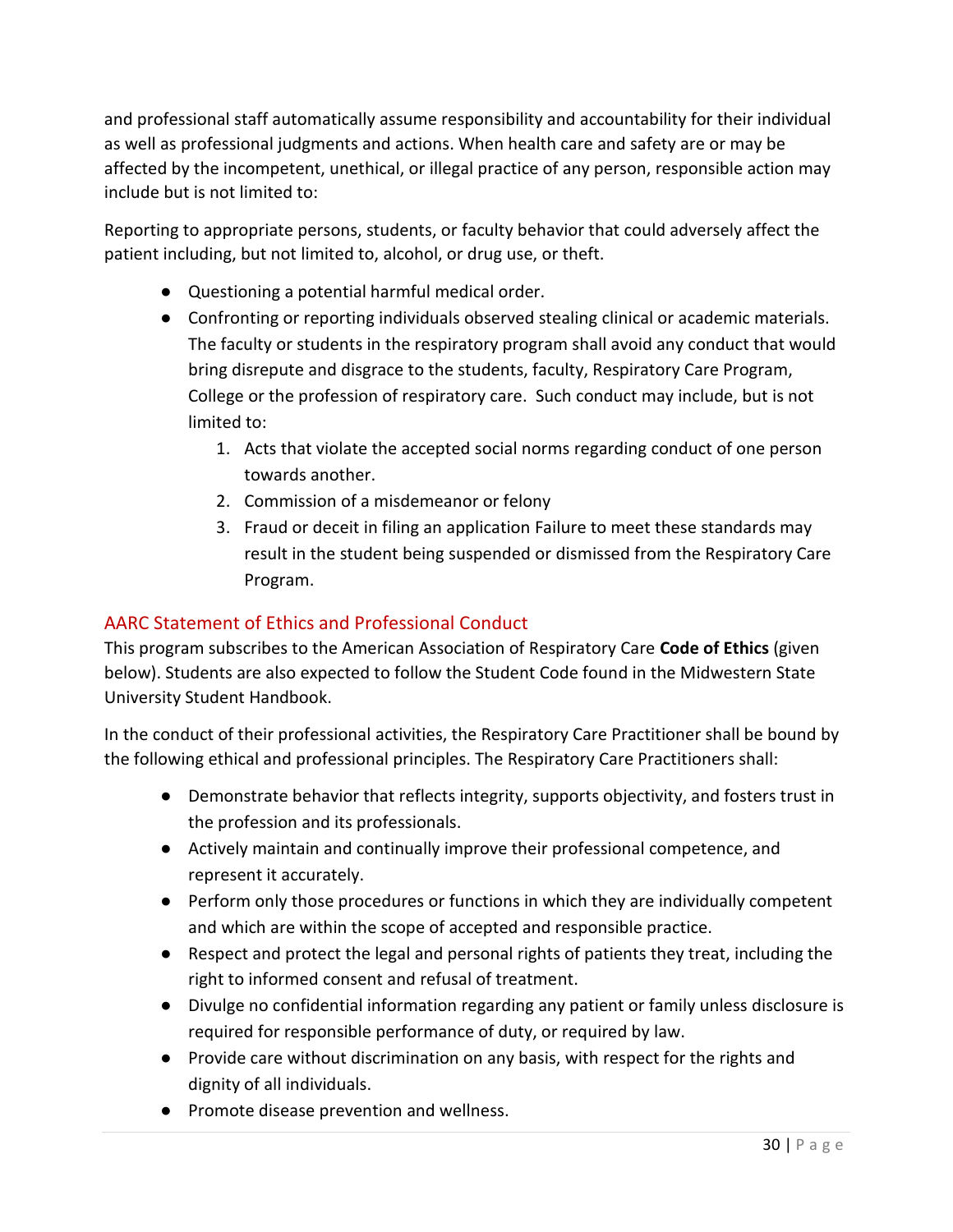and professional staff automatically assume responsibility and accountability for their individual as well as professional judgments and actions. When health care and safety are or may be affected by the incompetent, unethical, or illegal practice of any person, responsible action may include but is not limited to:

Reporting to appropriate persons, students, or faculty behavior that could adversely affect the patient including, but not limited to, alcohol, or drug use, or theft.

- Questioning a potential harmful medical order.
- Confronting or reporting individuals observed stealing clinical or academic materials. The faculty or students in the respiratory program shall avoid any conduct that would bring disrepute and disgrace to the students, faculty, Respiratory Care Program, College or the profession of respiratory care. Such conduct may include, but is not limited to:
    1. Acts that violate the accepted social norms regarding conduct of one person towards another.
    2. Commission of a misdemeanor or felony
    3. Fraud or deceit in filing an application Failure to meet these standards may result in the student being suspended or dismissed from the Respiratory Care Program.

## AARC Statement of Ethics and Professional Conduct

This program subscribes to the American Association of Respiratory Care **Code of Ethics** (given below). Students are also expected to follow the Student Code found in the Midwestern State University Student Handbook.

In the conduct of their professional activities, the Respiratory Care Practitioner shall be bound by the following ethical and professional principles. The Respiratory Care Practitioners shall:

- Demonstrate behavior that reflects integrity, supports objectivity, and fosters trust in the profession and its professionals.
- Actively maintain and continually improve their professional competence, and represent it accurately.
- Perform only those procedures or functions in which they are individually competent and which are within the scope of accepted and responsible practice.
- Respect and protect the legal and personal rights of patients they treat, including the right to informed consent and refusal of treatment.
- Divulge no confidential information regarding any patient or family unless disclosure is required for responsible performance of duty, or required by law.
- Provide care without discrimination on any basis, with respect for the rights and dignity of all individuals.
- Promote disease prevention and wellness.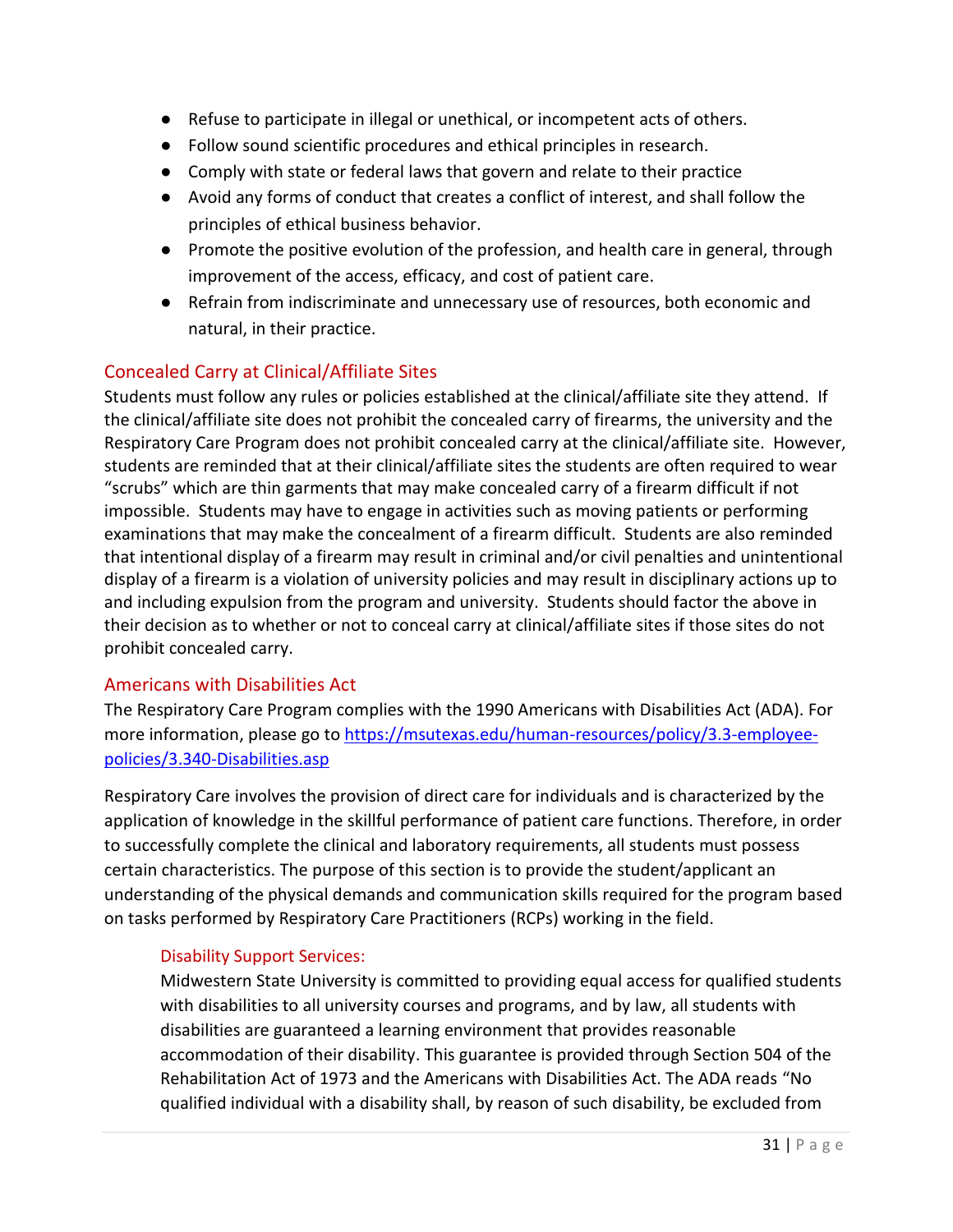- Refuse to participate in illegal or unethical, or incompetent acts of others.
- Follow sound scientific procedures and ethical principles in research.
- Comply with state or federal laws that govern and relate to their practice
- Avoid any forms of conduct that creates a conflict of interest, and shall follow the principles of ethical business behavior.
- Promote the positive evolution of the profession, and health care in general, through improvement of the access, efficacy, and cost of patient care.
- Refrain from indiscriminate and unnecessary use of resources, both economic and natural, in their practice.

## Concealed Carry at Clinical/Affiliate Sites

Students must follow any rules or policies established at the clinical/affiliate site they attend. If the clinical/affiliate site does not prohibit the concealed carry of firearms, the university and the Respiratory Care Program does not prohibit concealed carry at the clinical/affiliate site. However, students are reminded that at their clinical/affiliate sites the students are often required to wear "scrubs" which are thin garments that may make concealed carry of a firearm difficult if not impossible. Students may have to engage in activities such as moving patients or performing examinations that may make the concealment of a firearm difficult. Students are also reminded that intentional display of a firearm may result in criminal and/or civil penalties and unintentional display of a firearm is a violation of university policies and may result in disciplinary actions up to and including expulsion from the program and university. Students should factor the above in their decision as to whether or not to conceal carry at clinical/affiliate sites if those sites do not prohibit concealed carry.

## Americans with Disabilities Act

The Respiratory Care Program complies with the 1990 Americans with Disabilities Act (ADA). For more information, please go to [https://msutexas.edu/human-resources/policy/3.3-employee-policies/3.340-Disabilities.asp](https://msutexas.edu/human-resources/policy/3.3-employee-policies/3.340-Disabilities.asp)

Respiratory Care involves the provision of direct care for individuals and is characterized by the application of knowledge in the skillful performance of patient care functions. Therefore, in order to successfully complete the clinical and laboratory requirements, all students must possess certain characteristics. The purpose of this section is to provide the student/applicant an understanding of the physical demands and communication skills required for the program based on tasks performed by Respiratory Care Practitioners (RCPs) working in the field.

### Disability Support Services:

Midwestern State University is committed to providing equal access for qualified students with disabilities to all university courses and programs, and by law, all students with disabilities are guaranteed a learning environment that provides reasonable accommodation of their disability. This guarantee is provided through Section 504 of the Rehabilitation Act of 1973 and the Americans with Disabilities Act. The ADA reads "No qualified individual with a disability shall, by reason of such disability, be excluded from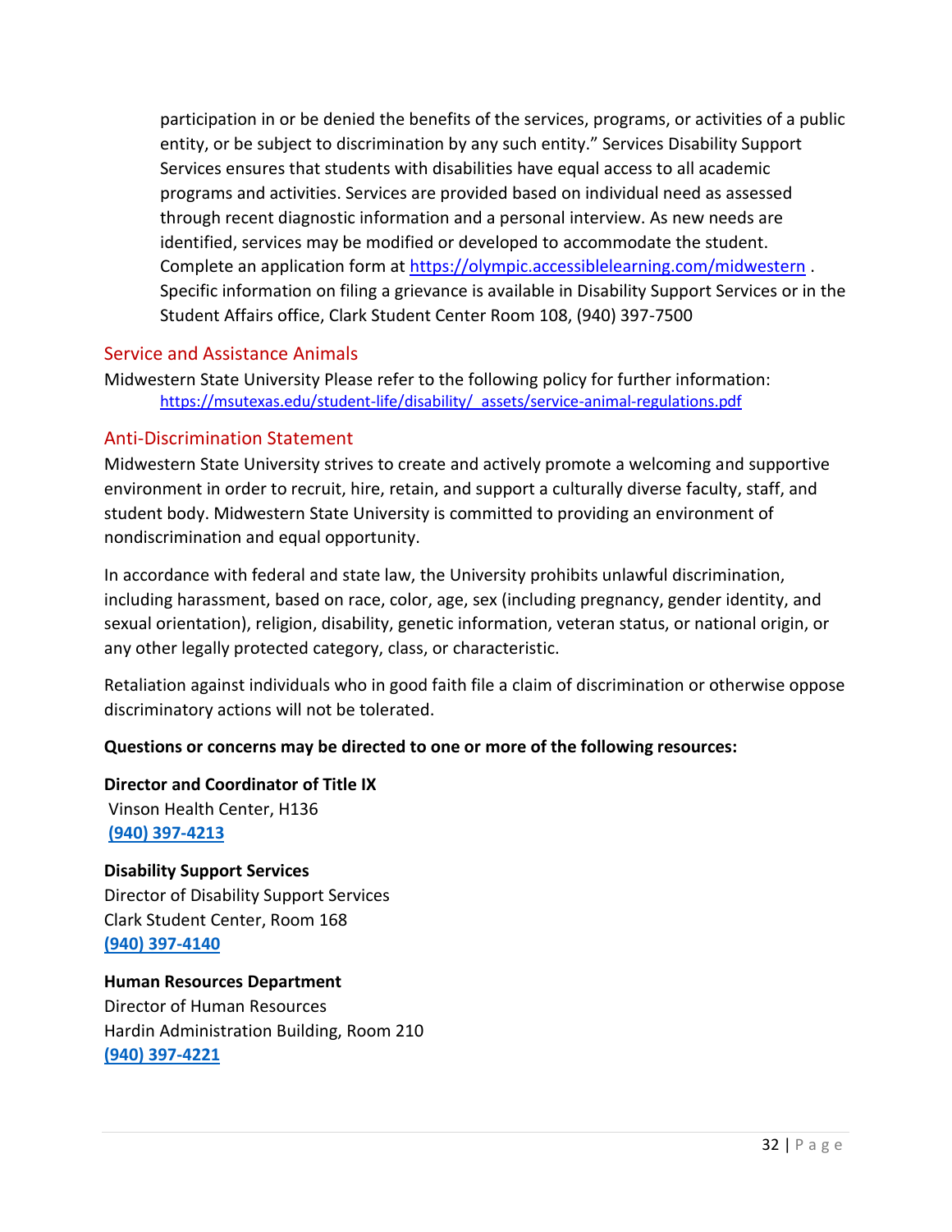participation in or be denied the benefits of the services, programs, or activities of a public entity, or be subject to discrimination by any such entity." Services Disability Support Services ensures that students with disabilities have equal access to all academic programs and activities. Services are provided based on individual need as assessed through recent diagnostic information and a personal interview. As new needs are identified, services may be modified or developed to accommodate the student. Complete an application form at [https://olympic.accessiblelearning.com/midwestern](https://olympic.accessiblelearning.com/midwestern) . Specific information on filing a grievance is available in Disability Support Services or in the Student Affairs office, Clark Student Center Room 108, (940) 397-7500

## Service and Assistance Animals

Midwestern State University Please refer to the following policy for further information:
[https://msutexas.edu/student-life/disability/_assets/service-animal-regulations.pdf](https://msutexas.edu/student-life/disability/_assets/service-animal-regulations.pdf)

## Anti-Discrimination Statement

Midwestern State University strives to create and actively promote a welcoming and supportive environment in order to recruit, hire, retain, and support a culturally diverse faculty, staff, and student body. Midwestern State University is committed to providing an environment of nondiscrimination and equal opportunity.

In accordance with federal and state law, the University prohibits unlawful discrimination, including harassment, based on race, color, age, sex (including pregnancy, gender identity, and sexual orientation), religion, disability, genetic information, veteran status, or national origin, or any other legally protected category, class, or characteristic.

Retaliation against individuals who in good faith file a claim of discrimination or otherwise oppose discriminatory actions will not be tolerated.

**Questions or concerns may be directed to one or more of the following resources:**

**Director and Coordinator of Title IX**
Vinson Health Center, H136
**(940) 397-4213**

**Disability Support Services**
Director of Disability Support Services
Clark Student Center, Room 168
**(940) 397-4140**

**Human Resources Department**
Director of Human Resources
Hardin Administration Building, Room 210
**(940) 397-4221**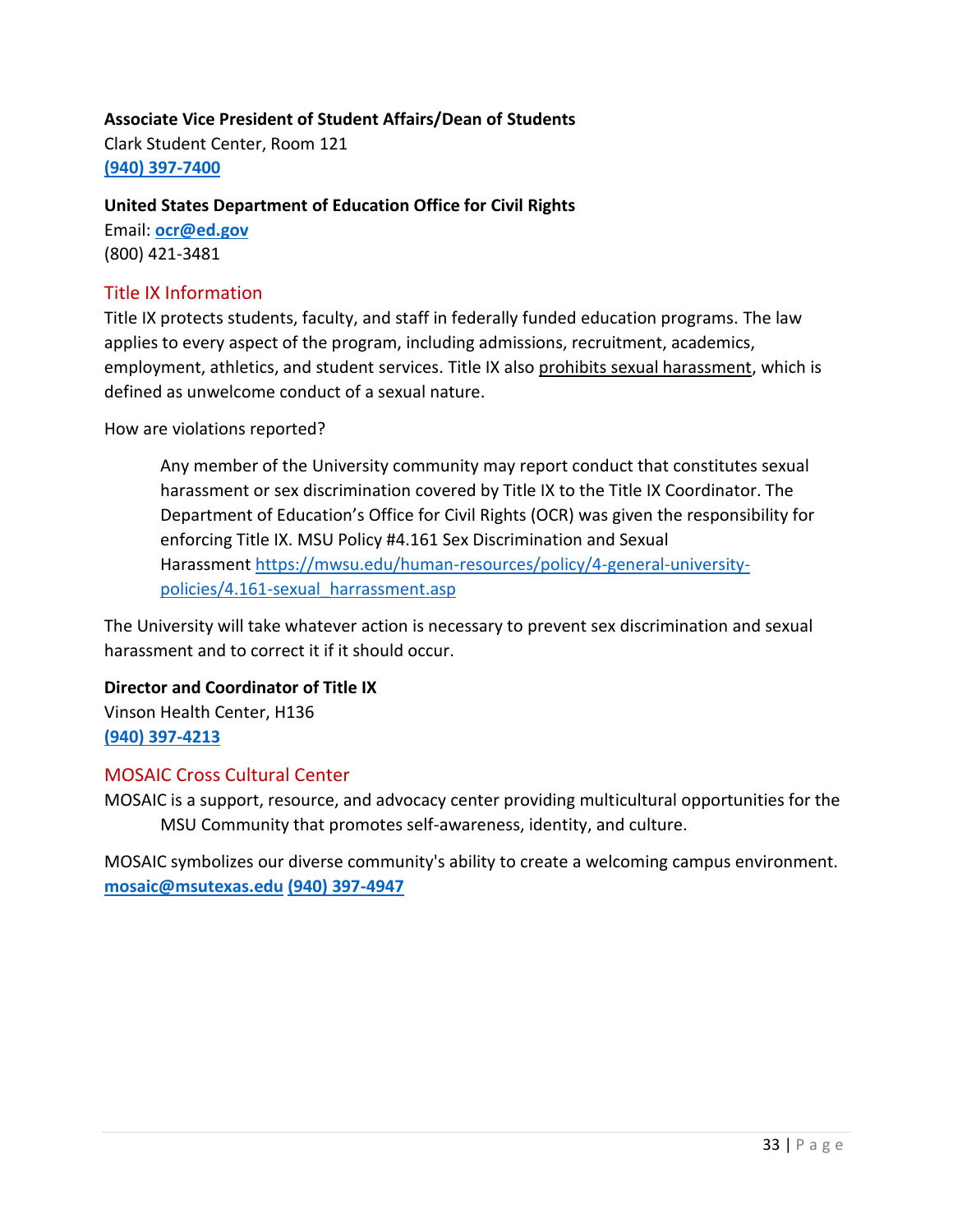**Associate Vice President of Student Affairs/Dean of Students**
Clark Student Center, Room 121
**(940) 397-7400**

**United States Department of Education Office for Civil Rights**
Email: **ocr@ed.gov**
(800) 421-3481

## Title IX Information

Title IX protects students, faculty, and staff in federally funded education programs. The law applies to every aspect of the program, including admissions, recruitment, academics, employment, athletics, and student services. Title IX also prohibits sexual harassment, which is defined as unwelcome conduct of a sexual nature.

How are violations reported?

> Any member of the University community may report conduct that constitutes sexual harassment or sex discrimination covered by Title IX to the Title IX Coordinator. The Department of Education's Office for Civil Rights (OCR) was given the responsibility for enforcing Title IX. MSU Policy #4.161 Sex Discrimination and Sexual Harassment https://mwsu.edu/human-resources/policy/4-general-university-policies/4.161-sexual_harrassment.asp

The University will take whatever action is necessary to prevent sex discrimination and sexual harassment and to correct it if it should occur.

**Director and Coordinator of Title IX**
Vinson Health Center, H136
**(940) 397-4213**

## MOSAIC Cross Cultural Center

MOSAIC is a support, resource, and advocacy center providing multicultural opportunities for the MSU Community that promotes self-awareness, identity, and culture.

MOSAIC symbolizes our diverse community's ability to create a welcoming campus environment.
**mosaic@msutexas.edu** **(940) 397-4947**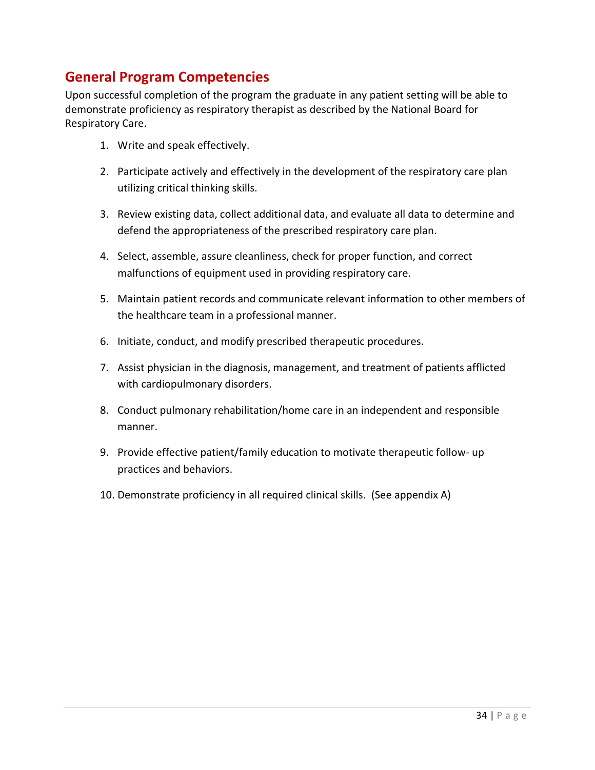## General Program Competencies

Upon successful completion of the program the graduate in any patient setting will be able to demonstrate proficiency as respiratory therapist as described by the National Board for Respiratory Care.

1. Write and speak effectively.
2. Participate actively and effectively in the development of the respiratory care plan utilizing critical thinking skills.
3. Review existing data, collect additional data, and evaluate all data to determine and defend the appropriateness of the prescribed respiratory care plan.
4. Select, assemble, assure cleanliness, check for proper function, and correct malfunctions of equipment used in providing respiratory care.
5. Maintain patient records and communicate relevant information to other members of the healthcare team in a professional manner.
6. Initiate, conduct, and modify prescribed therapeutic procedures.
7. Assist physician in the diagnosis, management, and treatment of patients afflicted with cardiopulmonary disorders.
8. Conduct pulmonary rehabilitation/home care in an independent and responsible manner.
9. Provide effective patient/family education to motivate therapeutic follow- up practices and behaviors.
10. Demonstrate proficiency in all required clinical skills. (See appendix A)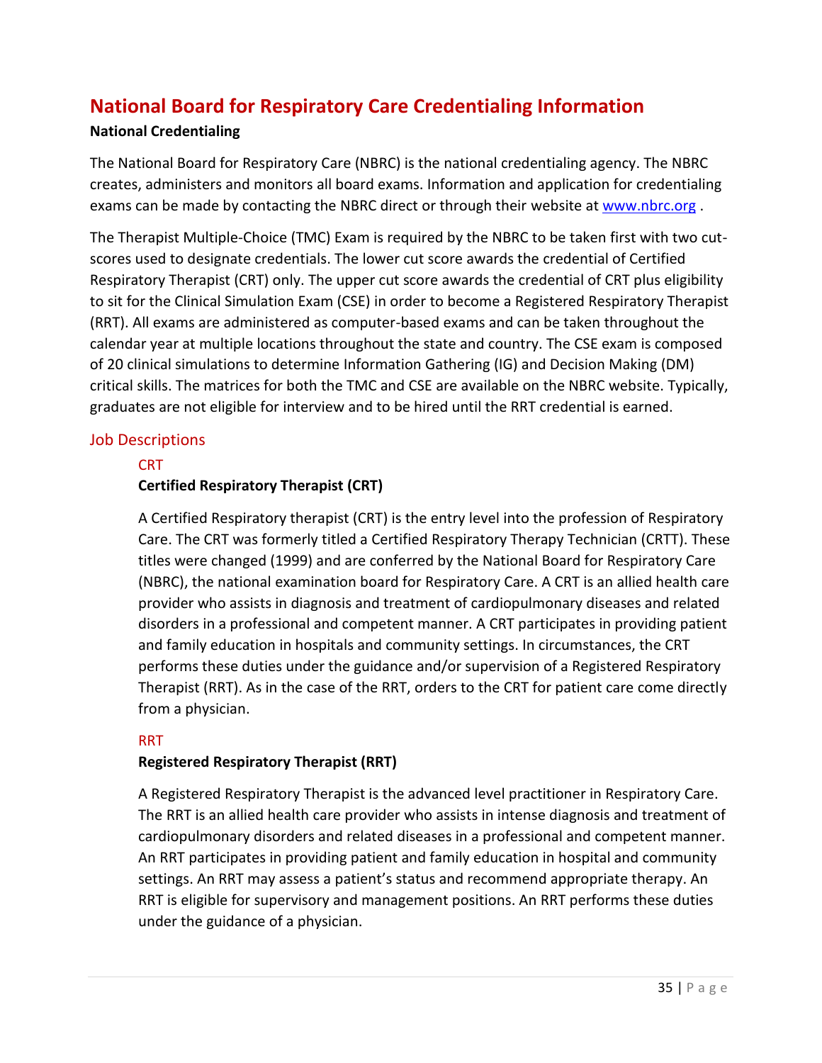# National Board for Respiratory Care Credentialing Information

**National Credentialing**

The National Board for Respiratory Care (NBRC) is the national credentialing agency. The NBRC creates, administers and monitors all board exams. Information and application for credentialing exams can be made by contacting the NBRC direct or through their website at [www.nbrc.org](http://www.nbrc.org) .

The Therapist Multiple-Choice (TMC) Exam is required by the NBRC to be taken first with two cut-scores used to designate credentials. The lower cut score awards the credential of Certified Respiratory Therapist (CRT) only. The upper cut score awards the credential of CRT plus eligibility to sit for the Clinical Simulation Exam (CSE) in order to become a Registered Respiratory Therapist (RRT). All exams are administered as computer-based exams and can be taken throughout the calendar year at multiple locations throughout the state and country. The CSE exam is composed of 20 clinical simulations to determine Information Gathering (IG) and Decision Making (DM) critical skills. The matrices for both the TMC and CSE are available on the NBRC website. Typically, graduates are not eligible for interview and to be hired until the RRT credential is earned.

## Job Descriptions

### CRT

**Certified Respiratory Therapist (CRT)**

A Certified Respiratory therapist (CRT) is the entry level into the profession of Respiratory Care. The CRT was formerly titled a Certified Respiratory Therapy Technician (CRTT). These titles were changed (1999) and are conferred by the National Board for Respiratory Care (NBRC), the national examination board for Respiratory Care. A CRT is an allied health care provider who assists in diagnosis and treatment of cardiopulmonary diseases and related disorders in a professional and competent manner. A CRT participates in providing patient and family education in hospitals and community settings. In circumstances, the CRT performs these duties under the guidance and/or supervision of a Registered Respiratory Therapist (RRT). As in the case of the RRT, orders to the CRT for patient care come directly from a physician.

### RRT

**Registered Respiratory Therapist (RRT)**

A Registered Respiratory Therapist is the advanced level practitioner in Respiratory Care. The RRT is an allied health care provider who assists in intense diagnosis and treatment of cardiopulmonary disorders and related diseases in a professional and competent manner. An RRT participates in providing patient and family education in hospital and community settings. An RRT may assess a patient's status and recommend appropriate therapy. An RRT is eligible for supervisory and management positions. An RRT performs these duties under the guidance of a physician.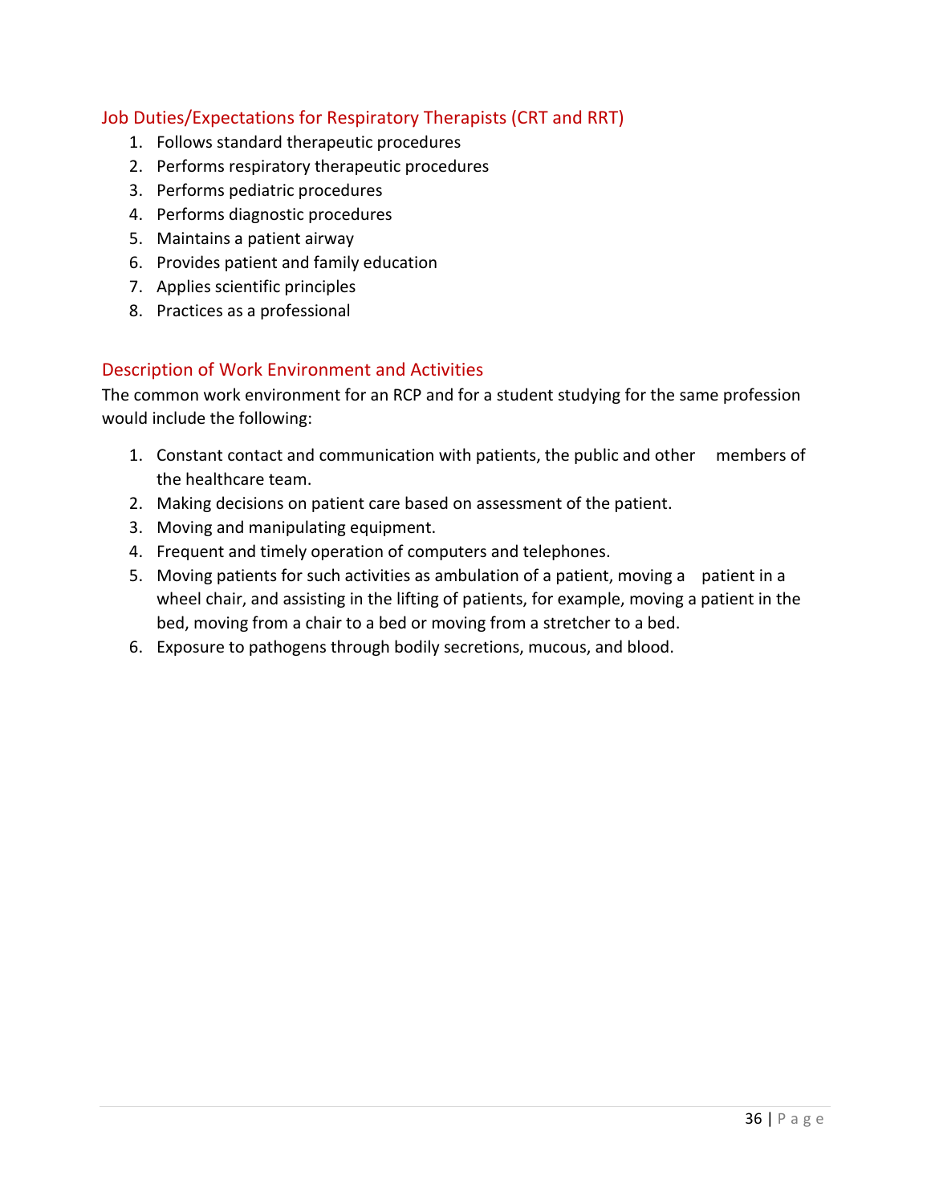## Job Duties/Expectations for Respiratory Therapists (CRT and RRT)

1. Follows standard therapeutic procedures
2. Performs respiratory therapeutic procedures
3. Performs pediatric procedures
4. Performs diagnostic procedures
5. Maintains a patient airway
6. Provides patient and family education
7. Applies scientific principles
8. Practices as a professional

## Description of Work Environment and Activities

The common work environment for an RCP and for a student studying for the same profession would include the following:

1. Constant contact and communication with patients, the public and other members of the healthcare team.
2. Making decisions on patient care based on assessment of the patient.
3. Moving and manipulating equipment.
4. Frequent and timely operation of computers and telephones.
5. Moving patients for such activities as ambulation of a patient, moving a patient in a wheel chair, and assisting in the lifting of patients, for example, moving a patient in the bed, moving from a chair to a bed or moving from a stretcher to a bed.
6. Exposure to pathogens through bodily secretions, mucous, and blood.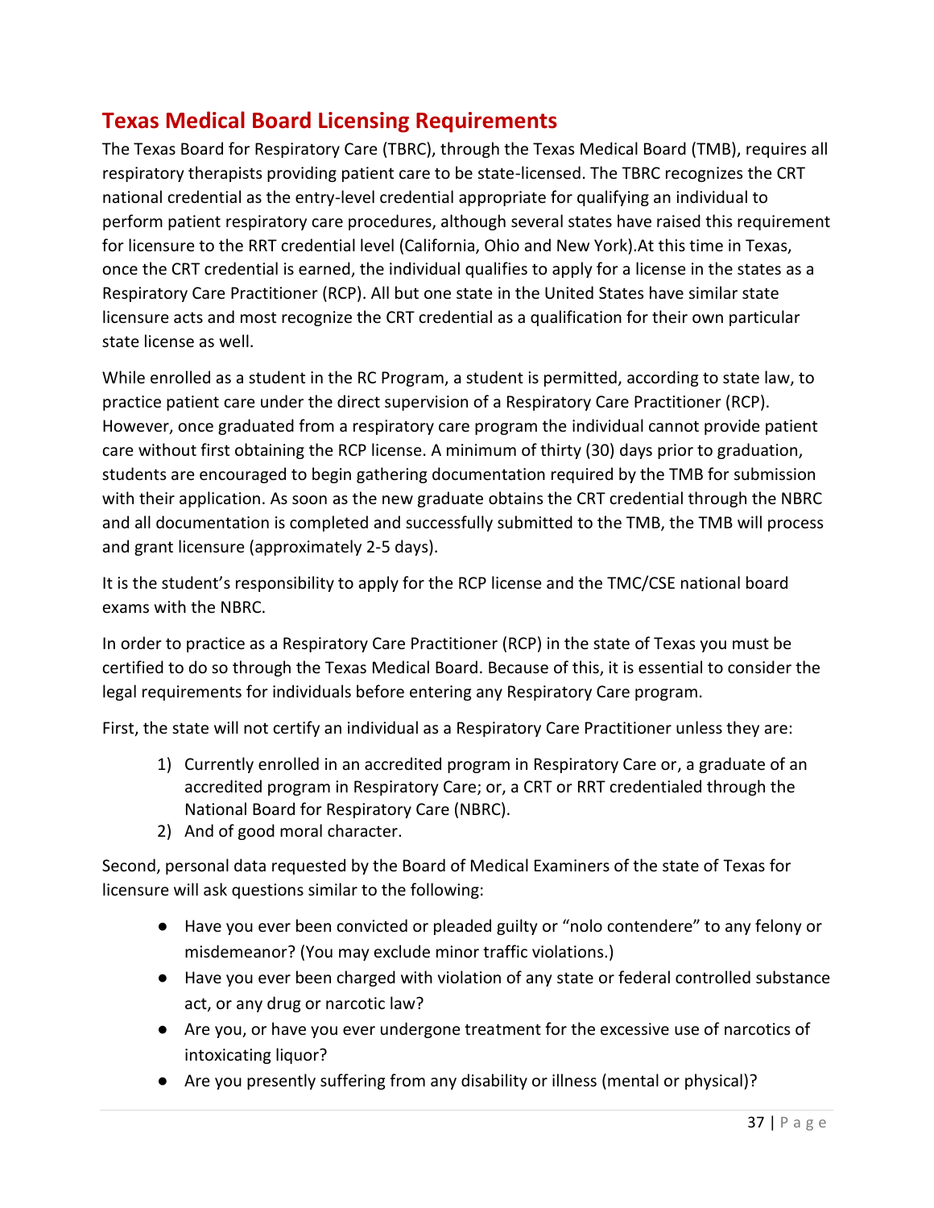## Texas Medical Board Licensing Requirements

The Texas Board for Respiratory Care (TBRC), through the Texas Medical Board (TMB), requires all respiratory therapists providing patient care to be state-licensed. The TBRC recognizes the CRT national credential as the entry-level credential appropriate for qualifying an individual to perform patient respiratory care procedures, although several states have raised this requirement for licensure to the RRT credential level (California, Ohio and New York).At this time in Texas, once the CRT credential is earned, the individual qualifies to apply for a license in the states as a Respiratory Care Practitioner (RCP). All but one state in the United States have similar state licensure acts and most recognize the CRT credential as a qualification for their own particular state license as well.

While enrolled as a student in the RC Program, a student is permitted, according to state law, to practice patient care under the direct supervision of a Respiratory Care Practitioner (RCP). However, once graduated from a respiratory care program the individual cannot provide patient care without first obtaining the RCP license. A minimum of thirty (30) days prior to graduation, students are encouraged to begin gathering documentation required by the TMB for submission with their application. As soon as the new graduate obtains the CRT credential through the NBRC and all documentation is completed and successfully submitted to the TMB, the TMB will process and grant licensure (approximately 2-5 days).

It is the student's responsibility to apply for the RCP license and the TMC/CSE national board exams with the NBRC.

In order to practice as a Respiratory Care Practitioner (RCP) in the state of Texas you must be certified to do so through the Texas Medical Board. Because of this, it is essential to consider the legal requirements for individuals before entering any Respiratory Care program.

First, the state will not certify an individual as a Respiratory Care Practitioner unless they are:

1) Currently enrolled in an accredited program in Respiratory Care or, a graduate of an accredited program in Respiratory Care; or, a CRT or RRT credentialed through the National Board for Respiratory Care (NBRC).
2) And of good moral character.

Second, personal data requested by the Board of Medical Examiners of the state of Texas for licensure will ask questions similar to the following:

- Have you ever been convicted or pleaded guilty or "nolo contendere" to any felony or misdemeanor? (You may exclude minor traffic violations.)
- Have you ever been charged with violation of any state or federal controlled substance act, or any drug or narcotic law?
- Are you, or have you ever undergone treatment for the excessive use of narcotics of intoxicating liquor?
- Are you presently suffering from any disability or illness (mental or physical)?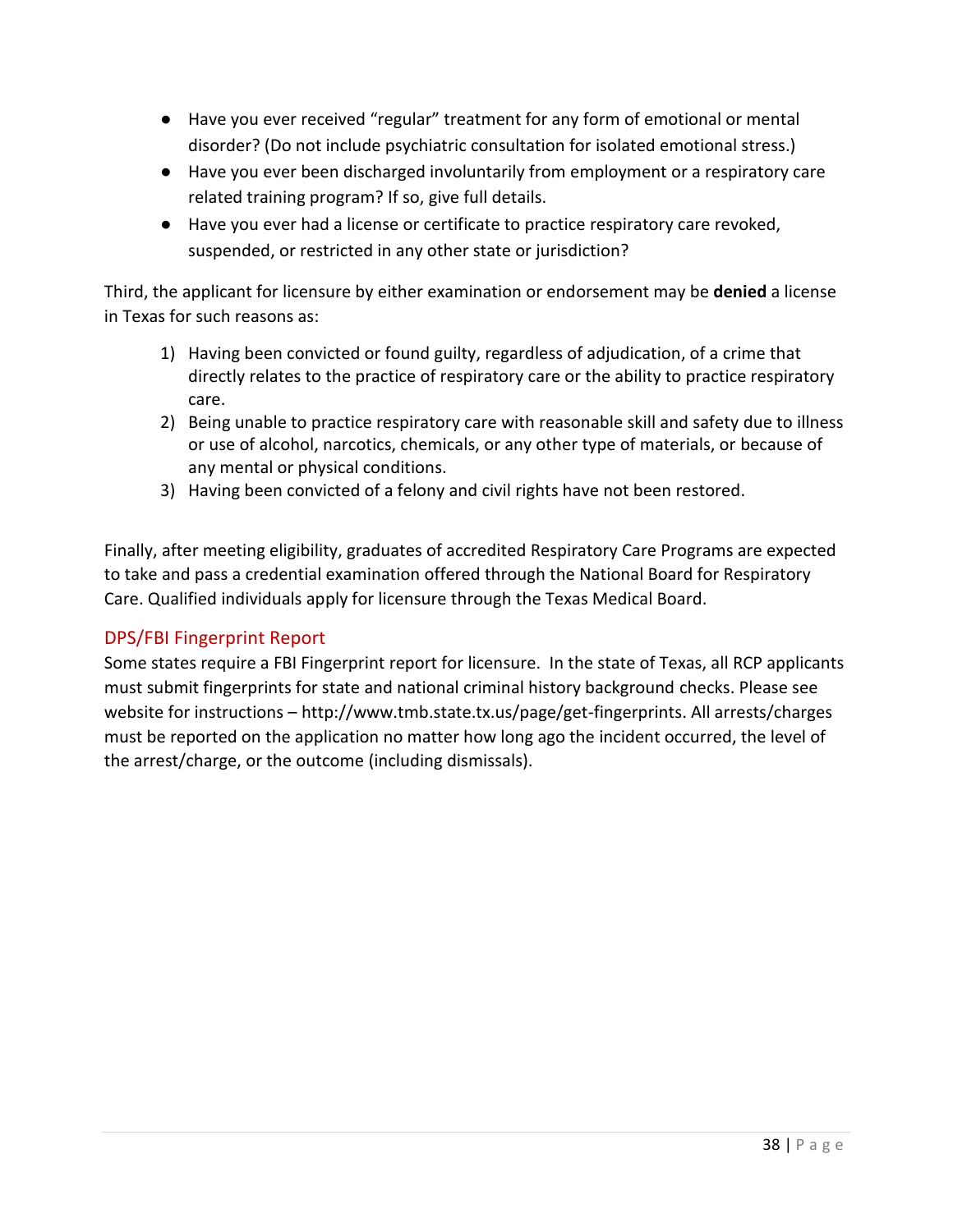- Have you ever received "regular" treatment for any form of emotional or mental disorder? (Do not include psychiatric consultation for isolated emotional stress.)
- Have you ever been discharged involuntarily from employment or a respiratory care related training program? If so, give full details.
- Have you ever had a license or certificate to practice respiratory care revoked, suspended, or restricted in any other state or jurisdiction?

Third, the applicant for licensure by either examination or endorsement may be **denied** a license in Texas for such reasons as:

1) Having been convicted or found guilty, regardless of adjudication, of a crime that directly relates to the practice of respiratory care or the ability to practice respiratory care.
2) Being unable to practice respiratory care with reasonable skill and safety due to illness or use of alcohol, narcotics, chemicals, or any other type of materials, or because of any mental or physical conditions.
3) Having been convicted of a felony and civil rights have not been restored.

Finally, after meeting eligibility, graduates of accredited Respiratory Care Programs are expected to take and pass a credential examination offered through the National Board for Respiratory Care. Qualified individuals apply for licensure through the Texas Medical Board.

## DPS/FBI Fingerprint Report

Some states require a FBI Fingerprint report for licensure. In the state of Texas, all RCP applicants must submit fingerprints for state and national criminal history background checks. Please see website for instructions – http://www.tmb.state.tx.us/page/get-fingerprints. All arrests/charges must be reported on the application no matter how long ago the incident occurred, the level of the arrest/charge, or the outcome (including dismissals).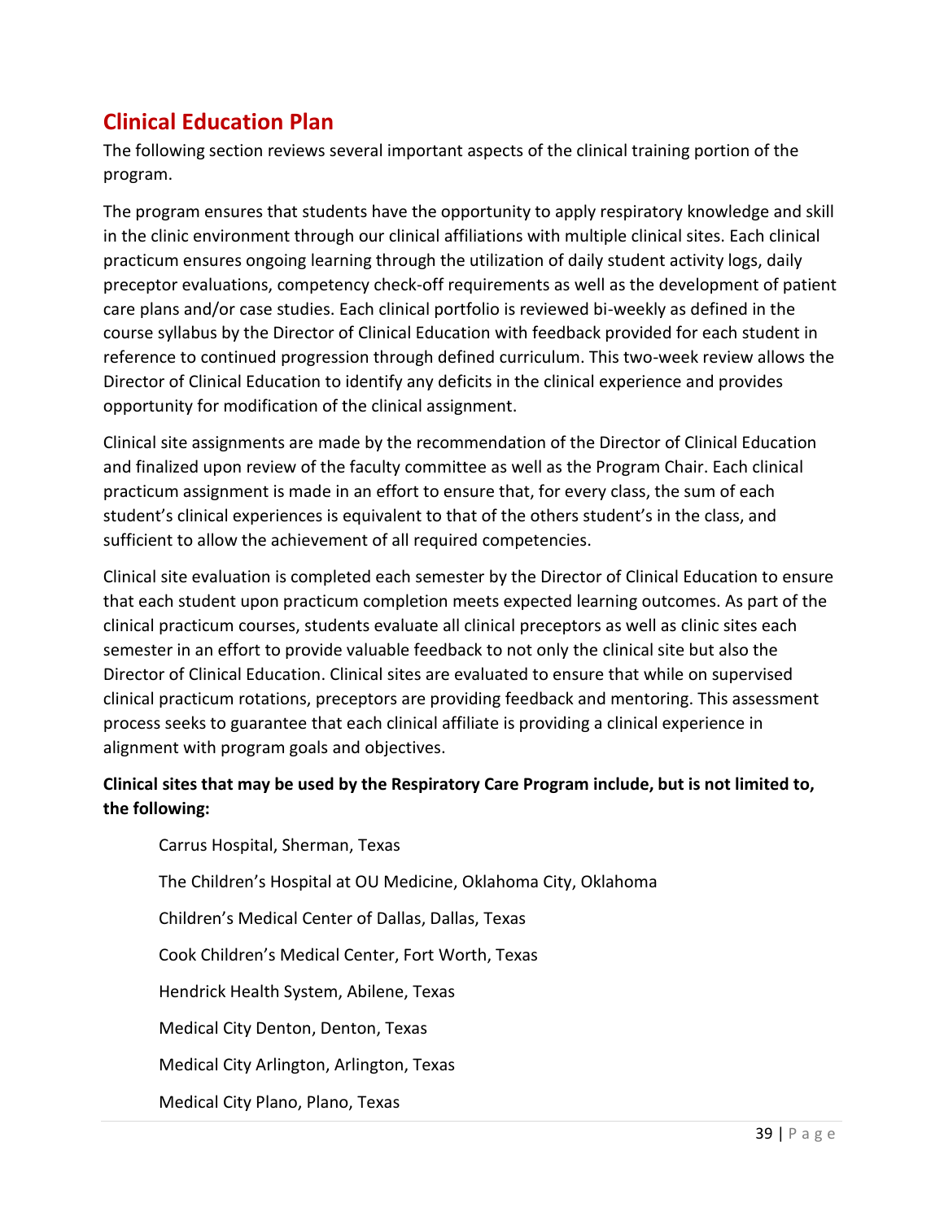## Clinical Education Plan

The following section reviews several important aspects of the clinical training portion of the program.

The program ensures that students have the opportunity to apply respiratory knowledge and skill in the clinic environment through our clinical affiliations with multiple clinical sites. Each clinical practicum ensures ongoing learning through the utilization of daily student activity logs, daily preceptor evaluations, competency check-off requirements as well as the development of patient care plans and/or case studies. Each clinical portfolio is reviewed bi-weekly as defined in the course syllabus by the Director of Clinical Education with feedback provided for each student in reference to continued progression through defined curriculum. This two-week review allows the Director of Clinical Education to identify any deficits in the clinical experience and provides opportunity for modification of the clinical assignment.

Clinical site assignments are made by the recommendation of the Director of Clinical Education and finalized upon review of the faculty committee as well as the Program Chair. Each clinical practicum assignment is made in an effort to ensure that, for every class, the sum of each student's clinical experiences is equivalent to that of the others student's in the class, and sufficient to allow the achievement of all required competencies.

Clinical site evaluation is completed each semester by the Director of Clinical Education to ensure that each student upon practicum completion meets expected learning outcomes. As part of the clinical practicum courses, students evaluate all clinical preceptors as well as clinic sites each semester in an effort to provide valuable feedback to not only the clinical site but also the Director of Clinical Education. Clinical sites are evaluated to ensure that while on supervised clinical practicum rotations, preceptors are providing feedback and mentoring. This assessment process seeks to guarantee that each clinical affiliate is providing a clinical experience in alignment with program goals and objectives.

**Clinical sites that may be used by the Respiratory Care Program include, but is not limited to, the following:**

Carrus Hospital, Sherman, Texas

The Children's Hospital at OU Medicine, Oklahoma City, Oklahoma

Children's Medical Center of Dallas, Dallas, Texas

Cook Children's Medical Center, Fort Worth, Texas

Hendrick Health System, Abilene, Texas

Medical City Denton, Denton, Texas

Medical City Arlington, Arlington, Texas

Medical City Plano, Plano, Texas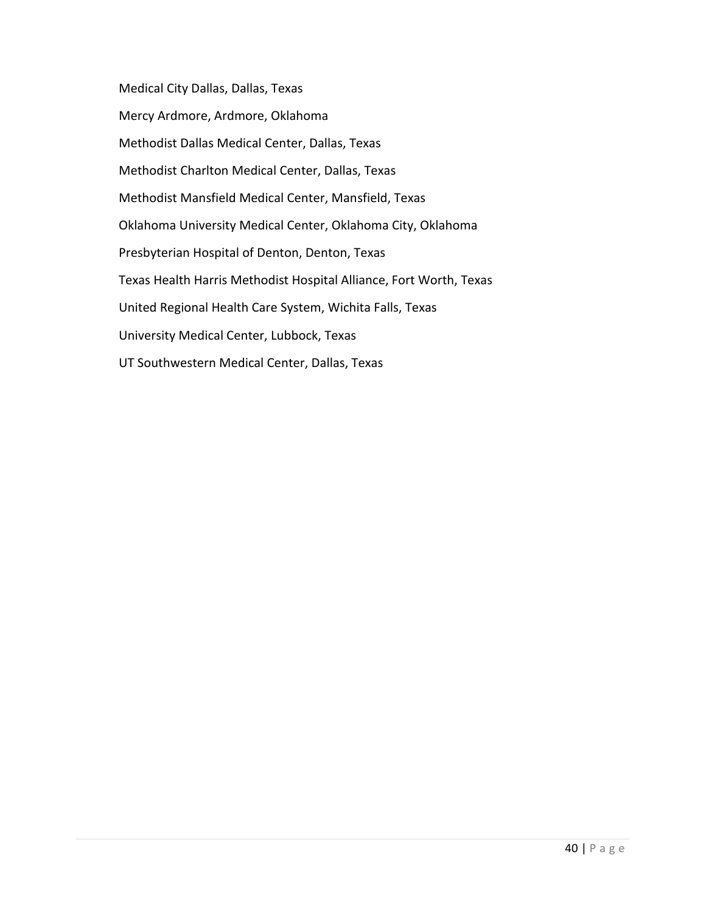Medical City Dallas, Dallas, Texas

Mercy Ardmore, Ardmore, Oklahoma

Methodist Dallas Medical Center, Dallas, Texas

Methodist Charlton Medical Center, Dallas, Texas

Methodist Mansfield Medical Center, Mansfield, Texas

Oklahoma University Medical Center, Oklahoma City, Oklahoma

Presbyterian Hospital of Denton, Denton, Texas

Texas Health Harris Methodist Hospital Alliance, Fort Worth, Texas

United Regional Health Care System, Wichita Falls, Texas

University Medical Center, Lubbock, Texas

UT Southwestern Medical Center, Dallas, Texas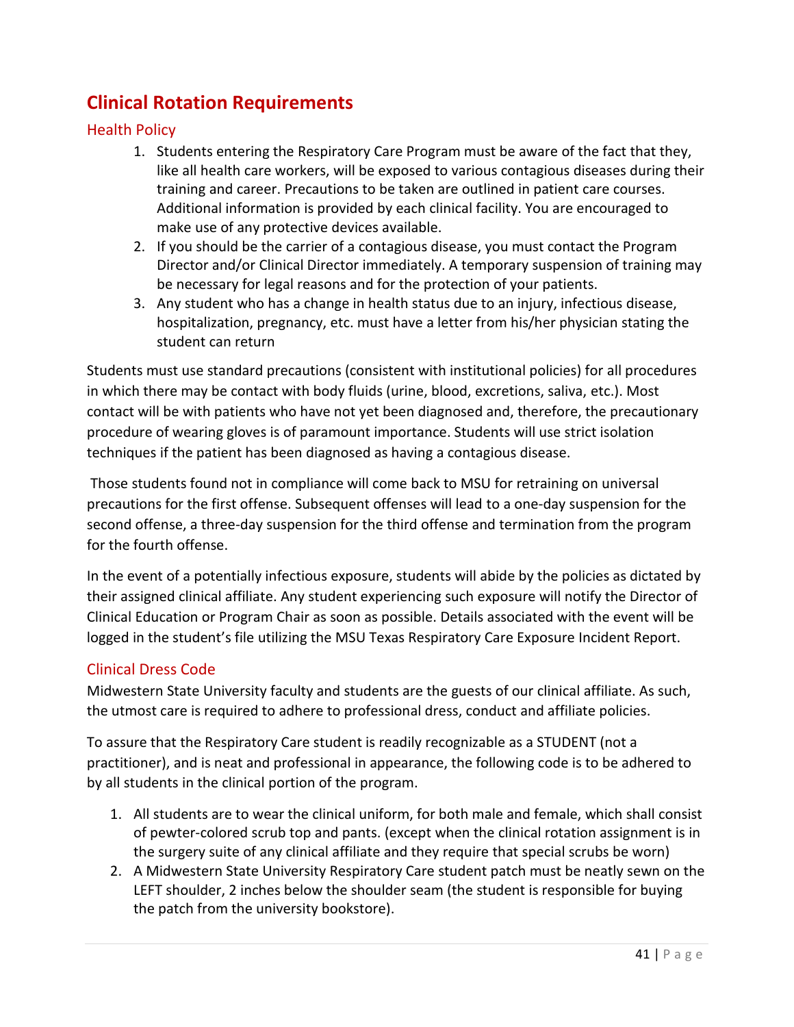## Clinical Rotation Requirements

### Health Policy

1. Students entering the Respiratory Care Program must be aware of the fact that they, like all health care workers, will be exposed to various contagious diseases during their training and career. Precautions to be taken are outlined in patient care courses. Additional information is provided by each clinical facility. You are encouraged to make use of any protective devices available.
2. If you should be the carrier of a contagious disease, you must contact the Program Director and/or Clinical Director immediately. A temporary suspension of training may be necessary for legal reasons and for the protection of your patients.
3. Any student who has a change in health status due to an injury, infectious disease, hospitalization, pregnancy, etc. must have a letter from his/her physician stating the student can return

Students must use standard precautions (consistent with institutional policies) for all procedures in which there may be contact with body fluids (urine, blood, excretions, saliva, etc.). Most contact will be with patients who have not yet been diagnosed and, therefore, the precautionary procedure of wearing gloves is of paramount importance. Students will use strict isolation techniques if the patient has been diagnosed as having a contagious disease.

Those students found not in compliance will come back to MSU for retraining on universal precautions for the first offense. Subsequent offenses will lead to a one-day suspension for the second offense, a three-day suspension for the third offense and termination from the program for the fourth offense.

In the event of a potentially infectious exposure, students will abide by the policies as dictated by their assigned clinical affiliate. Any student experiencing such exposure will notify the Director of Clinical Education or Program Chair as soon as possible. Details associated with the event will be logged in the student's file utilizing the MSU Texas Respiratory Care Exposure Incident Report.

### Clinical Dress Code

Midwestern State University faculty and students are the guests of our clinical affiliate. As such, the utmost care is required to adhere to professional dress, conduct and affiliate policies.

To assure that the Respiratory Care student is readily recognizable as a STUDENT (not a practitioner), and is neat and professional in appearance, the following code is to be adhered to by all students in the clinical portion of the program.

1. All students are to wear the clinical uniform, for both male and female, which shall consist of pewter-colored scrub top and pants. (except when the clinical rotation assignment is in the surgery suite of any clinical affiliate and they require that special scrubs be worn)
2. A Midwestern State University Respiratory Care student patch must be neatly sewn on the LEFT shoulder, 2 inches below the shoulder seam (the student is responsible for buying the patch from the university bookstore).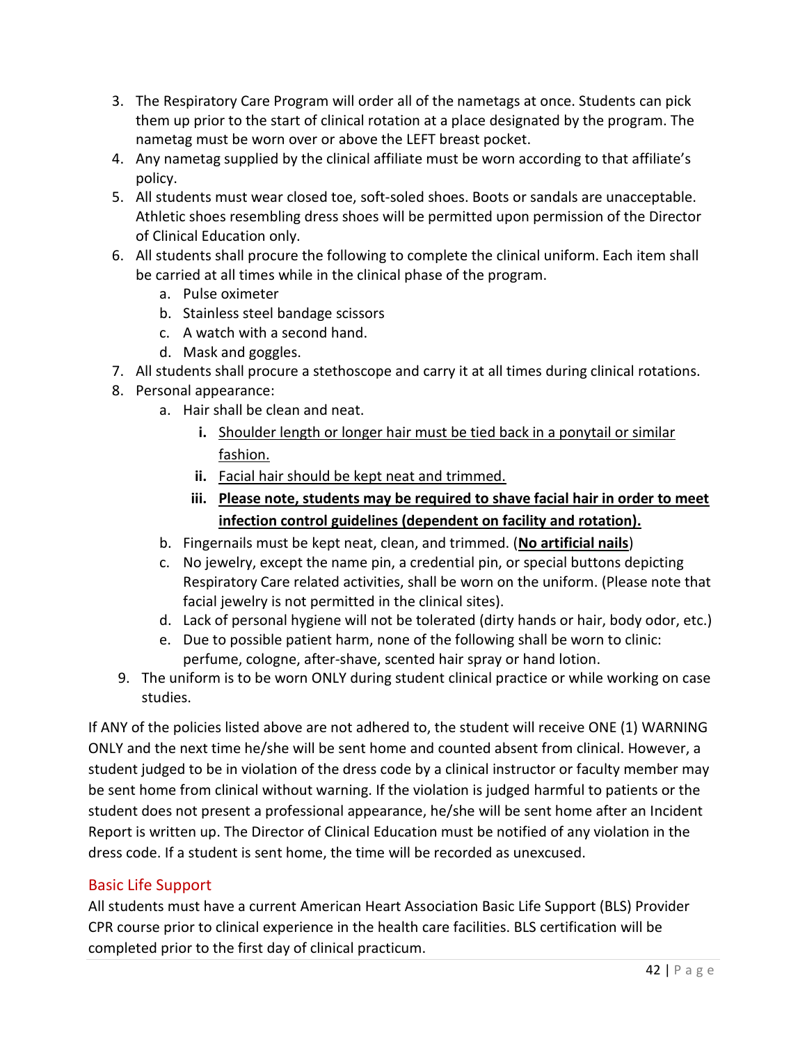3. The Respiratory Care Program will order all of the nametags at once. Students can pick them up prior to the start of clinical rotation at a place designated by the program. The nametag must be worn over or above the LEFT breast pocket.
4. Any nametag supplied by the clinical affiliate must be worn according to that affiliate's policy.
5. All students must wear closed toe, soft-soled shoes. Boots or sandals are unacceptable. Athletic shoes resembling dress shoes will be permitted upon permission of the Director of Clinical Education only.
6. All students shall procure the following to complete the clinical uniform. Each item shall be carried at all times while in the clinical phase of the program.
   a. Pulse oximeter
   b. Stainless steel bandage scissors
   c. A watch with a second hand.
   d. Mask and goggles.
7. All students shall procure a stethoscope and carry it at all times during clinical rotations.
8. Personal appearance:
   a. Hair shall be clean and neat.
      i. <u>Shoulder length or longer hair must be tied back in a ponytail or similar fashion.</u>
      ii. <u>Facial hair should be kept neat and trimmed.</u>
      iii. **<u>Please note, students may be required to shave facial hair in order to meet infection control guidelines (dependent on facility and rotation).</u>**
   b. Fingernails must be kept neat, clean, and trimmed. (**<u>No artificial nails</u>**)
   c. No jewelry, except the name pin, a credential pin, or special buttons depicting Respiratory Care related activities, shall be worn on the uniform. (Please note that facial jewelry is not permitted in the clinical sites).
   d. Lack of personal hygiene will not be tolerated (dirty hands or hair, body odor, etc.)
   e. Due to possible patient harm, none of the following shall be worn to clinic: perfume, cologne, after-shave, scented hair spray or hand lotion.
9. The uniform is to be worn ONLY during student clinical practice or while working on case studies.

If ANY of the policies listed above are not adhered to, the student will receive ONE (1) WARNING ONLY and the next time he/she will be sent home and counted absent from clinical. However, a student judged to be in violation of the dress code by a clinical instructor or faculty member may be sent home from clinical without warning. If the violation is judged harmful to patients or the student does not present a professional appearance, he/she will be sent home after an Incident Report is written up. The Director of Clinical Education must be notified of any violation in the dress code. If a student is sent home, the time will be recorded as unexcused.

## Basic Life Support

All students must have a current American Heart Association Basic Life Support (BLS) Provider CPR course prior to clinical experience in the health care facilities. BLS certification will be completed prior to the first day of clinical practicum.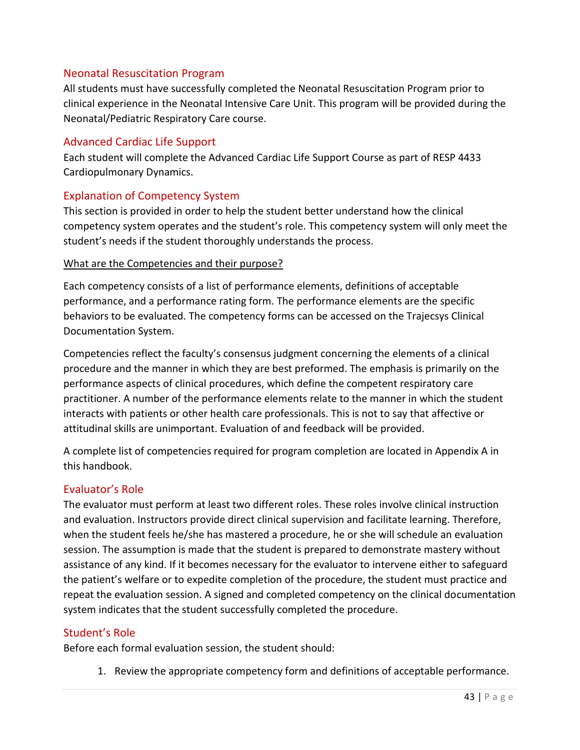## Neonatal Resuscitation Program

All students must have successfully completed the Neonatal Resuscitation Program prior to clinical experience in the Neonatal Intensive Care Unit. This program will be provided during the Neonatal/Pediatric Respiratory Care course.

## Advanced Cardiac Life Support

Each student will complete the Advanced Cardiac Life Support Course as part of RESP 4433 Cardiopulmonary Dynamics.

## Explanation of Competency System

This section is provided in order to help the student better understand how the clinical competency system operates and the student's role. This competency system will only meet the student's needs if the student thoroughly understands the process.

<u>What are the Competencies and their purpose?</u>

Each competency consists of a list of performance elements, definitions of acceptable performance, and a performance rating form. The performance elements are the specific behaviors to be evaluated. The competency forms can be accessed on the Trajecsys Clinical Documentation System.

Competencies reflect the faculty's consensus judgment concerning the elements of a clinical procedure and the manner in which they are best preformed. The emphasis is primarily on the performance aspects of clinical procedures, which define the competent respiratory care practitioner. A number of the performance elements relate to the manner in which the student interacts with patients or other health care professionals. This is not to say that affective or attitudinal skills are unimportant. Evaluation of and feedback will be provided.

A complete list of competencies required for program completion are located in Appendix A in this handbook.

## Evaluator's Role

The evaluator must perform at least two different roles. These roles involve clinical instruction and evaluation. Instructors provide direct clinical supervision and facilitate learning. Therefore, when the student feels he/she has mastered a procedure, he or she will schedule an evaluation session. The assumption is made that the student is prepared to demonstrate mastery without assistance of any kind. If it becomes necessary for the evaluator to intervene either to safeguard the patient's welfare or to expedite completion of the procedure, the student must practice and repeat the evaluation session. A signed and completed competency on the clinical documentation system indicates that the student successfully completed the procedure.

## Student's Role

Before each formal evaluation session, the student should:

1. Review the appropriate competency form and definitions of acceptable performance.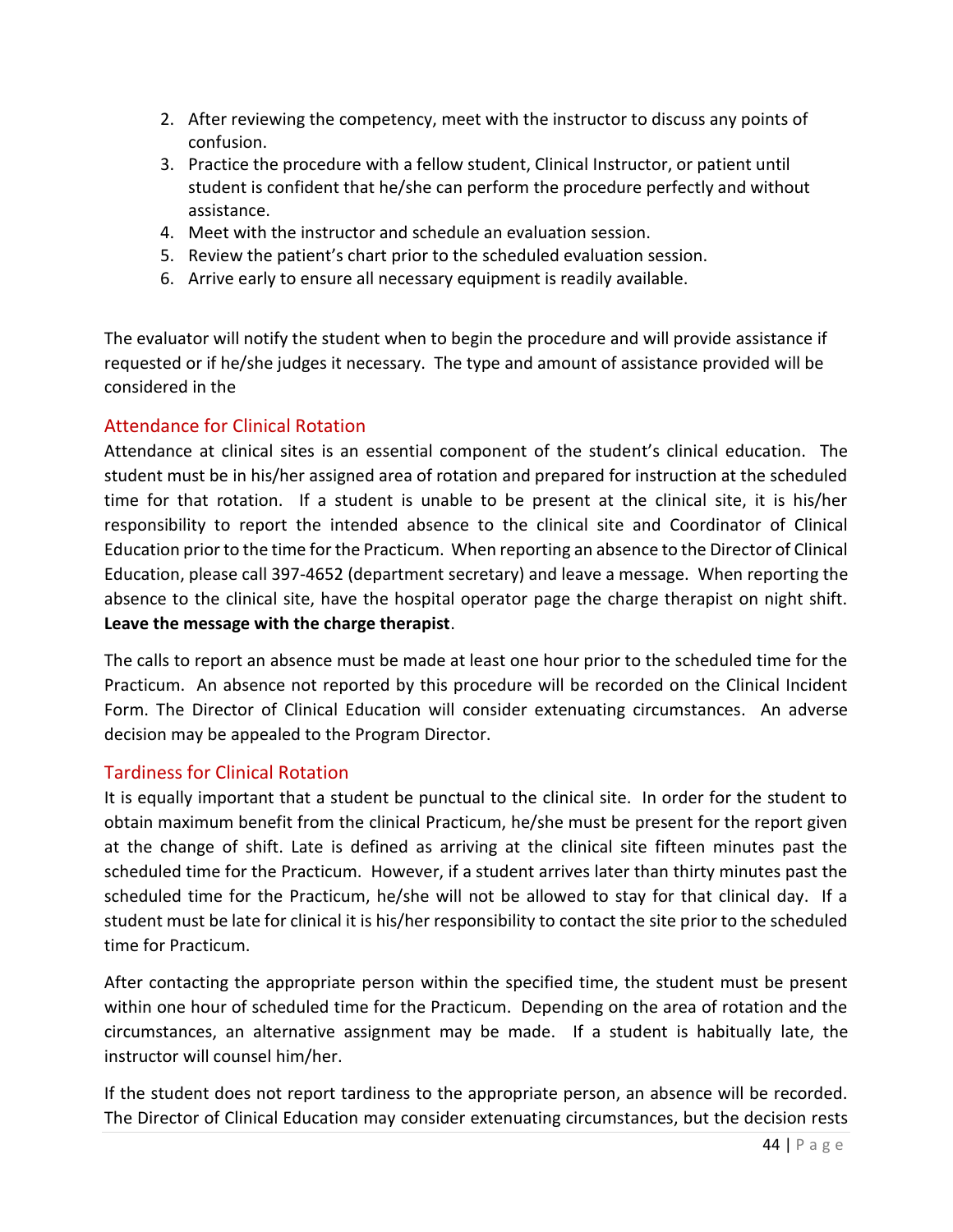2. After reviewing the competency, meet with the instructor to discuss any points of confusion.
3. Practice the procedure with a fellow student, Clinical Instructor, or patient until student is confident that he/she can perform the procedure perfectly and without assistance.
4. Meet with the instructor and schedule an evaluation session.
5. Review the patient's chart prior to the scheduled evaluation session.
6. Arrive early to ensure all necessary equipment is readily available.

The evaluator will notify the student when to begin the procedure and will provide assistance if requested or if he/she judges it necessary. The type and amount of assistance provided will be considered in the

## Attendance for Clinical Rotation

Attendance at clinical sites is an essential component of the student's clinical education. The student must be in his/her assigned area of rotation and prepared for instruction at the scheduled time for that rotation. If a student is unable to be present at the clinical site, it is his/her responsibility to report the intended absence to the clinical site and Coordinator of Clinical Education prior to the time for the Practicum. When reporting an absence to the Director of Clinical Education, please call 397-4652 (department secretary) and leave a message. When reporting the absence to the clinical site, have the hospital operator page the charge therapist on night shift. **Leave the message with the charge therapist**.

The calls to report an absence must be made at least one hour prior to the scheduled time for the Practicum. An absence not reported by this procedure will be recorded on the Clinical Incident Form. The Director of Clinical Education will consider extenuating circumstances. An adverse decision may be appealed to the Program Director.

## Tardiness for Clinical Rotation

It is equally important that a student be punctual to the clinical site. In order for the student to obtain maximum benefit from the clinical Practicum, he/she must be present for the report given at the change of shift. Late is defined as arriving at the clinical site fifteen minutes past the scheduled time for the Practicum. However, if a student arrives later than thirty minutes past the scheduled time for the Practicum, he/she will not be allowed to stay for that clinical day. If a student must be late for clinical it is his/her responsibility to contact the site prior to the scheduled time for Practicum.

After contacting the appropriate person within the specified time, the student must be present within one hour of scheduled time for the Practicum. Depending on the area of rotation and the circumstances, an alternative assignment may be made. If a student is habitually late, the instructor will counsel him/her.

If the student does not report tardiness to the appropriate person, an absence will be recorded. The Director of Clinical Education may consider extenuating circumstances, but the decision rests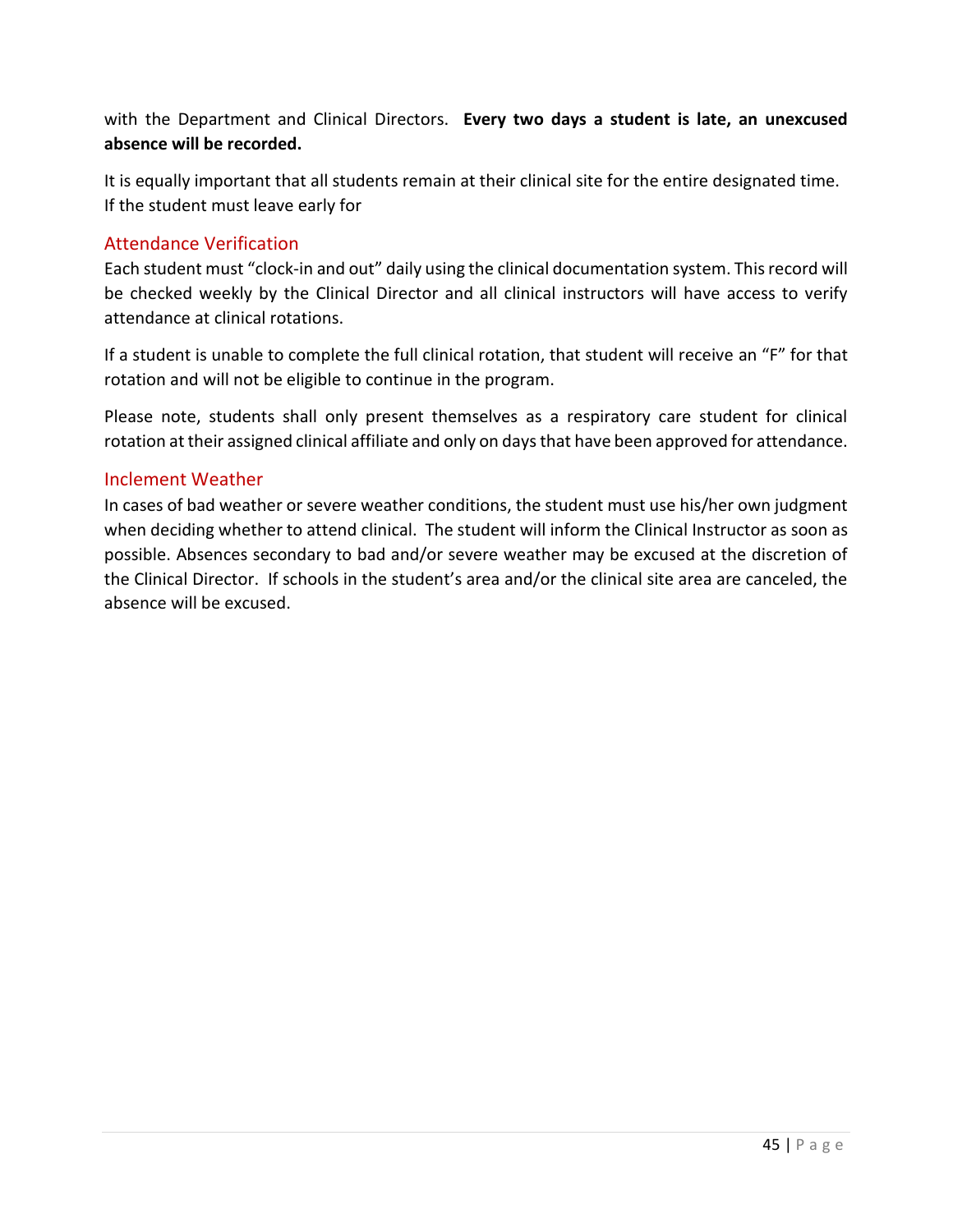with the Department and Clinical Directors. **Every two days a student is late, an unexcused absence will be recorded.**

It is equally important that all students remain at their clinical site for the entire designated time. If the student must leave early for

## Attendance Verification

Each student must "clock-in and out" daily using the clinical documentation system. This record will be checked weekly by the Clinical Director and all clinical instructors will have access to verify attendance at clinical rotations.

If a student is unable to complete the full clinical rotation, that student will receive an "F" for that rotation and will not be eligible to continue in the program.

Please note, students shall only present themselves as a respiratory care student for clinical rotation at their assigned clinical affiliate and only on days that have been approved for attendance.

## Inclement Weather

In cases of bad weather or severe weather conditions, the student must use his/her own judgment when deciding whether to attend clinical. The student will inform the Clinical Instructor as soon as possible. Absences secondary to bad and/or severe weather may be excused at the discretion of the Clinical Director. If schools in the student's area and/or the clinical site area are canceled, the absence will be excused.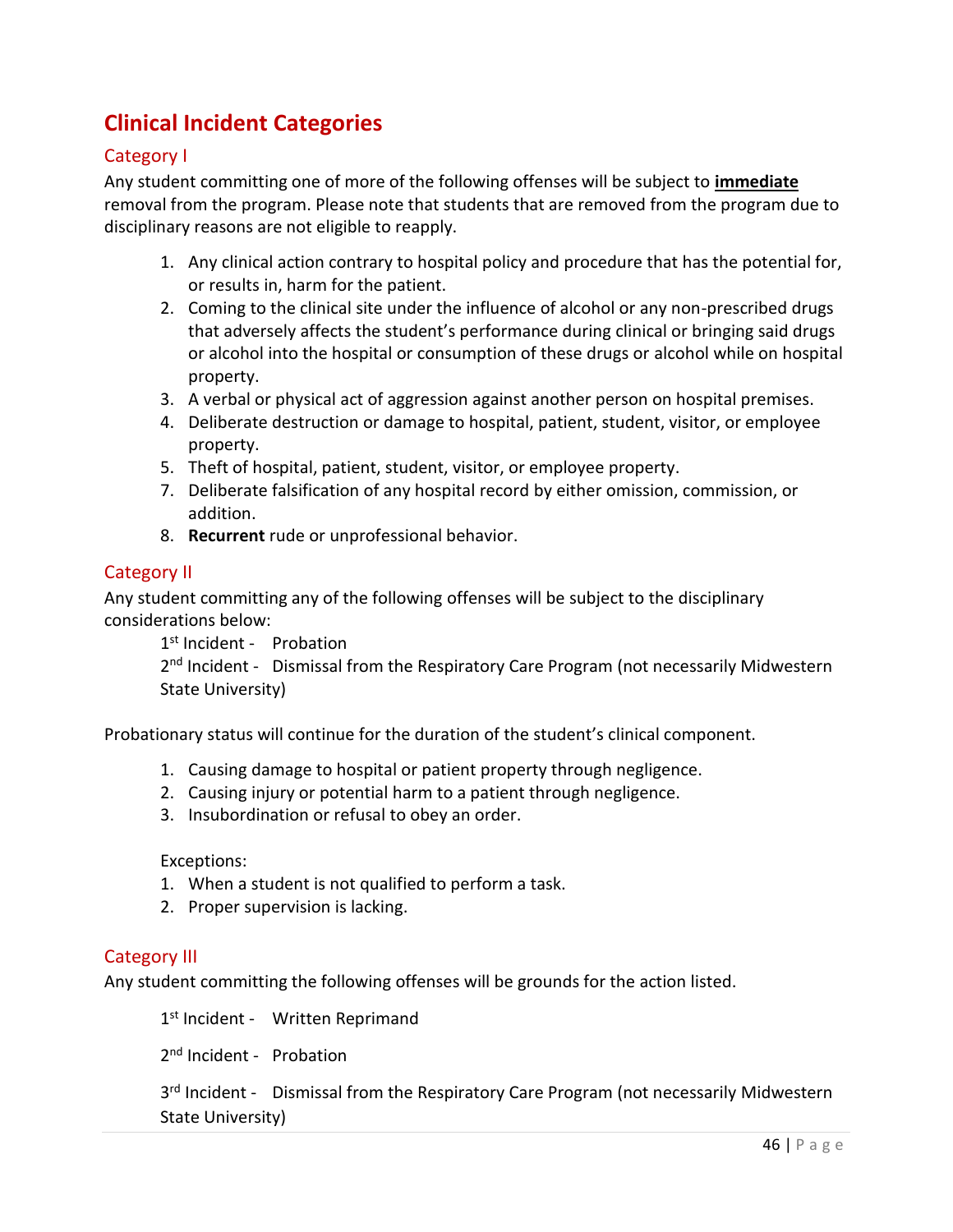## Clinical Incident Categories

### Category I

Any student committing one of more of the following offenses will be subject to **<u>immediate</u>** removal from the program. Please note that students that are removed from the program due to disciplinary reasons are not eligible to reapply.

1. Any clinical action contrary to hospital policy and procedure that has the potential for, or results in, harm for the patient.
2. Coming to the clinical site under the influence of alcohol or any non-prescribed drugs that adversely affects the student's performance during clinical or bringing said drugs or alcohol into the hospital or consumption of these drugs or alcohol while on hospital property.
3. A verbal or physical act of aggression against another person on hospital premises.
4. Deliberate destruction or damage to hospital, patient, student, visitor, or employee property.
5. Theft of hospital, patient, student, visitor, or employee property.
7. Deliberate falsification of any hospital record by either omission, commission, or addition.
8. **Recurrent** rude or unprofessional behavior.

### Category II

Any student committing any of the following offenses will be subject to the disciplinary considerations below:

1st Incident - Probation
2nd Incident - Dismissal from the Respiratory Care Program (not necessarily Midwestern State University)

Probationary status will continue for the duration of the student's clinical component.

1. Causing damage to hospital or patient property through negligence.
2. Causing injury or potential harm to a patient through negligence.
3. Insubordination or refusal to obey an order.

Exceptions:

1. When a student is not qualified to perform a task.
2. Proper supervision is lacking.

### Category III

Any student committing the following offenses will be grounds for the action listed.

1st Incident - Written Reprimand

2nd Incident - Probation

3rd Incident - Dismissal from the Respiratory Care Program (not necessarily Midwestern State University)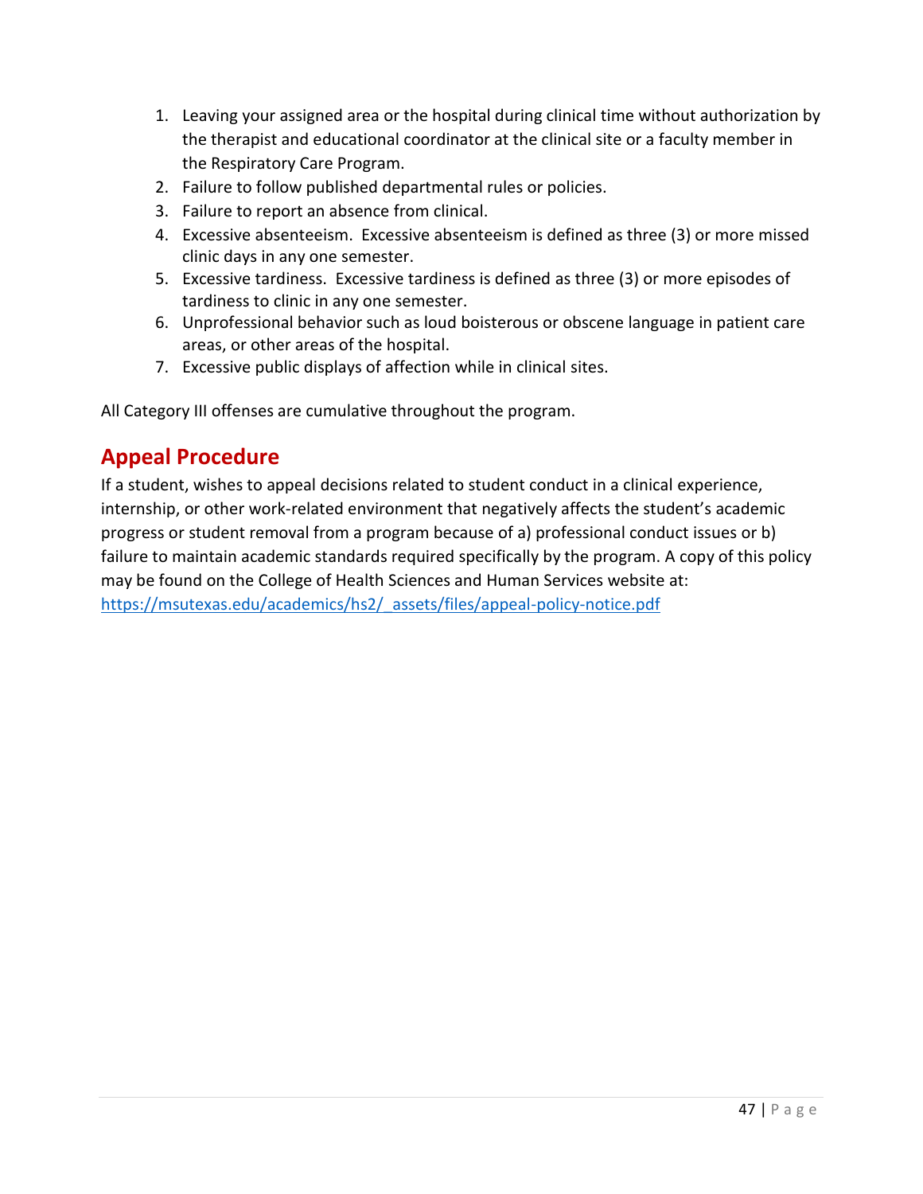1. Leaving your assigned area or the hospital during clinical time without authorization by the therapist and educational coordinator at the clinical site or a faculty member in the Respiratory Care Program.
2. Failure to follow published departmental rules or policies.
3. Failure to report an absence from clinical.
4. Excessive absenteeism. Excessive absenteeism is defined as three (3) or more missed clinic days in any one semester.
5. Excessive tardiness. Excessive tardiness is defined as three (3) or more episodes of tardiness to clinic in any one semester.
6. Unprofessional behavior such as loud boisterous or obscene language in patient care areas, or other areas of the hospital.
7. Excessive public displays of affection while in clinical sites.

All Category III offenses are cumulative throughout the program.

## Appeal Procedure

If a student, wishes to appeal decisions related to student conduct in a clinical experience, internship, or other work-related environment that negatively affects the student's academic progress or student removal from a program because of a) professional conduct issues or b) failure to maintain academic standards required specifically by the program. A copy of this policy may be found on the College of Health Sciences and Human Services website at: https://msutexas.edu/academics/hs2/_assets/files/appeal-policy-notice.pdf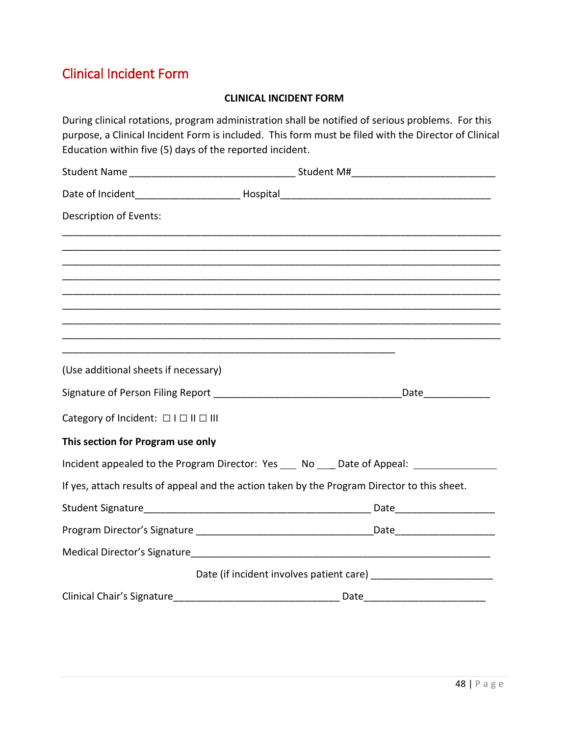# Clinical Incident Form

**CLINICAL INCIDENT FORM**

During clinical rotations, program administration shall be notified of serious problems. For this purpose, a Clinical Incident Form is included. This form must be filed with the Director of Clinical Education within five (5) days of the reported incident.

Student Name ______________________________ Student M#_________________________

Date of Incident__________________ Hospital_____________________________________

Description of Events:

________________________________________________________________________________
________________________________________________________________________________
________________________________________________________________________________
________________________________________________________________________________
________________________________________________________________________________
________________________________________________________________________________
________________________________________________________________________________
________________________________________________________________________________
____________________________________________________________

(Use additional sheets if necessary)

Signature of Person Filing Report __________________________________Date____________

Category of Incident: ☐ I ☐ II ☐ III

**This section for Program use only**

Incident appealed to the Program Director: Yes ___ No ___ Date of Appeal: _______________

If yes, attach results of appeal and the action taken by the Program Director to this sheet.

Student Signature__________________________________________ Date__________________

Program Director's Signature ________________________________Date__________________

Medical Director's Signature________________________________________________________

Date (if incident involves patient care) ______________________

Clinical Chair's Signature______________________________ Date______________________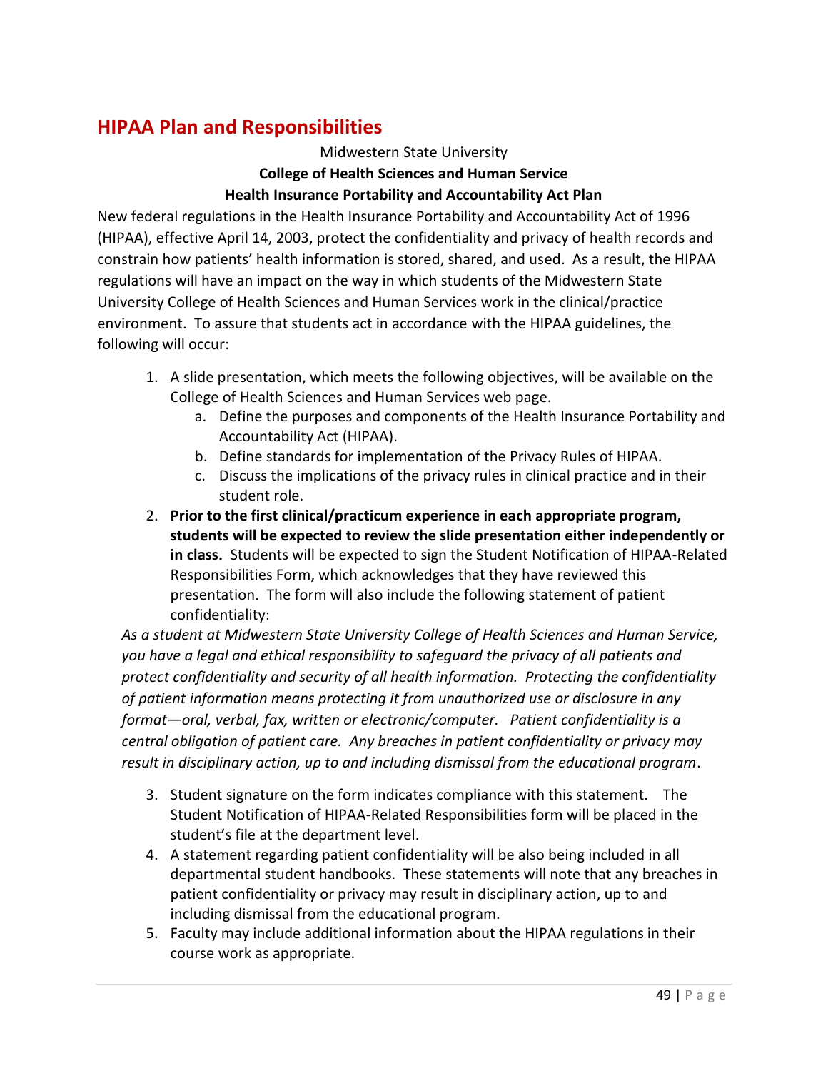## HIPAA Plan and Responsibilities

Midwestern State University

**College of Health Sciences and Human Service**

**Health Insurance Portability and Accountability Act Plan**

New federal regulations in the Health Insurance Portability and Accountability Act of 1996 (HIPAA), effective April 14, 2003, protect the confidentiality and privacy of health records and constrain how patients' health information is stored, shared, and used. As a result, the HIPAA regulations will have an impact on the way in which students of the Midwestern State University College of Health Sciences and Human Services work in the clinical/practice environment. To assure that students act in accordance with the HIPAA guidelines, the following will occur:

1. A slide presentation, which meets the following objectives, will be available on the College of Health Sciences and Human Services web page.
    a. Define the purposes and components of the Health Insurance Portability and Accountability Act (HIPAA).
    b. Define standards for implementation of the Privacy Rules of HIPAA.
    c. Discuss the implications of the privacy rules in clinical practice and in their student role.
2. **Prior to the first clinical/practicum experience in each appropriate program, students will be expected to review the slide presentation either independently or in class.** Students will be expected to sign the Student Notification of HIPAA-Related Responsibilities Form, which acknowledges that they have reviewed this presentation. The form will also include the following statement of patient confidentiality:

*As a student at Midwestern State University College of Health Sciences and Human Service, you have a legal and ethical responsibility to safeguard the privacy of all patients and protect confidentiality and security of all health information. Protecting the confidentiality of patient information means protecting it from unauthorized use or disclosure in any format—oral, verbal, fax, written or electronic/computer. Patient confidentiality is a central obligation of patient care. Any breaches in patient confidentiality or privacy may result in disciplinary action, up to and including dismissal from the educational program*.

3. Student signature on the form indicates compliance with this statement. The Student Notification of HIPAA-Related Responsibilities form will be placed in the student's file at the department level.
4. A statement regarding patient confidentiality will be also being included in all departmental student handbooks. These statements will note that any breaches in patient confidentiality or privacy may result in disciplinary action, up to and including dismissal from the educational program.
5. Faculty may include additional information about the HIPAA regulations in their course work as appropriate.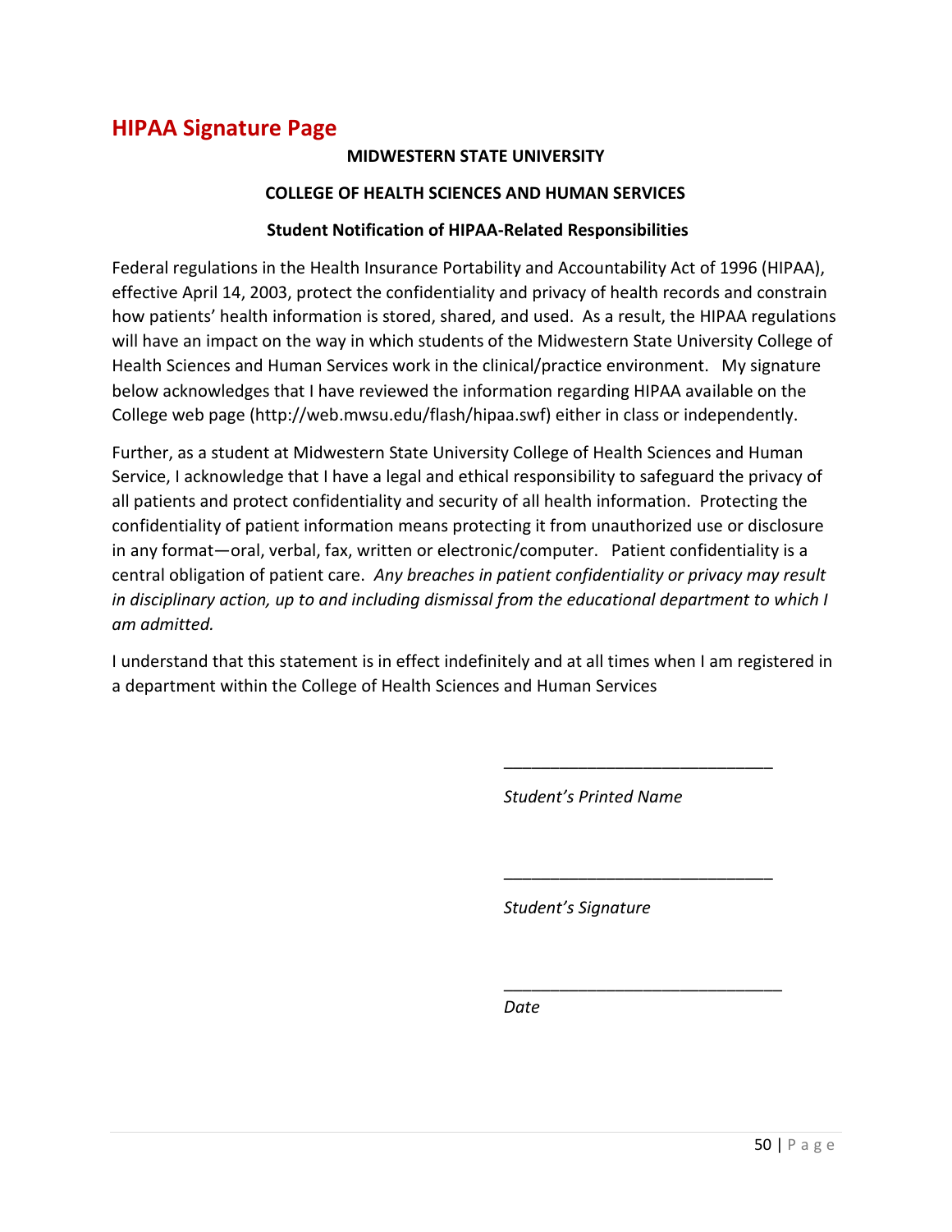## HIPAA Signature Page

**MIDWESTERN STATE UNIVERSITY**

**COLLEGE OF HEALTH SCIENCES AND HUMAN SERVICES**

**Student Notification of HIPAA-Related Responsibilities**

Federal regulations in the Health Insurance Portability and Accountability Act of 1996 (HIPAA), effective April 14, 2003, protect the confidentiality and privacy of health records and constrain how patients' health information is stored, shared, and used. As a result, the HIPAA regulations will have an impact on the way in which students of the Midwestern State University College of Health Sciences and Human Services work in the clinical/practice environment. My signature below acknowledges that I have reviewed the information regarding HIPAA available on the College web page (http://web.mwsu.edu/flash/hipaa.swf) either in class or independently.

Further, as a student at Midwestern State University College of Health Sciences and Human Service, I acknowledge that I have a legal and ethical responsibility to safeguard the privacy of all patients and protect confidentiality and security of all health information. Protecting the confidentiality of patient information means protecting it from unauthorized use or disclosure in any format—oral, verbal, fax, written or electronic/computer. Patient confidentiality is a central obligation of patient care. *Any breaches in patient confidentiality or privacy may result in disciplinary action, up to and including dismissal from the educational department to which I am admitted.*

I understand that this statement is in effect indefinitely and at all times when I am registered in a department within the College of Health Sciences and Human Services

_____________________________

*Student's Printed Name*

_____________________________

*Student's Signature*

_____________________________

*Date*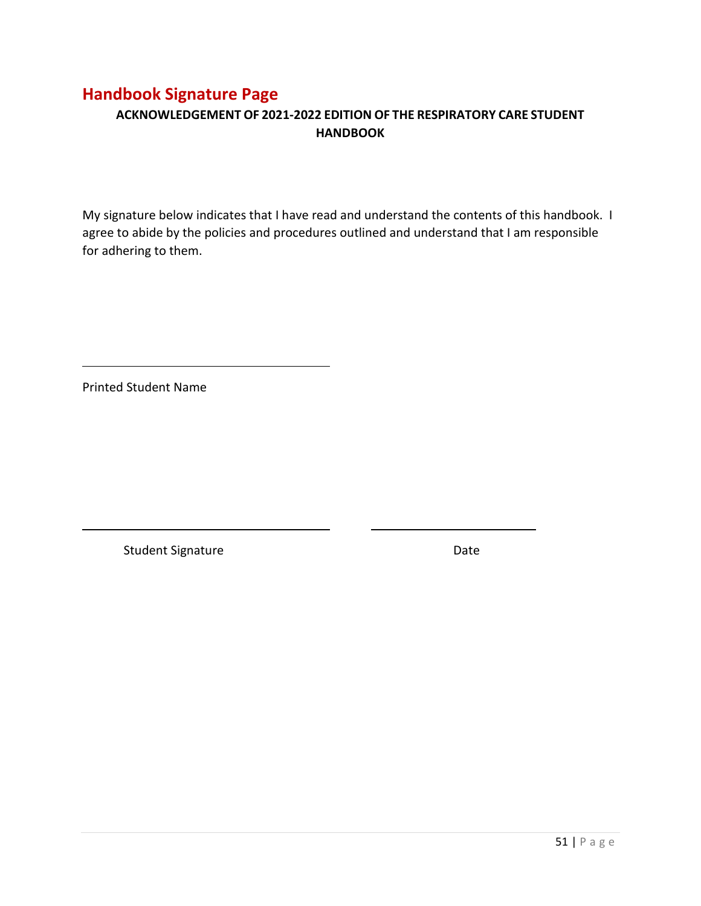## Handbook Signature Page

**ACKNOWLEDGEMENT OF 2021-2022 EDITION OF THE RESPIRATORY CARE STUDENT HANDBOOK**

My signature below indicates that I have read and understand the contents of this handbook. I agree to abide by the policies and procedures outlined and understand that I am responsible for adhering to them.

\_\_\_\_\_\_\_\_\_\_\_\_\_\_\_\_\_\_\_\_\_\_\_\_\_\_\_\_\_\_\_\_\_\_\_\_

Printed Student Name

\_\_\_\_\_\_\_\_\_\_\_\_\_\_\_\_\_\_\_\_\_\_\_\_\_\_\_\_\_\_\_\_\_\_\_\_ \_\_\_\_\_\_\_\_\_\_\_\_\_\_\_\_\_\_\_\_\_\_\_\_

Student Signature Date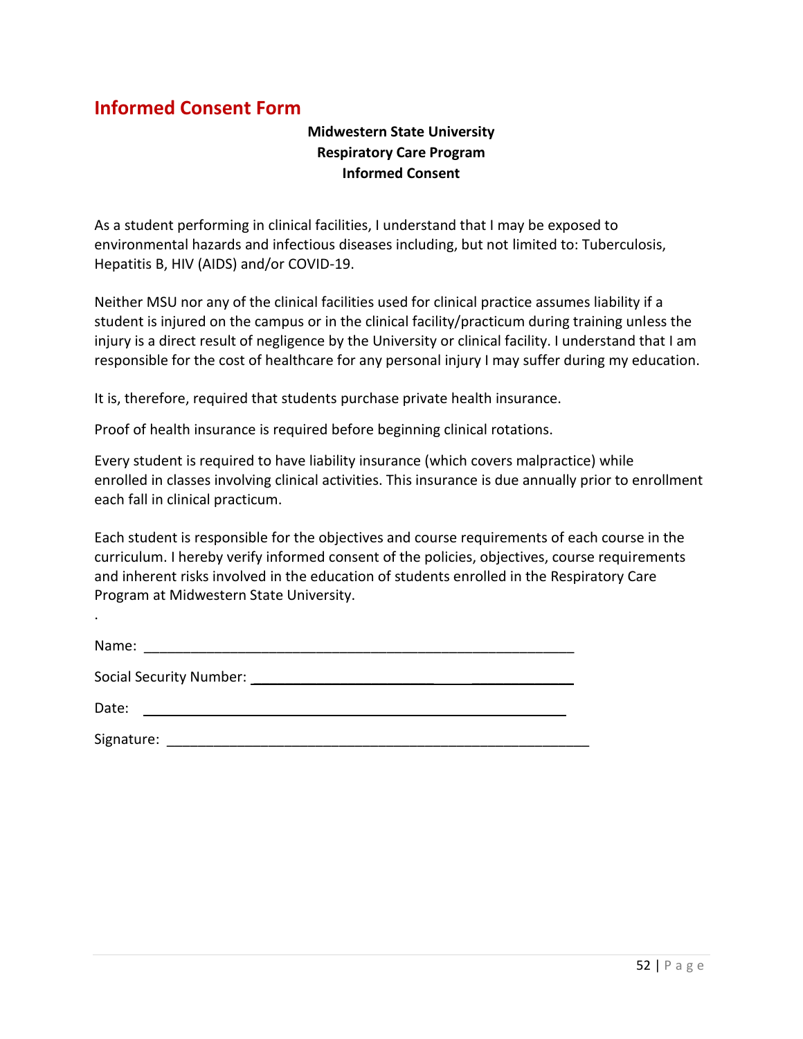## Informed Consent Form

**Midwestern State University**
**Respiratory Care Program**
**Informed Consent**

As a student performing in clinical facilities, I understand that I may be exposed to environmental hazards and infectious diseases including, but not limited to: Tuberculosis, Hepatitis B, HIV (AIDS) and/or COVID-19.

Neither MSU nor any of the clinical facilities used for clinical practice assumes liability if a student is injured on the campus or in the clinical facility/practicum during training unless the injury is a direct result of negligence by the University or clinical facility. I understand that I am responsible for the cost of healthcare for any personal injury I may suffer during my education.

It is, therefore, required that students purchase private health insurance.

Proof of health insurance is required before beginning clinical rotations.

Every student is required to have liability insurance (which covers malpractice) while enrolled in classes involving clinical activities. This insurance is due annually prior to enrollment each fall in clinical practicum.

Each student is responsible for the objectives and course requirements of each course in the curriculum. I hereby verify informed consent of the policies, objectives, course requirements and inherent risks involved in the education of students enrolled in the Respiratory Care Program at Midwestern State University.

.

Name: ________________________________________________________

Social Security Number: ________________________________________

Date: ________________________________________________________

Signature: ____________________________________________________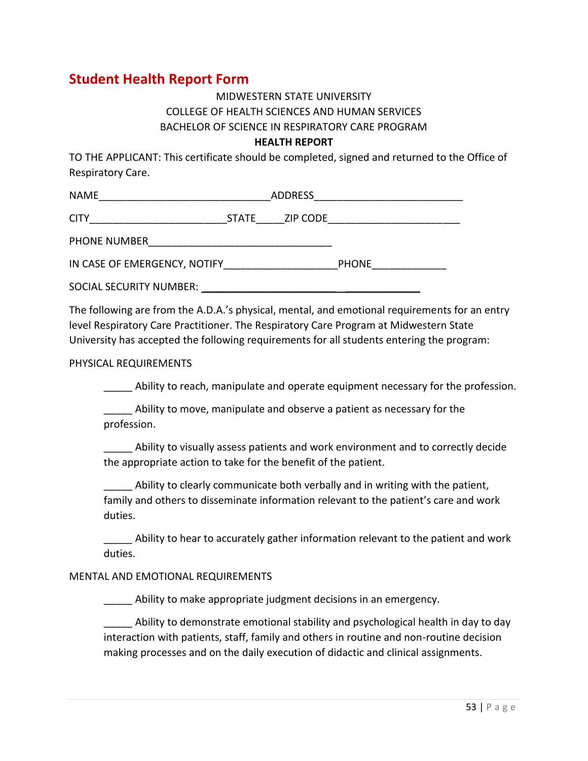## Student Health Report Form

MIDWESTERN STATE UNIVERSITY
COLLEGE OF HEALTH SCIENCES AND HUMAN SERVICES
BACHELOR OF SCIENCE IN RESPIRATORY CARE PROGRAM

**HEALTH REPORT**

TO THE APPLICANT: This certificate should be completed, signed and returned to the Office of Respiratory Care.

NAME_____________________________ADDRESS_________________________

CITY_______________________STATE_____ZIP CODE______________________

PHONE NUMBER_______________________________

IN CASE OF EMERGENCY, NOTIFY___________________PHONE____________

SOCIAL SECURITY NUMBER: ________________________________________

The following are from the A.D.A.'s physical, mental, and emotional requirements for an entry level Respiratory Care Practitioner. The Respiratory Care Program at Midwestern State University has accepted the following requirements for all students entering the program:

PHYSICAL REQUIREMENTS

_____ Ability to reach, manipulate and operate equipment necessary for the profession.

_____ Ability to move, manipulate and observe a patient as necessary for the profession.

_____ Ability to visually assess patients and work environment and to correctly decide the appropriate action to take for the benefit of the patient.

_____ Ability to clearly communicate both verbally and in writing with the patient, family and others to disseminate information relevant to the patient's care and work duties.

_____ Ability to hear to accurately gather information relevant to the patient and work duties.

MENTAL AND EMOTIONAL REQUIREMENTS

_____ Ability to make appropriate judgment decisions in an emergency.

_____ Ability to demonstrate emotional stability and psychological health in day to day interaction with patients, staff, family and others in routine and non-routine decision making processes and on the daily execution of didactic and clinical assignments.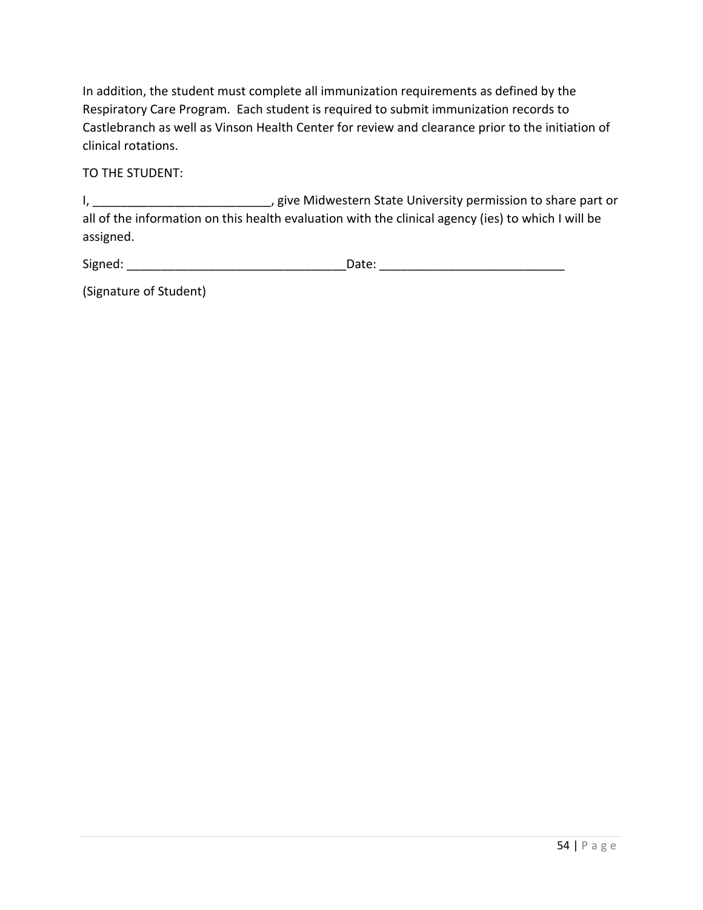In addition, the student must complete all immunization requirements as defined by the Respiratory Care Program. Each student is required to submit immunization records to Castlebranch as well as Vinson Health Center for review and clearance prior to the initiation of clinical rotations.

TO THE STUDENT:

I, __________________________, give Midwestern State University permission to share part or all of the information on this health evaluation with the clinical agency (ies) to which I will be assigned.

Signed: ________________________________Date: ___________________________

(Signature of Student)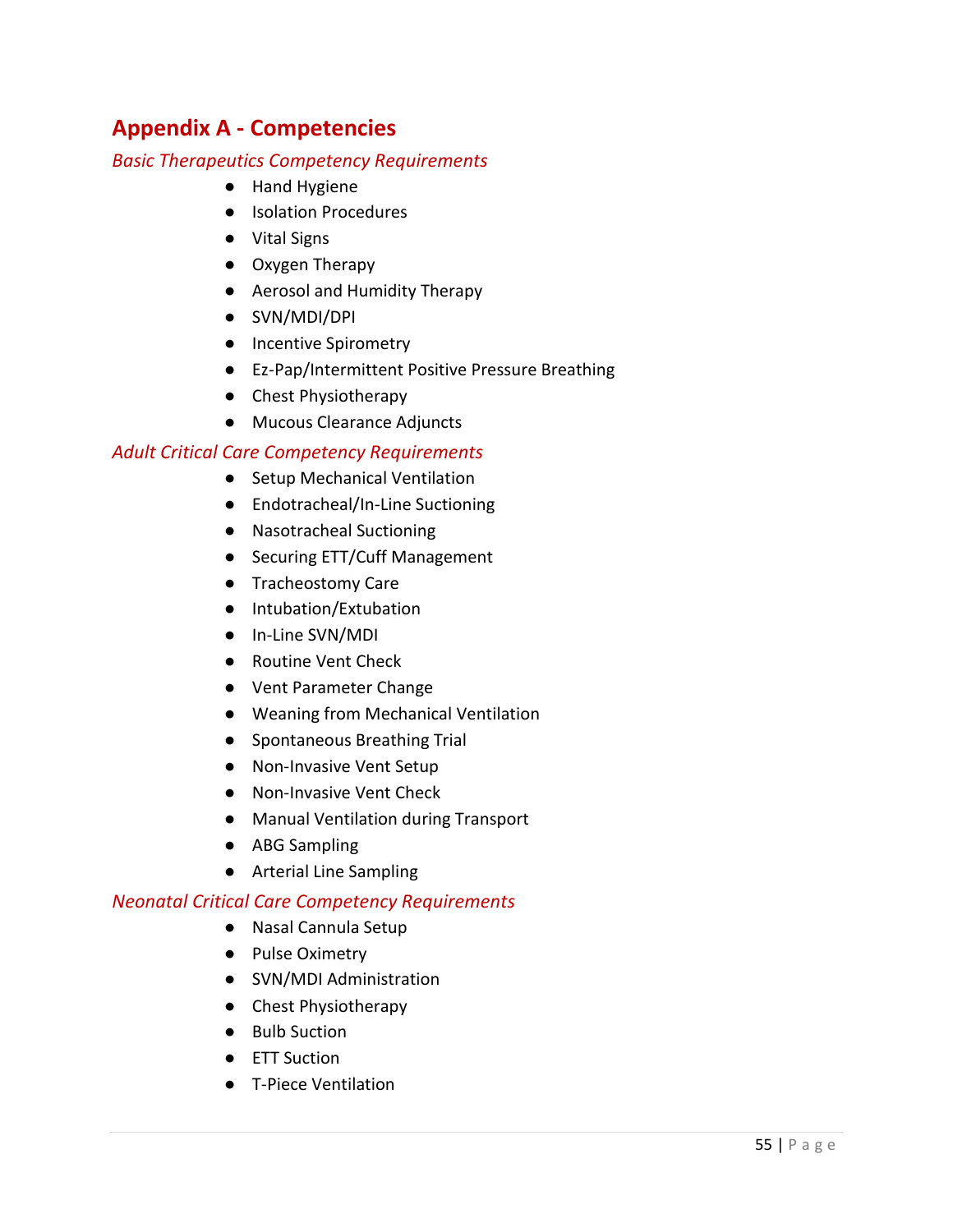# Appendix A - Competencies

### *Basic Therapeutics Competency Requirements*

- Hand Hygiene
- Isolation Procedures
- Vital Signs
- Oxygen Therapy
- Aerosol and Humidity Therapy
- SVN/MDI/DPI
- Incentive Spirometry
- Ez-Pap/Intermittent Positive Pressure Breathing
- Chest Physiotherapy
- Mucous Clearance Adjuncts

### *Adult Critical Care Competency Requirements*

- Setup Mechanical Ventilation
- Endotracheal/In-Line Suctioning
- Nasotracheal Suctioning
- Securing ETT/Cuff Management
- Tracheostomy Care
- Intubation/Extubation
- In-Line SVN/MDI
- Routine Vent Check
- Vent Parameter Change
- Weaning from Mechanical Ventilation
- Spontaneous Breathing Trial
- Non-Invasive Vent Setup
- Non-Invasive Vent Check
- Manual Ventilation during Transport
- ABG Sampling
- Arterial Line Sampling

### *Neonatal Critical Care Competency Requirements*

- Nasal Cannula Setup
- Pulse Oximetry
- SVN/MDI Administration
- Chest Physiotherapy
- Bulb Suction
- ETT Suction
- T-Piece Ventilation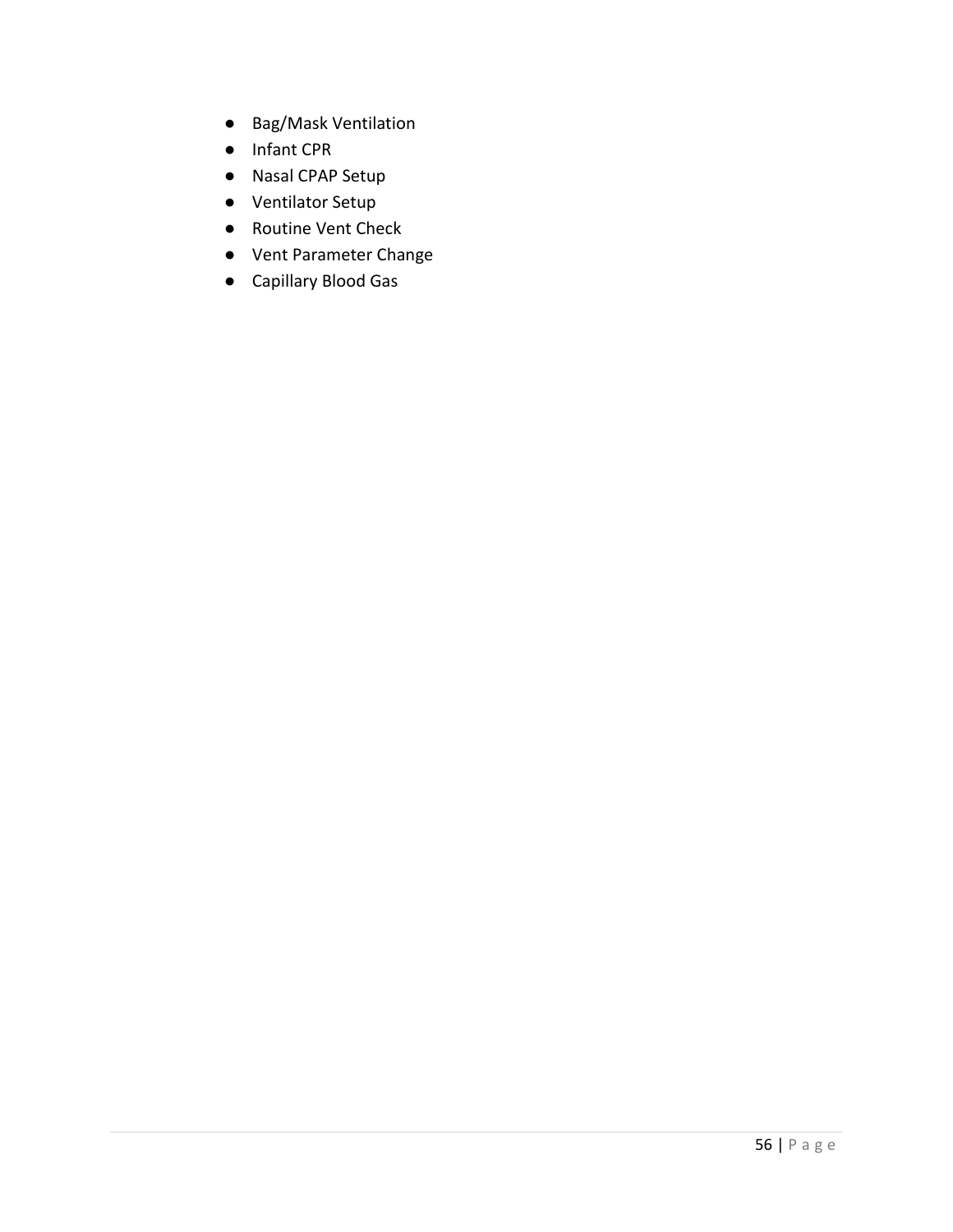- Bag/Mask Ventilation
- Infant CPR
- Nasal CPAP Setup
- Ventilator Setup
- Routine Vent Check
- Vent Parameter Change
- Capillary Blood Gas